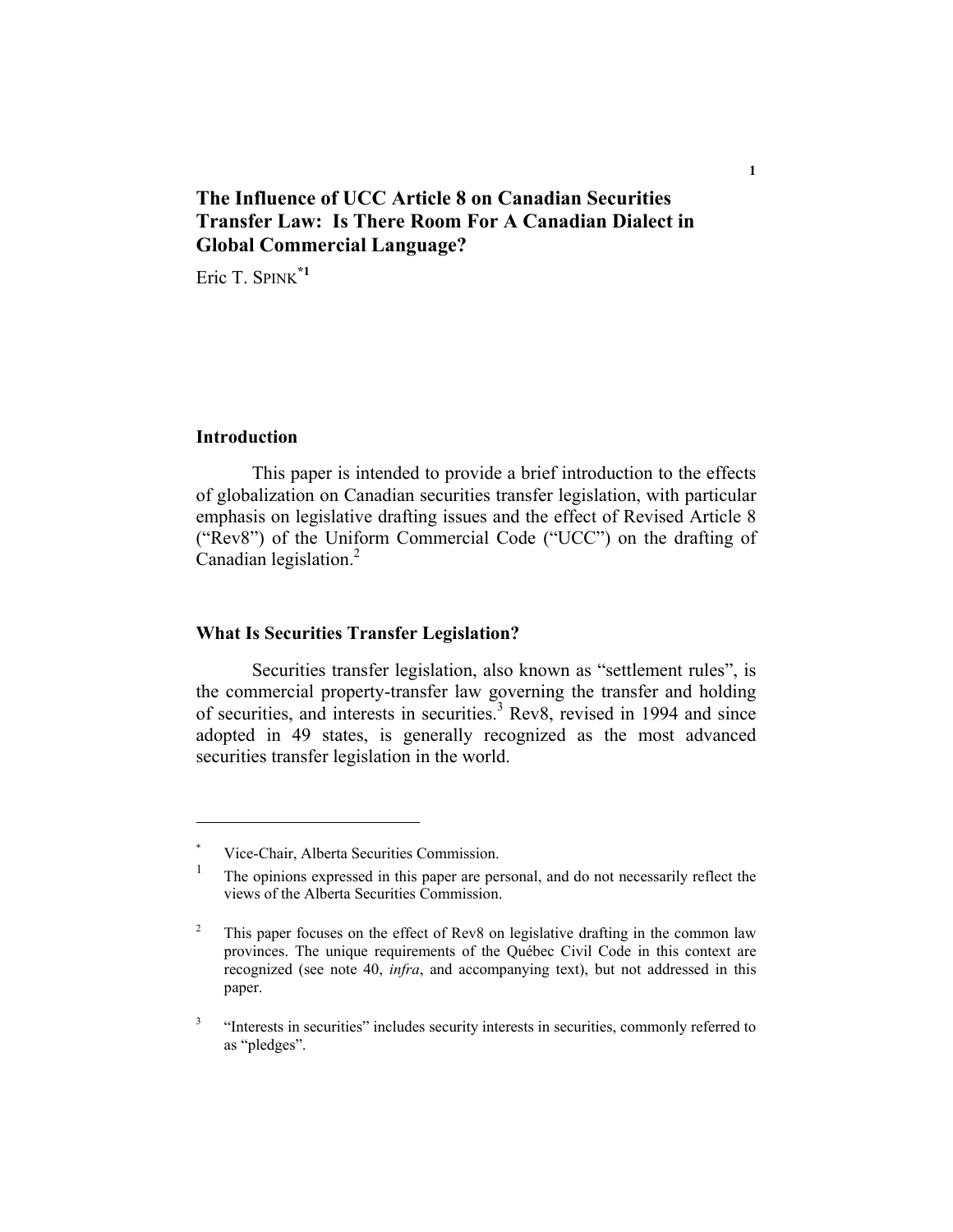# The Influence of UCC Article 8 on Canadian Securities Transfer Law: Is There Room For A Canadian Dialect in Global Commercial Language?

Eric T. SPINK[*1]

## Introduction

This paper is intended to provide a brief introduction to the effects of globalization on Canadian securities transfer legislation, with particular emphasis on legislative drafting issues and the effect of Revised Article 8 ("Rev8") of the Uniform Commercial Code ("UCC") on the drafting of Canadian legislation.[2]

## What Is Securities Transfer Legislation?

Securities transfer legislation, also known as "settlement rules", is the commercial property-transfer law governing the transfer and holding of securities, and interests in securities.[3] Rev8, revised in 1994 and since adopted in 49 states, is generally recognized as the most advanced securities transfer legislation in the world.

---

[*] Vice-Chair, Alberta Securities Commission.

[1] The opinions expressed in this paper are personal, and do not necessarily reflect the views of the Alberta Securities Commission.

[2] This paper focuses on the effect of Rev8 on legislative drafting in the common law provinces. The unique requirements of the Québec Civil Code in this context are recognized (see note 40, *infra*, and accompanying text), but not addressed in this paper.

[3] "Interests in securities" includes security interests in securities, commonly referred to as "pledges".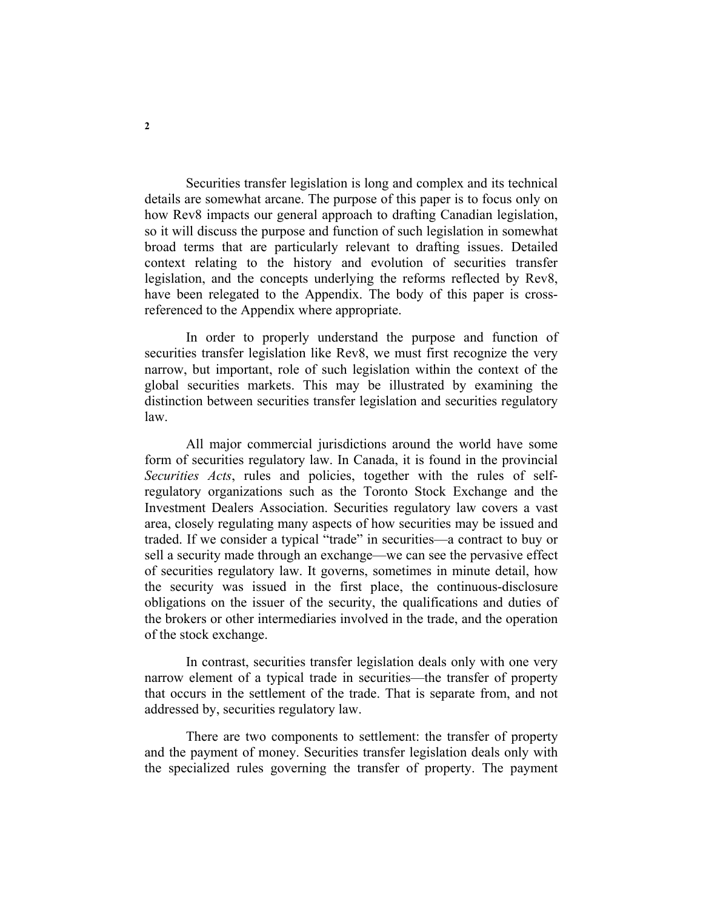Securities transfer legislation is long and complex and its technical details are somewhat arcane. The purpose of this paper is to focus only on how Rev8 impacts our general approach to drafting Canadian legislation, so it will discuss the purpose and function of such legislation in somewhat broad terms that are particularly relevant to drafting issues. Detailed context relating to the history and evolution of securities transfer legislation, and the concepts underlying the reforms reflected by Rev8, have been relegated to the Appendix. The body of this paper is cross-referenced to the Appendix where appropriate.

In order to properly understand the purpose and function of securities transfer legislation like Rev8, we must first recognize the very narrow, but important, role of such legislation within the context of the global securities markets. This may be illustrated by examining the distinction between securities transfer legislation and securities regulatory law.

All major commercial jurisdictions around the world have some form of securities regulatory law. In Canada, it is found in the provincial *Securities Acts*, rules and policies, together with the rules of self-regulatory organizations such as the Toronto Stock Exchange and the Investment Dealers Association. Securities regulatory law covers a vast area, closely regulating many aspects of how securities may be issued and traded. If we consider a typical "trade" in securities—a contract to buy or sell a security made through an exchange—we can see the pervasive effect of securities regulatory law. It governs, sometimes in minute detail, how the security was issued in the first place, the continuous-disclosure obligations on the issuer of the security, the qualifications and duties of the brokers or other intermediaries involved in the trade, and the operation of the stock exchange.

In contrast, securities transfer legislation deals only with one very narrow element of a typical trade in securities—the transfer of property that occurs in the settlement of the trade. That is separate from, and not addressed by, securities regulatory law.

There are two components to settlement: the transfer of property and the payment of money. Securities transfer legislation deals only with the specialized rules governing the transfer of property. The payment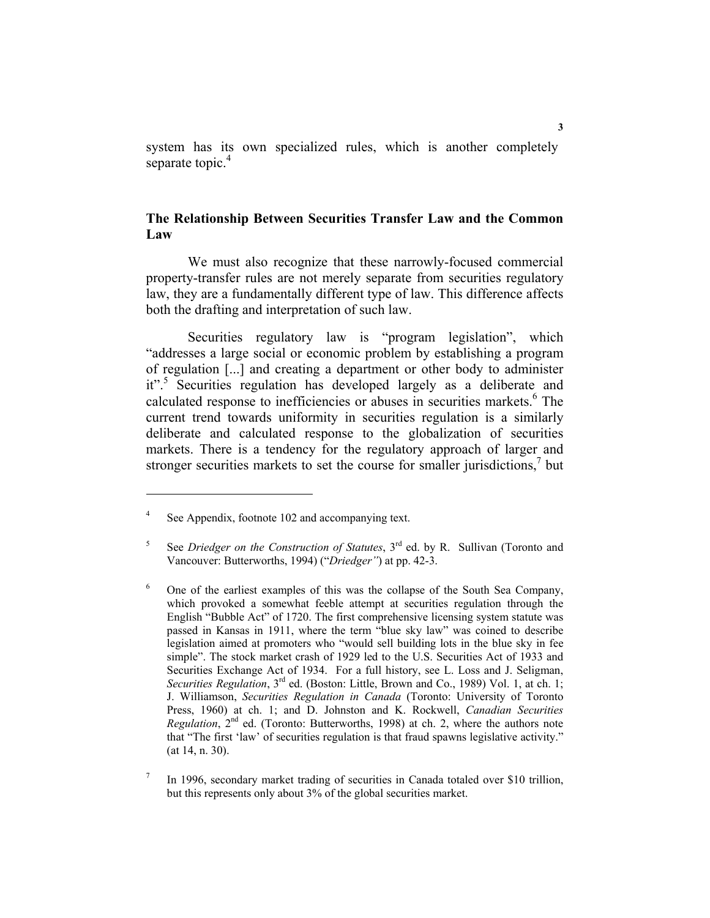system has its own specialized rules, which is another completely separate topic.[4]

## The Relationship Between Securities Transfer Law and the Common Law

We must also recognize that these narrowly-focused commercial property-transfer rules are not merely separate from securities regulatory law, they are a fundamentally different type of law. This difference affects both the drafting and interpretation of such law.

Securities regulatory law is "program legislation", which "addresses a large social or economic problem by establishing a program of regulation [...] and creating a department or other body to administer it".[5] Securities regulation has developed largely as a deliberate and calculated response to inefficiencies or abuses in securities markets.[6] The current trend towards uniformity in securities regulation is a similarly deliberate and calculated response to the globalization of securities markets. There is a tendency for the regulatory approach of larger and stronger securities markets to set the course for smaller jurisdictions,[7] but

---

[4] See Appendix, footnote 102 and accompanying text.

[5] See *Driedger on the Construction of Statutes*, 3rd ed. by R. Sullivan (Toronto and Vancouver: Butterworths, 1994) ("*Driedger"*) at pp. 42-3.

[6] One of the earliest examples of this was the collapse of the South Sea Company, which provoked a somewhat feeble attempt at securities regulation through the English "Bubble Act" of 1720. The first comprehensive licensing system statute was passed in Kansas in 1911, where the term "blue sky law" was coined to describe legislation aimed at promoters who "would sell building lots in the blue sky in fee simple". The stock market crash of 1929 led to the U.S. Securities Act of 1933 and Securities Exchange Act of 1934. For a full history, see L. Loss and J. Seligman, *Securities Regulation*, 3rd ed. (Boston: Little, Brown and Co., 1989) Vol. 1, at ch. 1; J. Williamson, *Securities Regulation in Canada* (Toronto: University of Toronto Press, 1960) at ch. 1; and D. Johnston and K. Rockwell, *Canadian Securities Regulation*, 2nd ed. (Toronto: Butterworths, 1998) at ch. 2, where the authors note that "The first 'law' of securities regulation is that fraud spawns legislative activity." (at 14, n. 30).

[7] In 1996, secondary market trading of securities in Canada totaled over $10 trillion, but this represents only about 3% of the global securities market.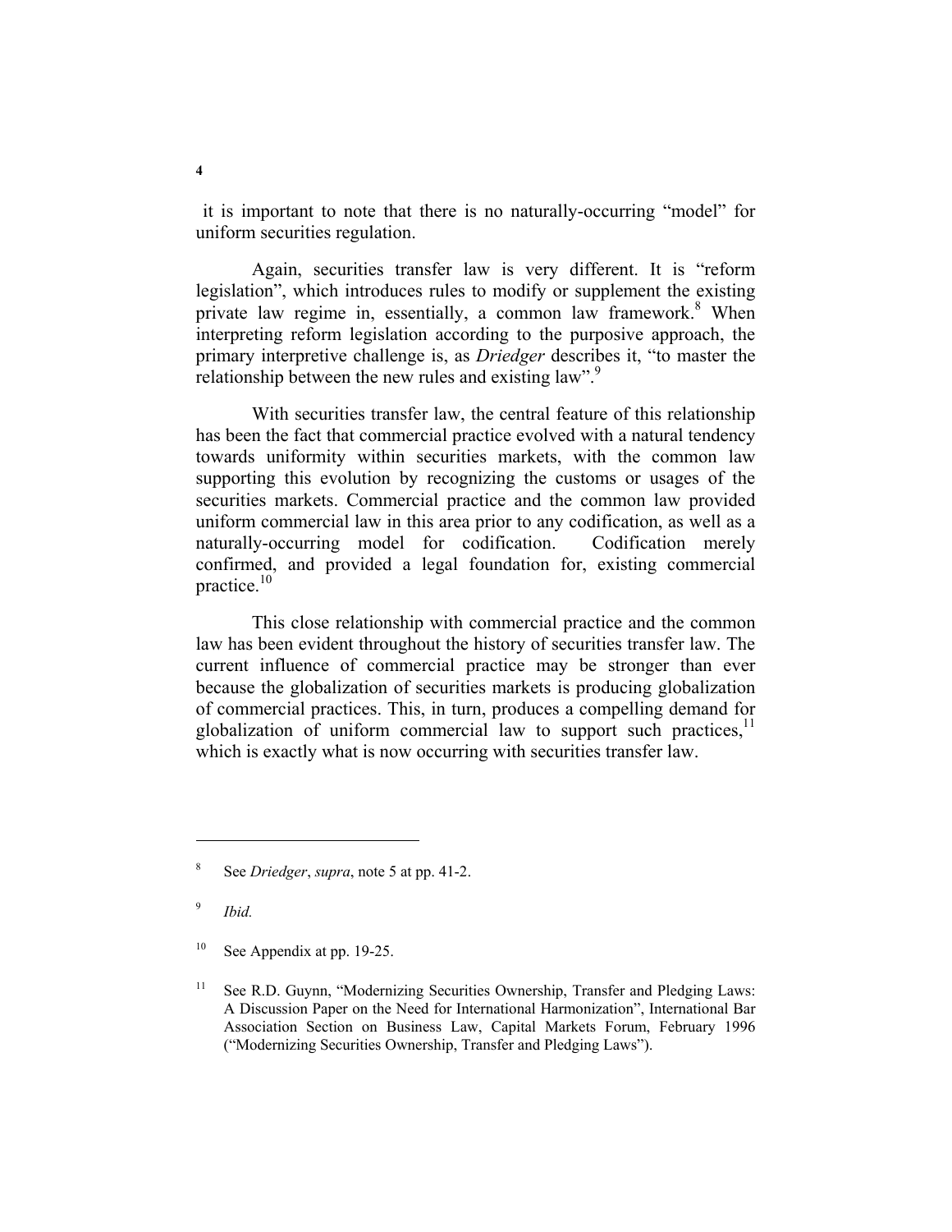it is important to note that there is no naturally-occurring "model" for uniform securities regulation.

Again, securities transfer law is very different. It is "reform legislation", which introduces rules to modify or supplement the existing private law regime in, essentially, a common law framework.[8] When interpreting reform legislation according to the purposive approach, the primary interpretive challenge is, as *Driedger* describes it, "to master the relationship between the new rules and existing law".[9]

With securities transfer law, the central feature of this relationship has been the fact that commercial practice evolved with a natural tendency towards uniformity within securities markets, with the common law supporting this evolution by recognizing the customs or usages of the securities markets. Commercial practice and the common law provided uniform commercial law in this area prior to any codification, as well as a naturally-occurring model for codification. Codification merely confirmed, and provided a legal foundation for, existing commercial practice.[10]

This close relationship with commercial practice and the common law has been evident throughout the history of securities transfer law. The current influence of commercial practice may be stronger than ever because the globalization of securities markets is producing globalization of commercial practices. This, in turn, produces a compelling demand for globalization of uniform commercial law to support such practices,[11] which is exactly what is now occurring with securities transfer law.

---

[8] See *Driedger*, *supra*, note 5 at pp. 41-2.

[9] *Ibid.*

[10] See Appendix at pp. 19-25.

[11] See R.D. Guynn, "Modernizing Securities Ownership, Transfer and Pledging Laws: A Discussion Paper on the Need for International Harmonization", International Bar Association Section on Business Law, Capital Markets Forum, February 1996 ("Modernizing Securities Ownership, Transfer and Pledging Laws").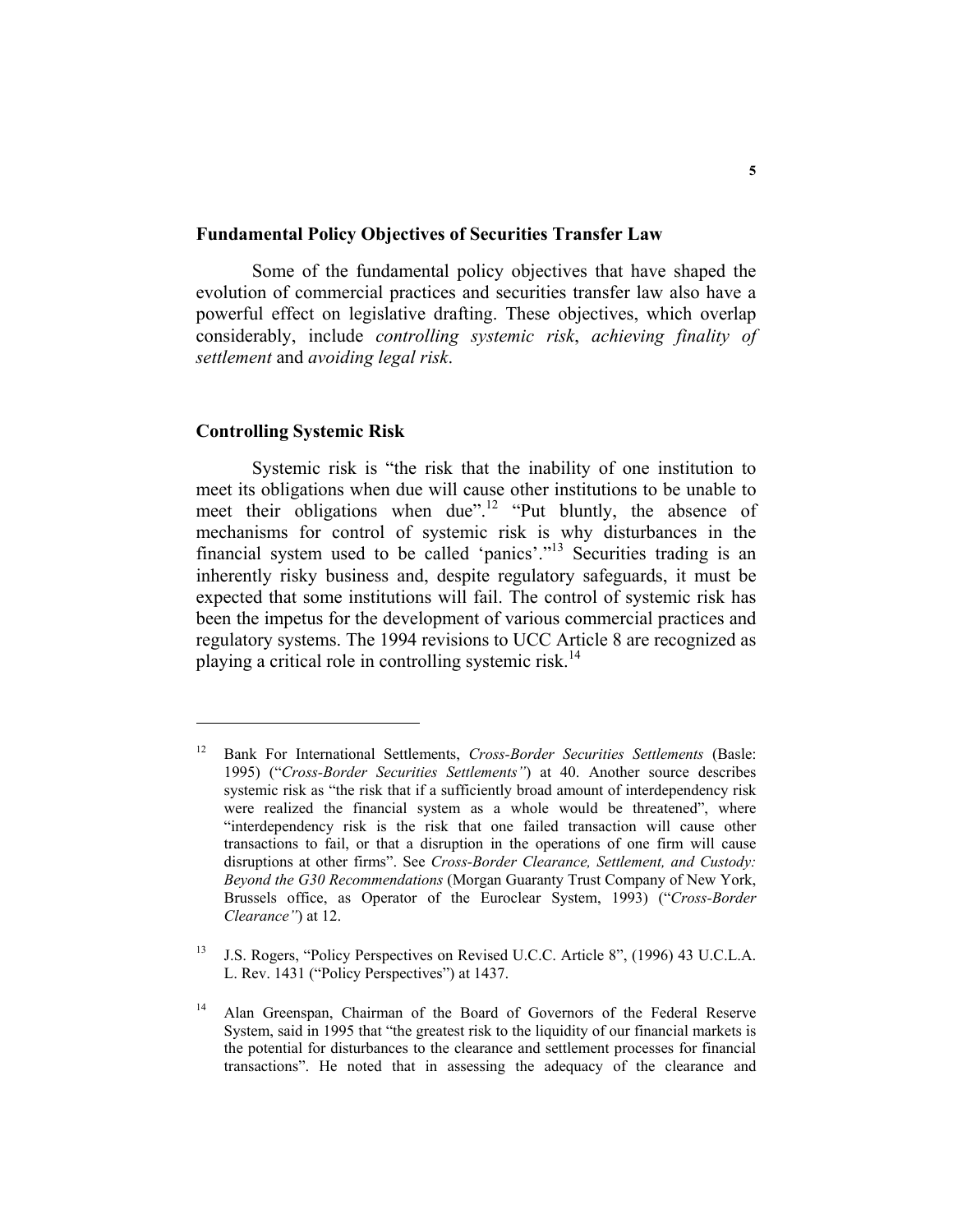## Fundamental Policy Objectives of Securities Transfer Law

Some of the fundamental policy objectives that have shaped the evolution of commercial practices and securities transfer law also have a powerful effect on legislative drafting. These objectives, which overlap considerably, include *controlling systemic risk*, *achieving finality of settlement* and *avoiding legal risk*.

## Controlling Systemic Risk

Systemic risk is "the risk that the inability of one institution to meet its obligations when due will cause other institutions to be unable to meet their obligations when due".[12] "Put bluntly, the absence of mechanisms for control of systemic risk is why disturbances in the financial system used to be called 'panics'."[13] Securities trading is an inherently risky business and, despite regulatory safeguards, it must be expected that some institutions will fail. The control of systemic risk has been the impetus for the development of various commercial practices and regulatory systems. The 1994 revisions to UCC Article 8 are recognized as playing a critical role in controlling systemic risk.[14]

---

[12] Bank For International Settlements, *Cross-Border Securities Settlements* (Basle: 1995) ("*Cross-Border Securities Settlements"*) at 40. Another source describes systemic risk as "the risk that if a sufficiently broad amount of interdependency risk were realized the financial system as a whole would be threatened", where "interdependency risk is the risk that one failed transaction will cause other transactions to fail, or that a disruption in the operations of one firm will cause disruptions at other firms". See *Cross-Border Clearance, Settlement, and Custody: Beyond the G30 Recommendations* (Morgan Guaranty Trust Company of New York, Brussels office, as Operator of the Euroclear System, 1993) ("*Cross-Border Clearance"*) at 12.

[13] J.S. Rogers, "Policy Perspectives on Revised U.C.C. Article 8", (1996) 43 U.C.L.A. L. Rev. 1431 ("Policy Perspectives") at 1437.

[14] Alan Greenspan, Chairman of the Board of Governors of the Federal Reserve System, said in 1995 that "the greatest risk to the liquidity of our financial markets is the potential for disturbances to the clearance and settlement processes for financial transactions". He noted that in assessing the adequacy of the clearance and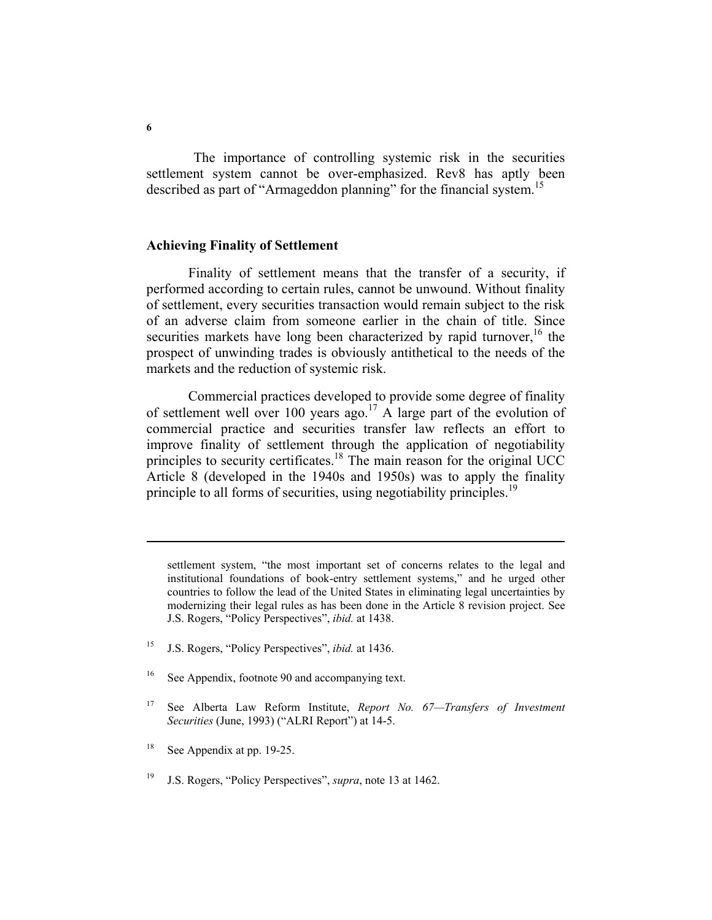The importance of controlling systemic risk in the securities settlement system cannot be over-emphasized. Rev8 has aptly been described as part of "Armageddon planning" for the financial system.[15]

## Achieving Finality of Settlement

Finality of settlement means that the transfer of a security, if performed according to certain rules, cannot be unwound. Without finality of settlement, every securities transaction would remain subject to the risk of an adverse claim from someone earlier in the chain of title. Since securities markets have long been characterized by rapid turnover,[16] the prospect of unwinding trades is obviously antithetical to the needs of the markets and the reduction of systemic risk.

Commercial practices developed to provide some degree of finality of settlement well over 100 years ago.[17] A large part of the evolution of commercial practice and securities transfer law reflects an effort to improve finality of settlement through the application of negotiability principles to security certificates.[18] The main reason for the original UCC Article 8 (developed in the 1940s and 1950s) was to apply the finality principle to all forms of securities, using negotiability principles.[19]

---

settlement system, "the most important set of concerns relates to the legal and institutional foundations of book-entry settlement systems," and he urged other countries to follow the lead of the United States in eliminating legal uncertainties by modernizing their legal rules as has been done in the Article 8 revision project. See J.S. Rogers, "Policy Perspectives", *ibid.* at 1438.

[15] J.S. Rogers, "Policy Perspectives", *ibid.* at 1436.

[16] See Appendix, footnote 90 and accompanying text.

[17] See Alberta Law Reform Institute, *Report No. 67—Transfers of Investment Securities* (June, 1993) ("ALRI Report") at 14-5.

[18] See Appendix at pp. 19-25.

[19] J.S. Rogers, "Policy Perspectives", *supra*, note 13 at 1462.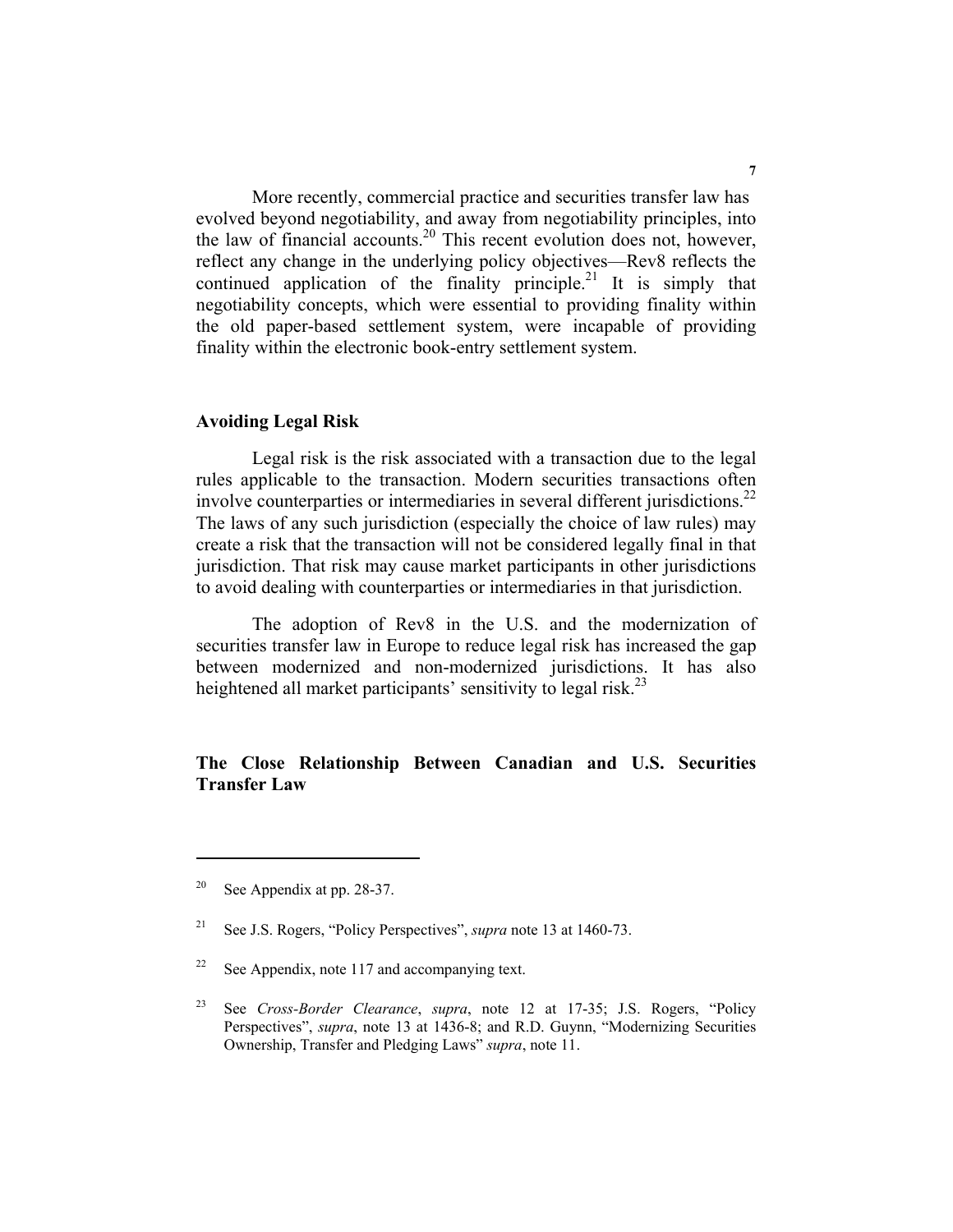More recently, commercial practice and securities transfer law has evolved beyond negotiability, and away from negotiability principles, into the law of financial accounts.[20] This recent evolution does not, however, reflect any change in the underlying policy objectives—Rev8 reflects the continued application of the finality principle.[21] It is simply that negotiability concepts, which were essential to providing finality within the old paper-based settlement system, were incapable of providing finality within the electronic book-entry settlement system.

## Avoiding Legal Risk

Legal risk is the risk associated with a transaction due to the legal rules applicable to the transaction. Modern securities transactions often involve counterparties or intermediaries in several different jurisdictions.[22] The laws of any such jurisdiction (especially the choice of law rules) may create a risk that the transaction will not be considered legally final in that jurisdiction. That risk may cause market participants in other jurisdictions to avoid dealing with counterparties or intermediaries in that jurisdiction.

The adoption of Rev8 in the U.S. and the modernization of securities transfer law in Europe to reduce legal risk has increased the gap between modernized and non-modernized jurisdictions. It has also heightened all market participants' sensitivity to legal risk.[23]

## The Close Relationship Between Canadian and U.S. Securities Transfer Law

---

[20] See Appendix at pp. 28-37.

[21] See J.S. Rogers, "Policy Perspectives", *supra* note 13 at 1460-73.

[22] See Appendix, note 117 and accompanying text.

[23] See *Cross-Border Clearance*, *supra*, note 12 at 17-35; J.S. Rogers, "Policy Perspectives", *supra*, note 13 at 1436-8; and R.D. Guynn, "Modernizing Securities Ownership, Transfer and Pledging Laws" *supra*, note 11.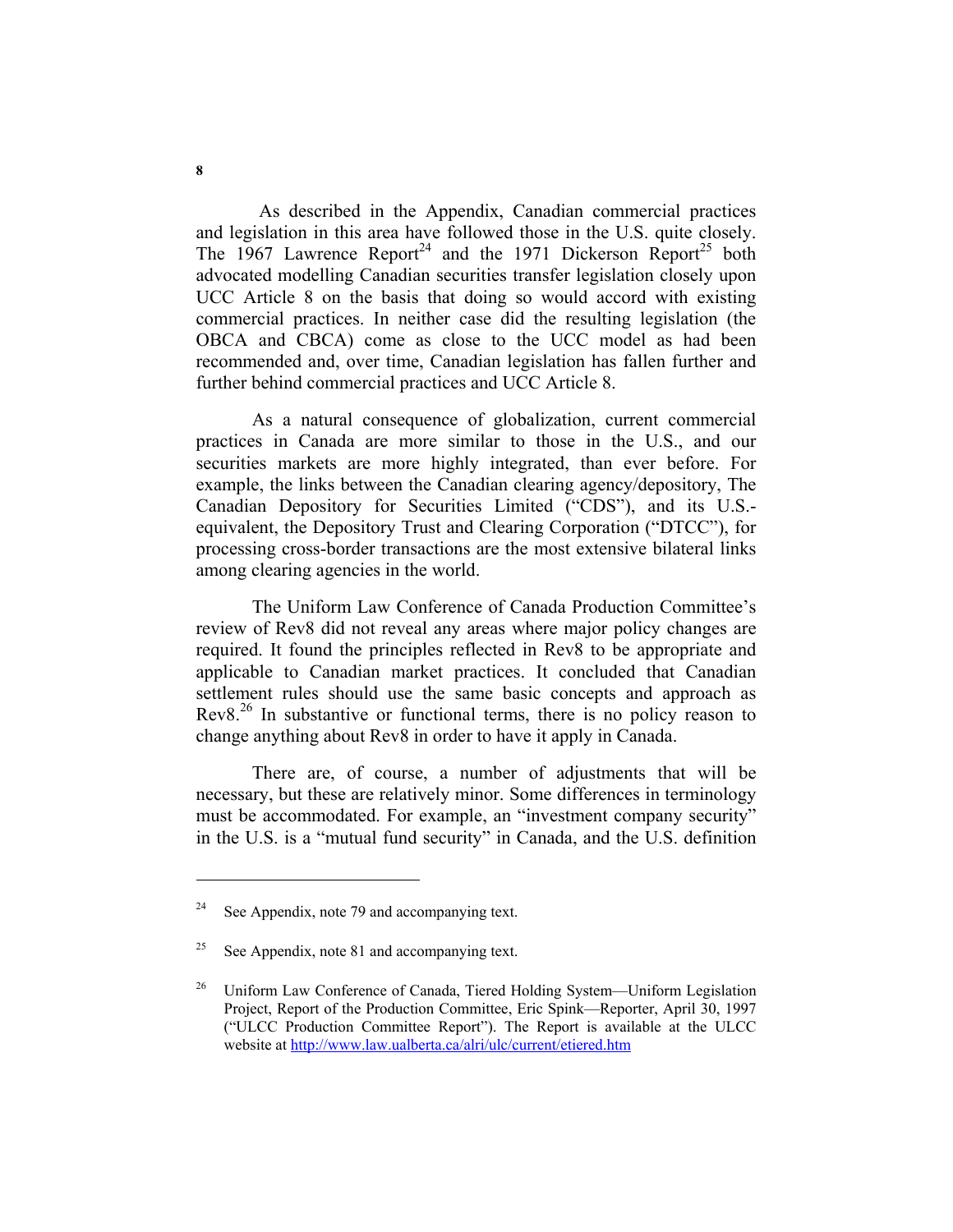As described in the Appendix, Canadian commercial practices and legislation in this area have followed those in the U.S. quite closely. The 1967 Lawrence Report[24] and the 1971 Dickerson Report[25] both advocated modelling Canadian securities transfer legislation closely upon UCC Article 8 on the basis that doing so would accord with existing commercial practices. In neither case did the resulting legislation (the OBCA and CBCA) come as close to the UCC model as had been recommended and, over time, Canadian legislation has fallen further and further behind commercial practices and UCC Article 8.

As a natural consequence of globalization, current commercial practices in Canada are more similar to those in the U.S., and our securities markets are more highly integrated, than ever before. For example, the links between the Canadian clearing agency/depository, The Canadian Depository for Securities Limited ("CDS"), and its U.S.-equivalent, the Depository Trust and Clearing Corporation ("DTCC"), for processing cross-border transactions are the most extensive bilateral links among clearing agencies in the world.

The Uniform Law Conference of Canada Production Committee's review of Rev8 did not reveal any areas where major policy changes are required. It found the principles reflected in Rev8 to be appropriate and applicable to Canadian market practices. It concluded that Canadian settlement rules should use the same basic concepts and approach as Rev8.[26] In substantive or functional terms, there is no policy reason to change anything about Rev8 in order to have it apply in Canada.

There are, of course, a number of adjustments that will be necessary, but these are relatively minor. Some differences in terminology must be accommodated. For example, an "investment company security" in the U.S. is a "mutual fund security" in Canada, and the U.S. definition

---

[24] See Appendix, note 79 and accompanying text.

[25] See Appendix, note 81 and accompanying text.

[26] Uniform Law Conference of Canada, Tiered Holding System—Uniform Legislation Project, Report of the Production Committee, Eric Spink—Reporter, April 30, 1997 ("ULCC Production Committee Report"). The Report is available at the ULCC website at http://www.law.ualberta.ca/alri/ulc/current/etiered.htm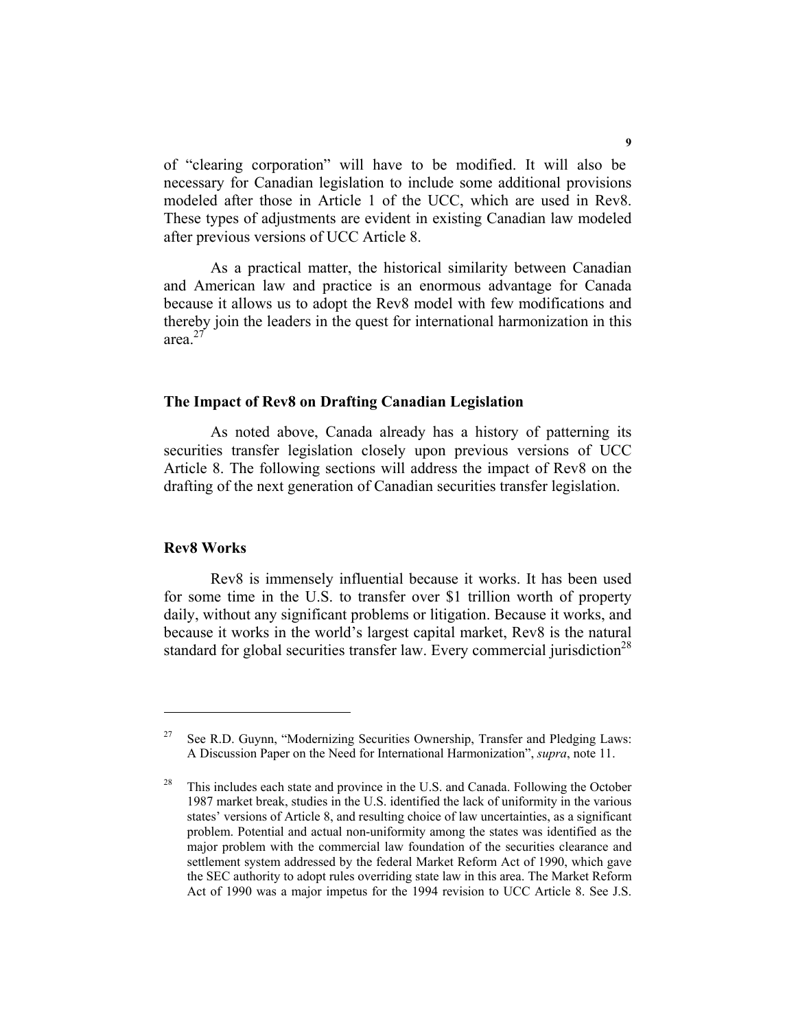of "clearing corporation" will have to be modified. It will also be necessary for Canadian legislation to include some additional provisions modeled after those in Article 1 of the UCC, which are used in Rev8. These types of adjustments are evident in existing Canadian law modeled after previous versions of UCC Article 8.

As a practical matter, the historical similarity between Canadian and American law and practice is an enormous advantage for Canada because it allows us to adopt the Rev8 model with few modifications and thereby join the leaders in the quest for international harmonization in this area.[27]

## The Impact of Rev8 on Drafting Canadian Legislation

As noted above, Canada already has a history of patterning its securities transfer legislation closely upon previous versions of UCC Article 8. The following sections will address the impact of Rev8 on the drafting of the next generation of Canadian securities transfer legislation.

## Rev8 Works

Rev8 is immensely influential because it works. It has been used for some time in the U.S. to transfer over $1 trillion worth of property daily, without any significant problems or litigation. Because it works, and because it works in the world's largest capital market, Rev8 is the natural standard for global securities transfer law. Every commercial jurisdiction[28]

---

[27] See R.D. Guynn, "Modernizing Securities Ownership, Transfer and Pledging Laws: A Discussion Paper on the Need for International Harmonization", *supra*, note 11.

[28] This includes each state and province in the U.S. and Canada. Following the October 1987 market break, studies in the U.S. identified the lack of uniformity in the various states' versions of Article 8, and resulting choice of law uncertainties, as a significant problem. Potential and actual non-uniformity among the states was identified as the major problem with the commercial law foundation of the securities clearance and settlement system addressed by the federal Market Reform Act of 1990, which gave the SEC authority to adopt rules overriding state law in this area. The Market Reform Act of 1990 was a major impetus for the 1994 revision to UCC Article 8. See J.S.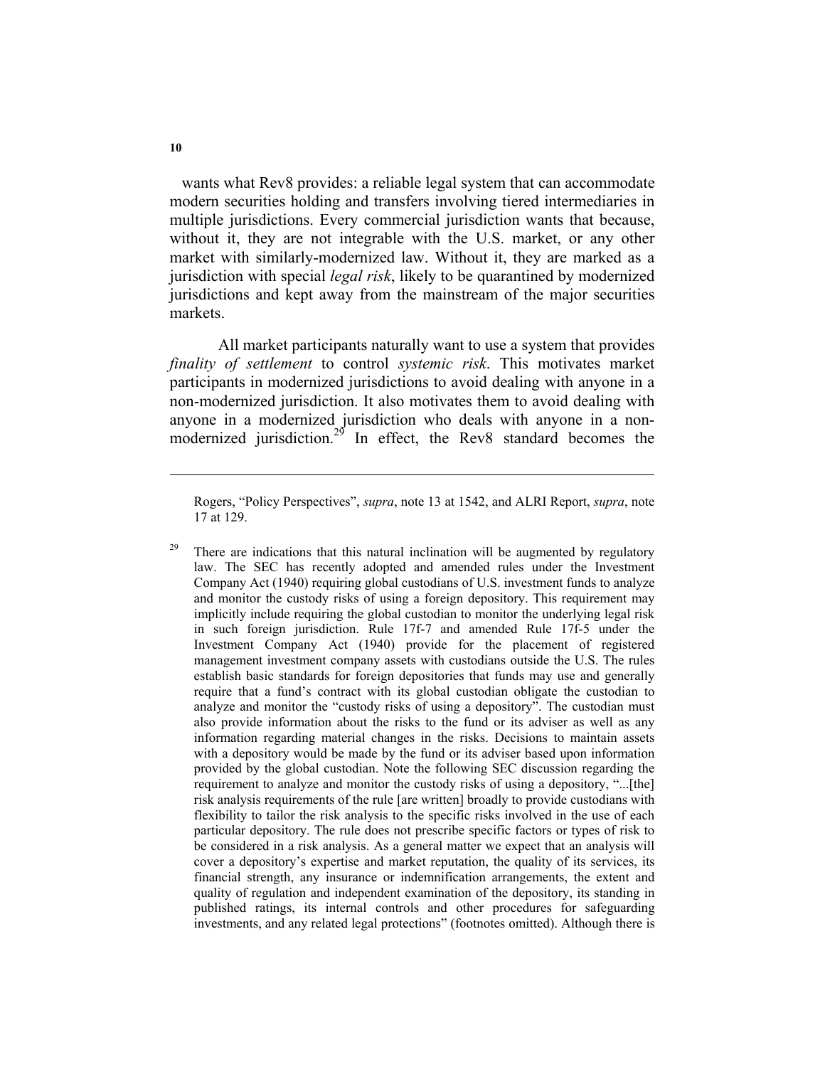wants what Rev8 provides: a reliable legal system that can accommodate modern securities holding and transfers involving tiered intermediaries in multiple jurisdictions. Every commercial jurisdiction wants that because, without it, they are not integrable with the U.S. market, or any other market with similarly-modernized law. Without it, they are marked as a jurisdiction with special *legal risk*, likely to be quarantined by modernized jurisdictions and kept away from the mainstream of the major securities markets.

All market participants naturally want to use a system that provides *finality of settlement* to control *systemic risk*. This motivates market participants in modernized jurisdictions to avoid dealing with anyone in a non-modernized jurisdiction. It also motivates them to avoid dealing with anyone in a modernized jurisdiction who deals with anyone in a non-modernized jurisdiction.[29] In effect, the Rev8 standard becomes the

---

Rogers, "Policy Perspectives", *supra*, note 13 at 1542, and ALRI Report, *supra*, note 17 at 129.

[29] There are indications that this natural inclination will be augmented by regulatory law. The SEC has recently adopted and amended rules under the Investment Company Act (1940) requiring global custodians of U.S. investment funds to analyze and monitor the custody risks of using a foreign depository. This requirement may implicitly include requiring the global custodian to monitor the underlying legal risk in such foreign jurisdiction. Rule 17f-7 and amended Rule 17f-5 under the Investment Company Act (1940) provide for the placement of registered management investment company assets with custodians outside the U.S. The rules establish basic standards for foreign depositories that funds may use and generally require that a fund's contract with its global custodian obligate the custodian to analyze and monitor the "custody risks of using a depository". The custodian must also provide information about the risks to the fund or its adviser as well as any information regarding material changes in the risks. Decisions to maintain assets with a depository would be made by the fund or its adviser based upon information provided by the global custodian. Note the following SEC discussion regarding the requirement to analyze and monitor the custody risks of using a depository, "...[the] risk analysis requirements of the rule [are written] broadly to provide custodians with flexibility to tailor the risk analysis to the specific risks involved in the use of each particular depository. The rule does not prescribe specific factors or types of risk to be considered in a risk analysis. As a general matter we expect that an analysis will cover a depository's expertise and market reputation, the quality of its services, its financial strength, any insurance or indemnification arrangements, the extent and quality of regulation and independent examination of the depository, its standing in published ratings, its internal controls and other procedures for safeguarding investments, and any related legal protections" (footnotes omitted). Although there is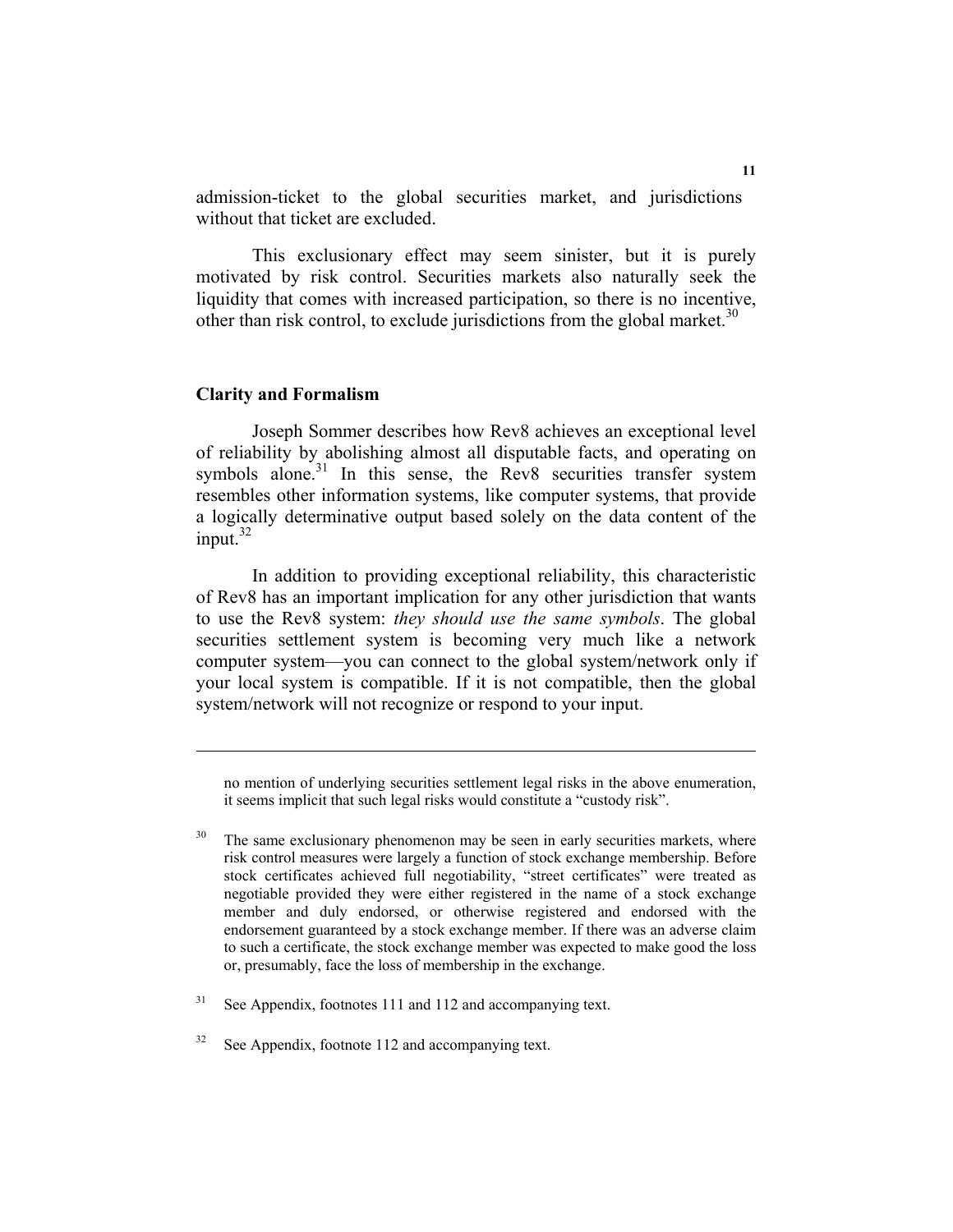admission-ticket to the global securities market, and jurisdictions without that ticket are excluded.

This exclusionary effect may seem sinister, but it is purely motivated by risk control. Securities markets also naturally seek the liquidity that comes with increased participation, so there is no incentive, other than risk control, to exclude jurisdictions from the global market.[30]

## Clarity and Formalism

Joseph Sommer describes how Rev8 achieves an exceptional level of reliability by abolishing almost all disputable facts, and operating on symbols alone.[31] In this sense, the Rev8 securities transfer system resembles other information systems, like computer systems, that provide a logically determinative output based solely on the data content of the input.[32]

In addition to providing exceptional reliability, this characteristic of Rev8 has an important implication for any other jurisdiction that wants to use the Rev8 system: *they should use the same symbols*. The global securities settlement system is becoming very much like a network computer system—you can connect to the global system/network only if your local system is compatible. If it is not compatible, then the global system/network will not recognize or respond to your input.

---

no mention of underlying securities settlement legal risks in the above enumeration, it seems implicit that such legal risks would constitute a "custody risk".

[30] The same exclusionary phenomenon may be seen in early securities markets, where risk control measures were largely a function of stock exchange membership. Before stock certificates achieved full negotiability, "street certificates" were treated as negotiable provided they were either registered in the name of a stock exchange member and duly endorsed, or otherwise registered and endorsed with the endorsement guaranteed by a stock exchange member. If there was an adverse claim to such a certificate, the stock exchange member was expected to make good the loss or, presumably, face the loss of membership in the exchange.

[31] See Appendix, footnotes 111 and 112 and accompanying text.

[32] See Appendix, footnote 112 and accompanying text.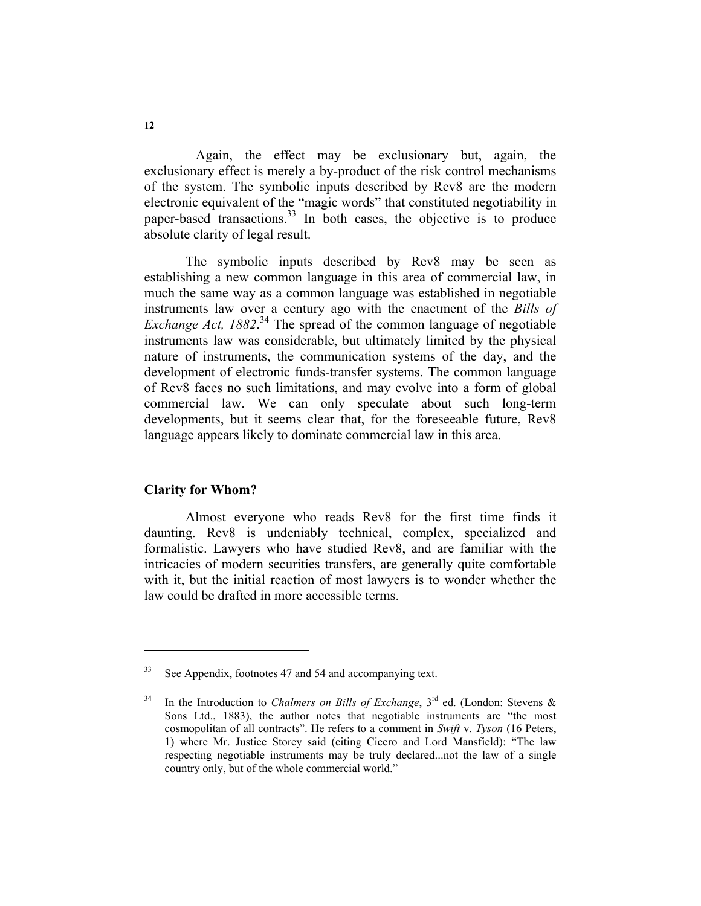Again, the effect may be exclusionary but, again, the exclusionary effect is merely a by-product of the risk control mechanisms of the system. The symbolic inputs described by Rev8 are the modern electronic equivalent of the "magic words" that constituted negotiability in paper-based transactions.[33] In both cases, the objective is to produce absolute clarity of legal result.

The symbolic inputs described by Rev8 may be seen as establishing a new common language in this area of commercial law, in much the same way as a common language was established in negotiable instruments law over a century ago with the enactment of the *Bills of Exchange Act, 1882*.[34] The spread of the common language of negotiable instruments law was considerable, but ultimately limited by the physical nature of instruments, the communication systems of the day, and the development of electronic funds-transfer systems. The common language of Rev8 faces no such limitations, and may evolve into a form of global commercial law. We can only speculate about such long-term developments, but it seems clear that, for the foreseeable future, Rev8 language appears likely to dominate commercial law in this area.

## Clarity for Whom?

Almost everyone who reads Rev8 for the first time finds it daunting. Rev8 is undeniably technical, complex, specialized and formalistic. Lawyers who have studied Rev8, and are familiar with the intricacies of modern securities transfers, are generally quite comfortable with it, but the initial reaction of most lawyers is to wonder whether the law could be drafted in more accessible terms.

---

[33] See Appendix, footnotes 47 and 54 and accompanying text.

[34] In the Introduction to *Chalmers on Bills of Exchange*, 3rd ed. (London: Stevens & Sons Ltd., 1883), the author notes that negotiable instruments are "the most cosmopolitan of all contracts". He refers to a comment in *Swift* v. *Tyson* (16 Peters, 1) where Mr. Justice Storey said (citing Cicero and Lord Mansfield): "The law respecting negotiable instruments may be truly declared...not the law of a single country only, but of the whole commercial world."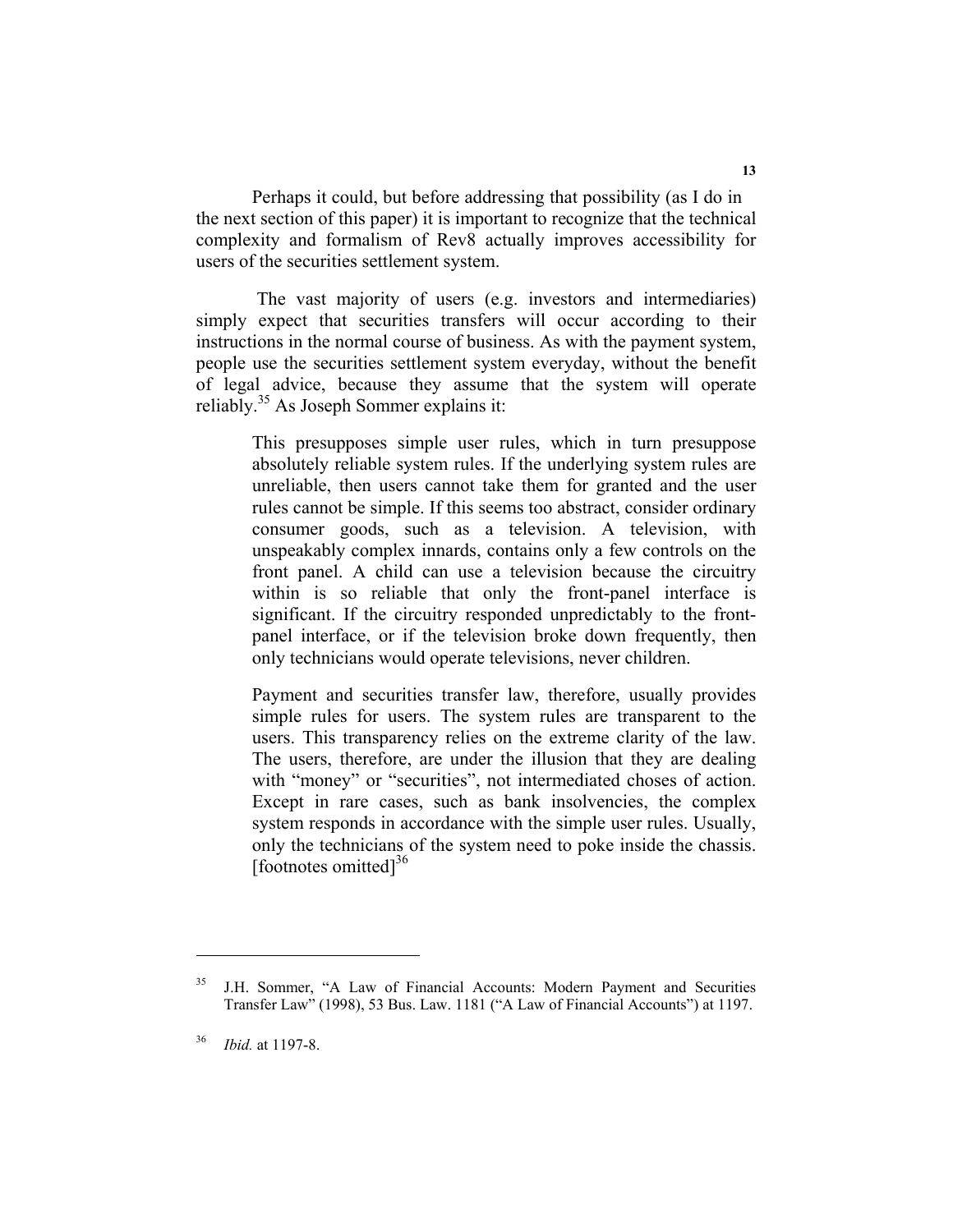Perhaps it could, but before addressing that possibility (as I do in the next section of this paper) it is important to recognize that the technical complexity and formalism of Rev8 actually improves accessibility for users of the securities settlement system.

The vast majority of users (e.g. investors and intermediaries) simply expect that securities transfers will occur according to their instructions in the normal course of business. As with the payment system, people use the securities settlement system everyday, without the benefit of legal advice, because they assume that the system will operate reliably.[35] As Joseph Sommer explains it:

> This presupposes simple user rules, which in turn presuppose absolutely reliable system rules. If the underlying system rules are unreliable, then users cannot take them for granted and the user rules cannot be simple. If this seems too abstract, consider ordinary consumer goods, such as a television. A television, with unspeakably complex innards, contains only a few controls on the front panel. A child can use a television because the circuitry within is so reliable that only the front-panel interface is significant. If the circuitry responded unpredictably to the front-panel interface, or if the television broke down frequently, then only technicians would operate televisions, never children.
>
> Payment and securities transfer law, therefore, usually provides simple rules for users. The system rules are transparent to the users. This transparency relies on the extreme clarity of the law. The users, therefore, are under the illusion that they are dealing with "money" or "securities", not intermediated choses of action. Except in rare cases, such as bank insolvencies, the complex system responds in accordance with the simple user rules. Usually, only the technicians of the system need to poke inside the chassis. [footnotes omitted][36]

---

[35] J.H. Sommer, "A Law of Financial Accounts: Modern Payment and Securities Transfer Law" (1998), 53 Bus. Law. 1181 ("A Law of Financial Accounts") at 1197.

[36] *Ibid.* at 1197-8.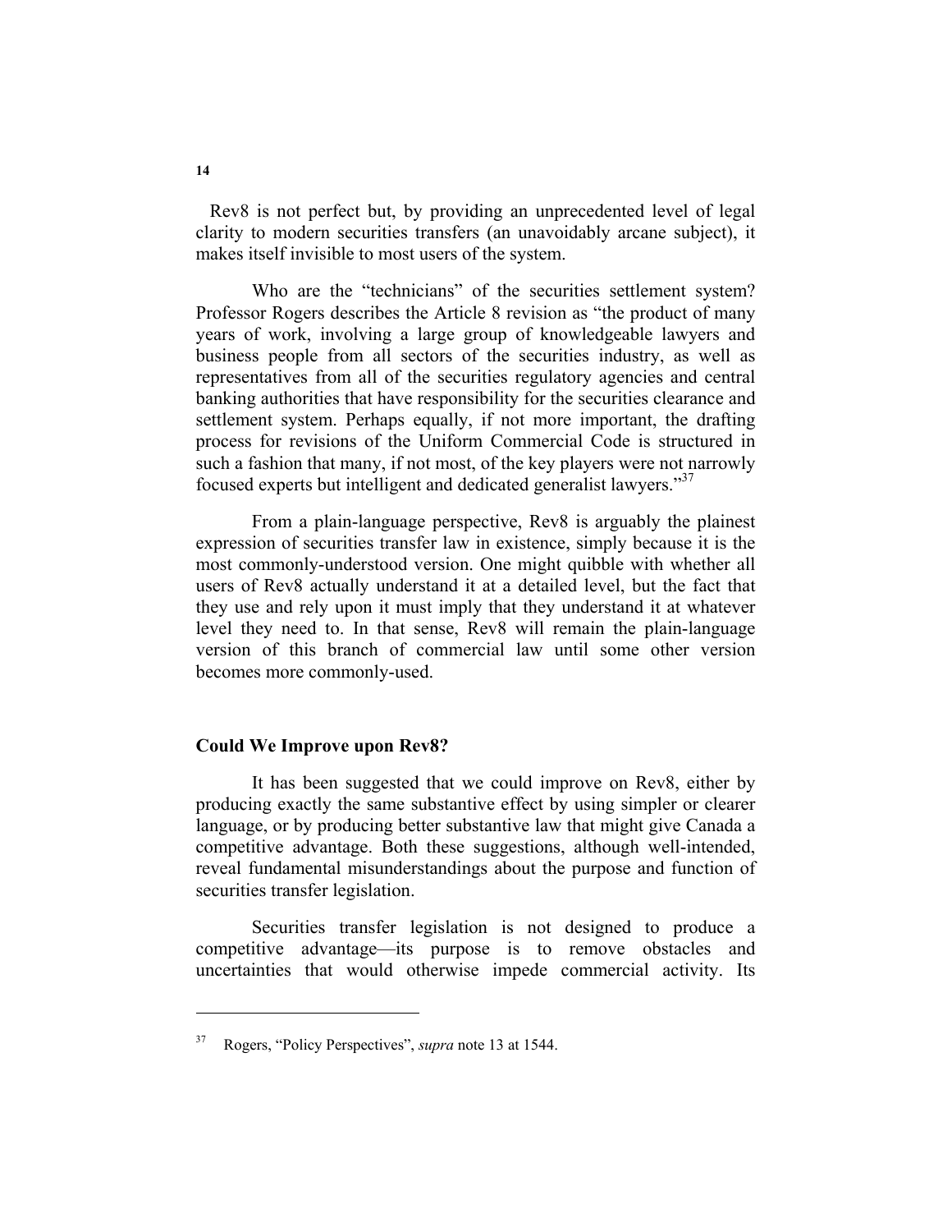Rev8 is not perfect but, by providing an unprecedented level of legal clarity to modern securities transfers (an unavoidably arcane subject), it makes itself invisible to most users of the system.

Who are the "technicians" of the securities settlement system? Professor Rogers describes the Article 8 revision as "the product of many years of work, involving a large group of knowledgeable lawyers and business people from all sectors of the securities industry, as well as representatives from all of the securities regulatory agencies and central banking authorities that have responsibility for the securities clearance and settlement system. Perhaps equally, if not more important, the drafting process for revisions of the Uniform Commercial Code is structured in such a fashion that many, if not most, of the key players were not narrowly focused experts but intelligent and dedicated generalist lawyers."[37]

From a plain-language perspective, Rev8 is arguably the plainest expression of securities transfer law in existence, simply because it is the most commonly-understood version. One might quibble with whether all users of Rev8 actually understand it at a detailed level, but the fact that they use and rely upon it must imply that they understand it at whatever level they need to. In that sense, Rev8 will remain the plain-language version of this branch of commercial law until some other version becomes more commonly-used.

## Could We Improve upon Rev8?

It has been suggested that we could improve on Rev8, either by producing exactly the same substantive effect by using simpler or clearer language, or by producing better substantive law that might give Canada a competitive advantage. Both these suggestions, although well-intended, reveal fundamental misunderstandings about the purpose and function of securities transfer legislation.

Securities transfer legislation is not designed to produce a competitive advantage—its purpose is to remove obstacles and uncertainties that would otherwise impede commercial activity. Its

---

[37] Rogers, "Policy Perspectives", *supra* note 13 at 1544.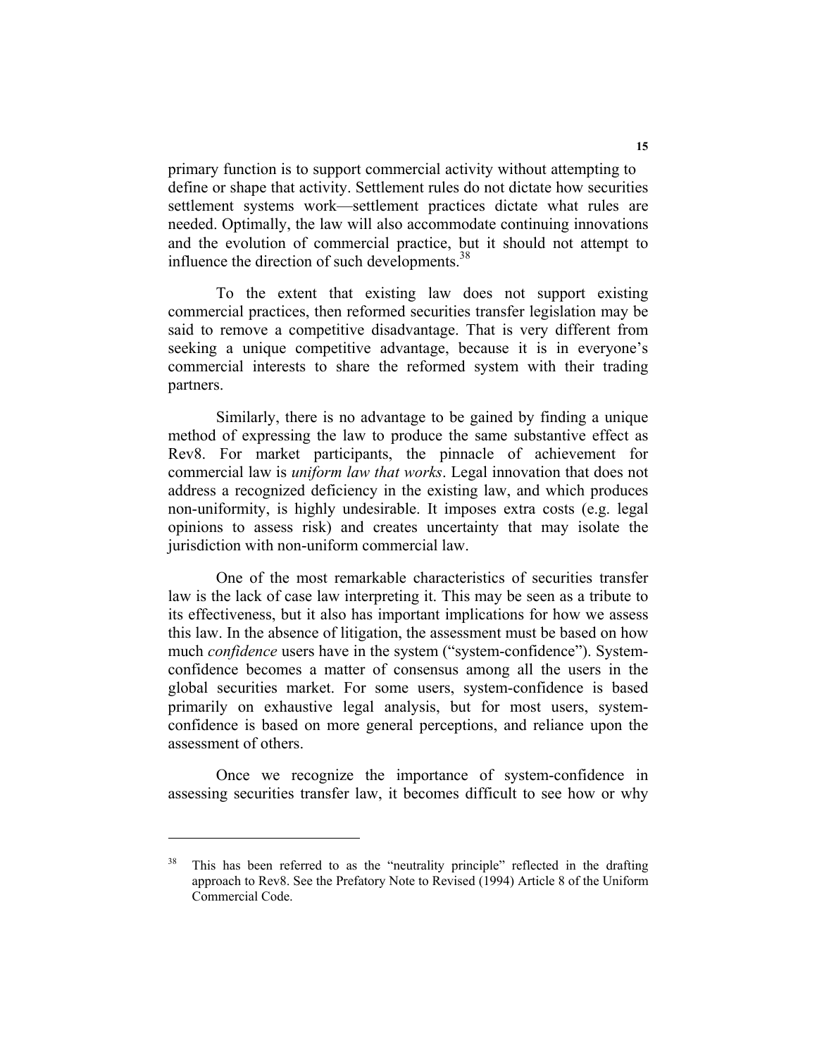primary function is to support commercial activity without attempting to define or shape that activity. Settlement rules do not dictate how securities settlement systems work—settlement practices dictate what rules are needed. Optimally, the law will also accommodate continuing innovations and the evolution of commercial practice, but it should not attempt to influence the direction of such developments.[38]

To the extent that existing law does not support existing commercial practices, then reformed securities transfer legislation may be said to remove a competitive disadvantage. That is very different from seeking a unique competitive advantage, because it is in everyone's commercial interests to share the reformed system with their trading partners.

Similarly, there is no advantage to be gained by finding a unique method of expressing the law to produce the same substantive effect as Rev8. For market participants, the pinnacle of achievement for commercial law is *uniform law that works*. Legal innovation that does not address a recognized deficiency in the existing law, and which produces non-uniformity, is highly undesirable. It imposes extra costs (e.g. legal opinions to assess risk) and creates uncertainty that may isolate the jurisdiction with non-uniform commercial law.

One of the most remarkable characteristics of securities transfer law is the lack of case law interpreting it. This may be seen as a tribute to its effectiveness, but it also has important implications for how we assess this law. In the absence of litigation, the assessment must be based on how much *confidence* users have in the system ("system-confidence"). System-confidence becomes a matter of consensus among all the users in the global securities market. For some users, system-confidence is based primarily on exhaustive legal analysis, but for most users, system-confidence is based on more general perceptions, and reliance upon the assessment of others.

Once we recognize the importance of system-confidence in assessing securities transfer law, it becomes difficult to see how or why

---

[38] This has been referred to as the "neutrality principle" reflected in the drafting approach to Rev8. See the Prefatory Note to Revised (1994) Article 8 of the Uniform Commercial Code.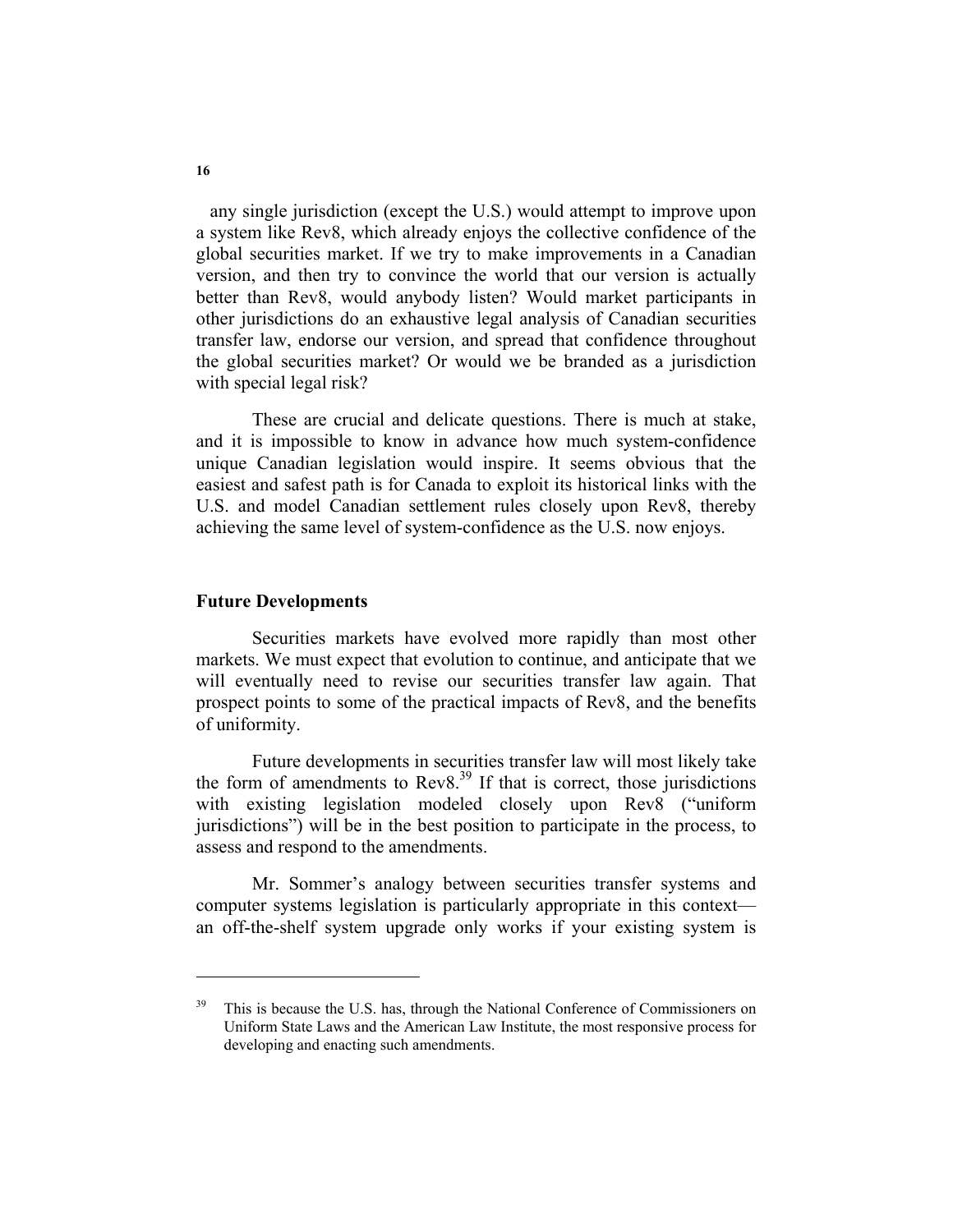any single jurisdiction (except the U.S.) would attempt to improve upon a system like Rev8, which already enjoys the collective confidence of the global securities market. If we try to make improvements in a Canadian version, and then try to convince the world that our version is actually better than Rev8, would anybody listen? Would market participants in other jurisdictions do an exhaustive legal analysis of Canadian securities transfer law, endorse our version, and spread that confidence throughout the global securities market? Or would we be branded as a jurisdiction with special legal risk?

These are crucial and delicate questions. There is much at stake, and it is impossible to know in advance how much system-confidence unique Canadian legislation would inspire. It seems obvious that the easiest and safest path is for Canada to exploit its historical links with the U.S. and model Canadian settlement rules closely upon Rev8, thereby achieving the same level of system-confidence as the U.S. now enjoys.

## Future Developments

Securities markets have evolved more rapidly than most other markets. We must expect that evolution to continue, and anticipate that we will eventually need to revise our securities transfer law again. That prospect points to some of the practical impacts of Rev8, and the benefits of uniformity.

Future developments in securities transfer law will most likely take the form of amendments to Rev8.[39] If that is correct, those jurisdictions with existing legislation modeled closely upon Rev8 ("uniform jurisdictions") will be in the best position to participate in the process, to assess and respond to the amendments.

Mr. Sommer's analogy between securities transfer systems and computer systems legislation is particularly appropriate in this context—an off-the-shelf system upgrade only works if your existing system is

---

[39] This is because the U.S. has, through the National Conference of Commissioners on Uniform State Laws and the American Law Institute, the most responsive process for developing and enacting such amendments.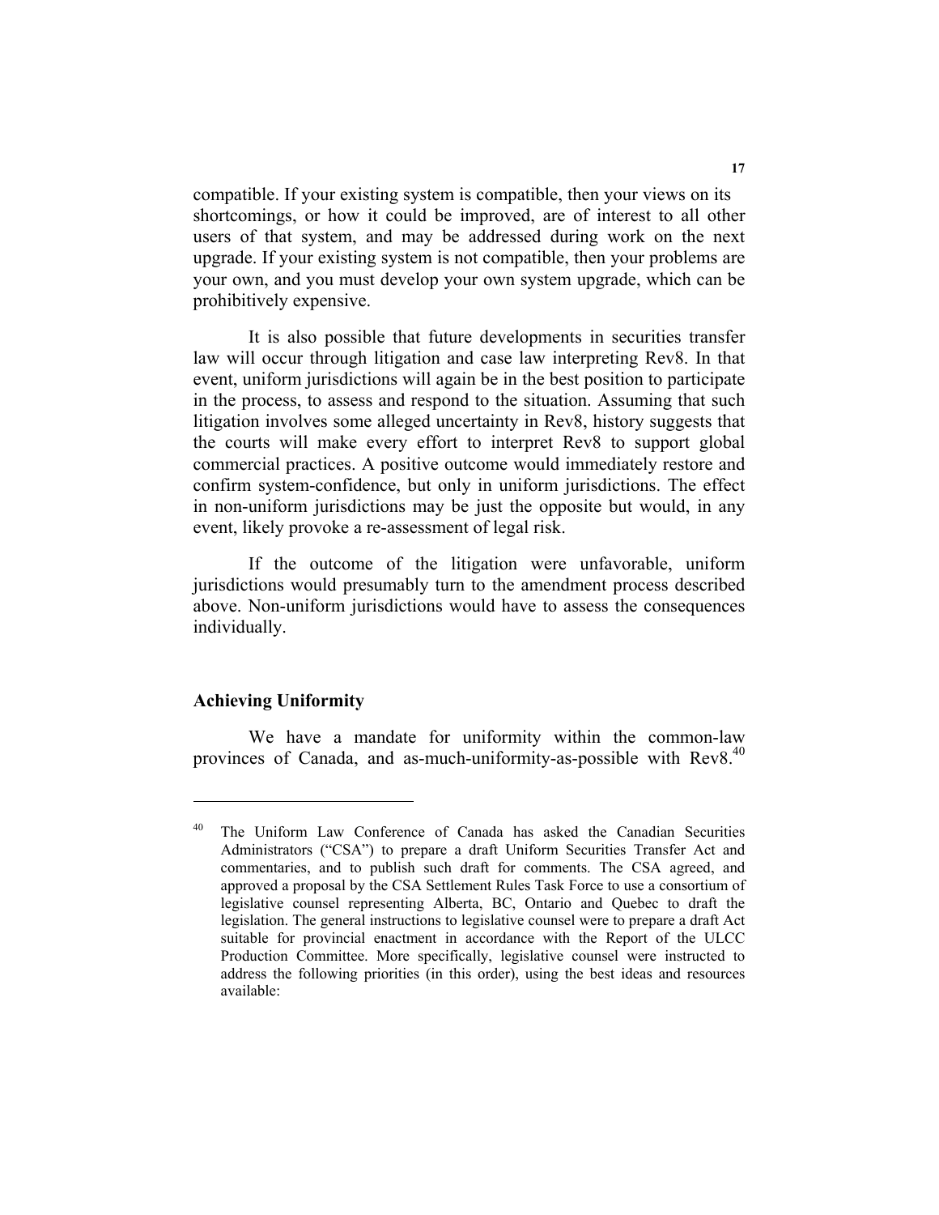compatible. If your existing system is compatible, then your views on its shortcomings, or how it could be improved, are of interest to all other users of that system, and may be addressed during work on the next upgrade. If your existing system is not compatible, then your problems are your own, and you must develop your own system upgrade, which can be prohibitively expensive.

It is also possible that future developments in securities transfer law will occur through litigation and case law interpreting Rev8. In that event, uniform jurisdictions will again be in the best position to participate in the process, to assess and respond to the situation. Assuming that such litigation involves some alleged uncertainty in Rev8, history suggests that the courts will make every effort to interpret Rev8 to support global commercial practices. A positive outcome would immediately restore and confirm system-confidence, but only in uniform jurisdictions. The effect in non-uniform jurisdictions may be just the opposite but would, in any event, likely provoke a re-assessment of legal risk.

If the outcome of the litigation were unfavorable, uniform jurisdictions would presumably turn to the amendment process described above. Non-uniform jurisdictions would have to assess the consequences individually.

## Achieving Uniformity

We have a mandate for uniformity within the common-law provinces of Canada, and as-much-uniformity-as-possible with Rev8.[40]

---

[40] The Uniform Law Conference of Canada has asked the Canadian Securities Administrators ("CSA") to prepare a draft Uniform Securities Transfer Act and commentaries, and to publish such draft for comments. The CSA agreed, and approved a proposal by the CSA Settlement Rules Task Force to use a consortium of legislative counsel representing Alberta, BC, Ontario and Quebec to draft the legislation. The general instructions to legislative counsel were to prepare a draft Act suitable for provincial enactment in accordance with the Report of the ULCC Production Committee. More specifically, legislative counsel were instructed to address the following priorities (in this order), using the best ideas and resources available: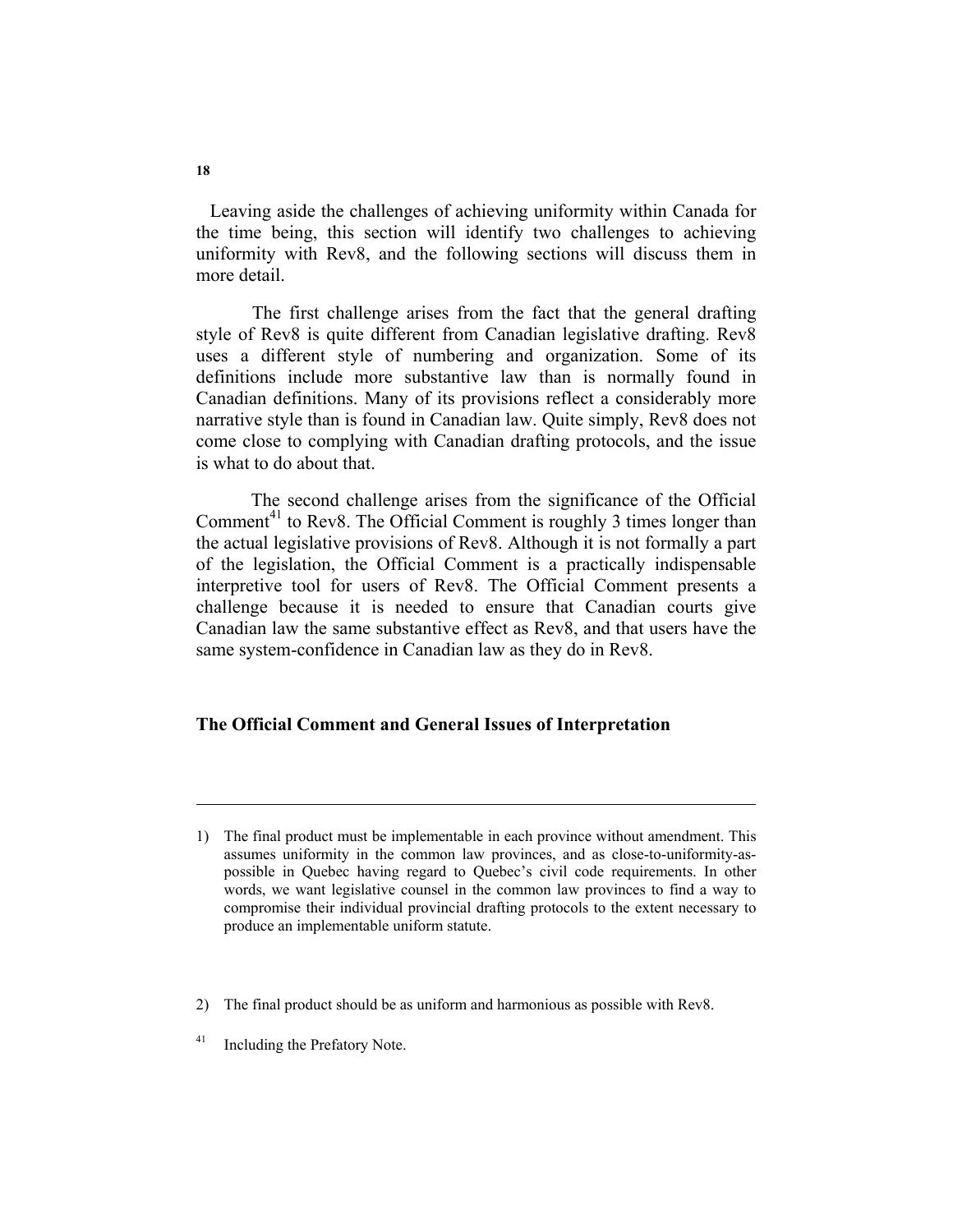Leaving aside the challenges of achieving uniformity within Canada for the time being, this section will identify two challenges to achieving uniformity with Rev8, and the following sections will discuss them in more detail.

The first challenge arises from the fact that the general drafting style of Rev8 is quite different from Canadian legislative drafting. Rev8 uses a different style of numbering and organization. Some of its definitions include more substantive law than is normally found in Canadian definitions. Many of its provisions reflect a considerably more narrative style than is found in Canadian law. Quite simply, Rev8 does not come close to complying with Canadian drafting protocols, and the issue is what to do about that.

The second challenge arises from the significance of the Official Comment[41] to Rev8. The Official Comment is roughly 3 times longer than the actual legislative provisions of Rev8. Although it is not formally a part of the legislation, the Official Comment is a practically indispensable interpretive tool for users of Rev8. The Official Comment presents a challenge because it is needed to ensure that Canadian courts give Canadian law the same substantive effect as Rev8, and that users have the same system-confidence in Canadian law as they do in Rev8.

### The Official Comment and General Issues of Interpretation

---

1) The final product must be implementable in each province without amendment. This assumes uniformity in the common law provinces, and as close-to-uniformity-as-possible in Quebec having regard to Quebec's civil code requirements. In other words, we want legislative counsel in the common law provinces to find a way to compromise their individual provincial drafting protocols to the extent necessary to produce an implementable uniform statute.

2) The final product should be as uniform and harmonious as possible with Rev8.

[41] Including the Prefatory Note.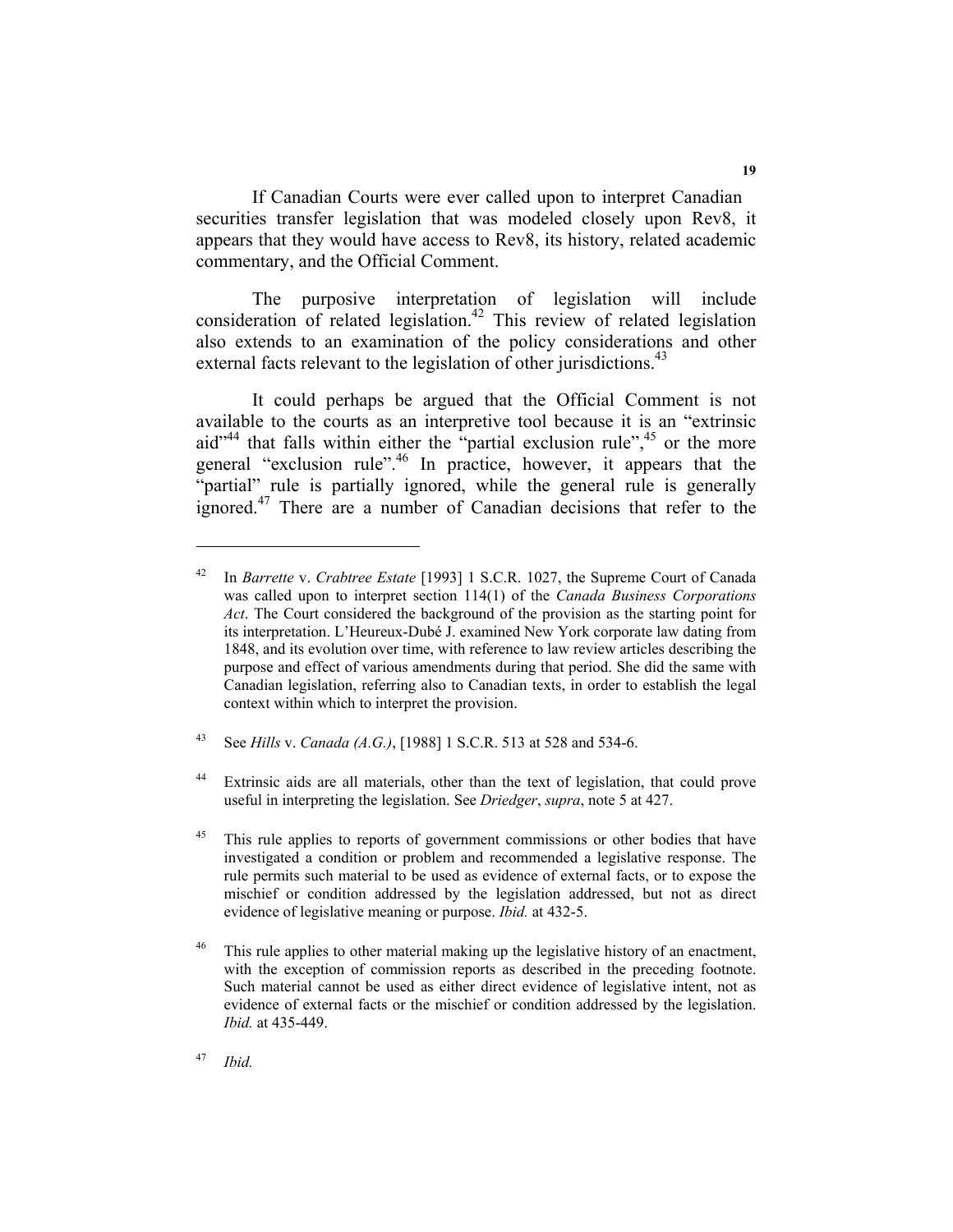If Canadian Courts were ever called upon to interpret Canadian securities transfer legislation that was modeled closely upon Rev8, it appears that they would have access to Rev8, its history, related academic commentary, and the Official Comment.

The purposive interpretation of legislation will include consideration of related legislation.[42] This review of related legislation also extends to an examination of the policy considerations and other external facts relevant to the legislation of other jurisdictions.[43]

It could perhaps be argued that the Official Comment is not available to the courts as an interpretive tool because it is an "extrinsic aid"[44] that falls within either the "partial exclusion rule",[45] or the more general "exclusion rule".[46] In practice, however, it appears that the "partial" rule is partially ignored, while the general rule is generally ignored.[47] There are a number of Canadian decisions that refer to the

---

[42] In *Barrette* v. *Crabtree Estate* [1993] 1 S.C.R. 1027, the Supreme Court of Canada was called upon to interpret section 114(1) of the *Canada Business Corporations Act*. The Court considered the background of the provision as the starting point for its interpretation. L'Heureux-Dubé J. examined New York corporate law dating from 1848, and its evolution over time, with reference to law review articles describing the purpose and effect of various amendments during that period. She did the same with Canadian legislation, referring also to Canadian texts, in order to establish the legal context within which to interpret the provision.

[43] See *Hills* v. *Canada (A.G.)*, [1988] 1 S.C.R. 513 at 528 and 534-6.

[44] Extrinsic aids are all materials, other than the text of legislation, that could prove useful in interpreting the legislation. See *Driedger*, *supra*, note 5 at 427.

[45] This rule applies to reports of government commissions or other bodies that have investigated a condition or problem and recommended a legislative response. The rule permits such material to be used as evidence of external facts, or to expose the mischief or condition addressed by the legislation addressed, but not as direct evidence of legislative meaning or purpose. *Ibid.* at 432-5.

[46] This rule applies to other material making up the legislative history of an enactment, with the exception of commission reports as described in the preceding footnote. Such material cannot be used as either direct evidence of legislative intent, not as evidence of external facts or the mischief or condition addressed by the legislation. *Ibid.* at 435-449.

[47] *Ibid.*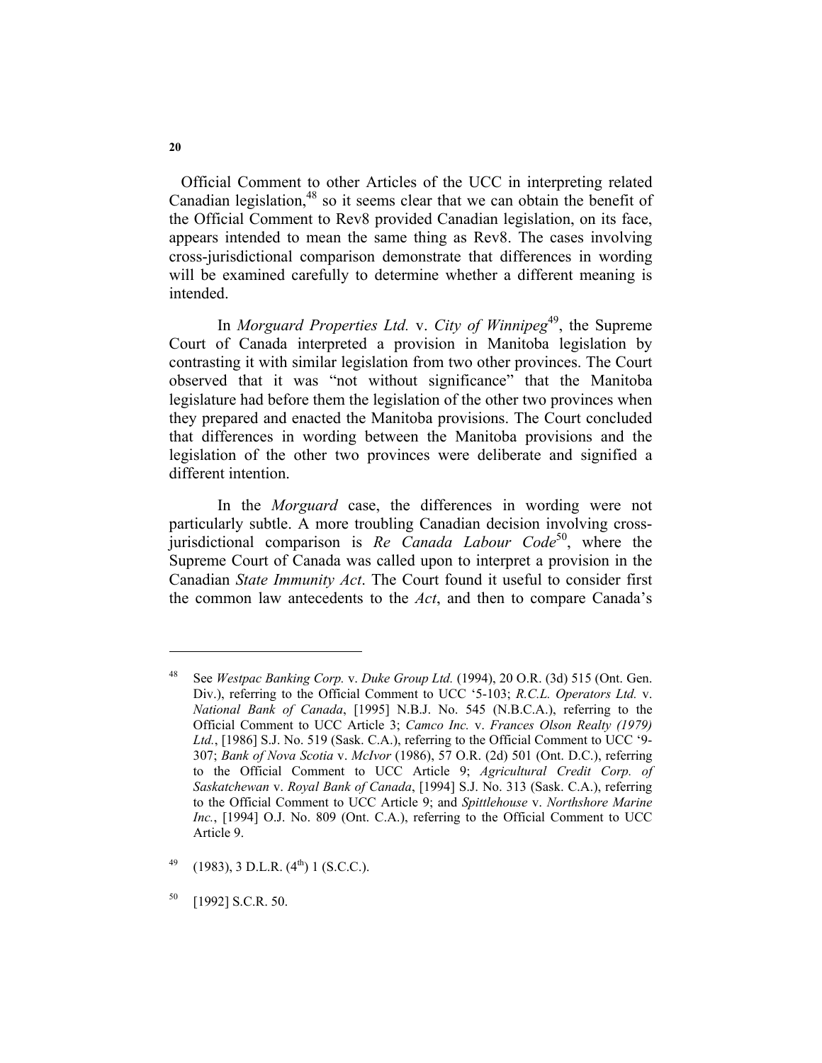Official Comment to other Articles of the UCC in interpreting related Canadian legislation,[48] so it seems clear that we can obtain the benefit of the Official Comment to Rev8 provided Canadian legislation, on its face, appears intended to mean the same thing as Rev8. The cases involving cross-jurisdictional comparison demonstrate that differences in wording will be examined carefully to determine whether a different meaning is intended.

In *Morguard Properties Ltd.* v. *City of Winnipeg*[49], the Supreme Court of Canada interpreted a provision in Manitoba legislation by contrasting it with similar legislation from two other provinces. The Court observed that it was "not without significance" that the Manitoba legislature had before them the legislation of the other two provinces when they prepared and enacted the Manitoba provisions. The Court concluded that differences in wording between the Manitoba provisions and the legislation of the other two provinces were deliberate and signified a different intention.

In the *Morguard* case, the differences in wording were not particularly subtle. A more troubling Canadian decision involving cross-jurisdictional comparison is *Re Canada Labour Code*[50], where the Supreme Court of Canada was called upon to interpret a provision in the Canadian *State Immunity Act*. The Court found it useful to consider first the common law antecedents to the *Act*, and then to compare Canada's

---

[48] See *Westpac Banking Corp.* v. *Duke Group Ltd.* (1994), 20 O.R. (3d) 515 (Ont. Gen. Div.), referring to the Official Comment to UCC '5-103; *R.C.L. Operators Ltd.* v. *National Bank of Canada*, [1995] N.B.J. No. 545 (N.B.C.A.), referring to the Official Comment to UCC Article 3; *Camco Inc.* v. *Frances Olson Realty (1979) Ltd.*, [1986] S.J. No. 519 (Sask. C.A.), referring to the Official Comment to UCC '9-307; *Bank of Nova Scotia* v. *McIvor* (1986), 57 O.R. (2d) 501 (Ont. D.C.), referring to the Official Comment to UCC Article 9; *Agricultural Credit Corp. of Saskatchewan* v. *Royal Bank of Canada*, [1994] S.J. No. 313 (Sask. C.A.), referring to the Official Comment to UCC Article 9; and *Spittlehouse* v. *Northshore Marine Inc.*, [1994] O.J. No. 809 (Ont. C.A.), referring to the Official Comment to UCC Article 9.

[49] (1983), 3 D.L.R. (4th) 1 (S.C.C.).

[50] [1992] S.C.R. 50.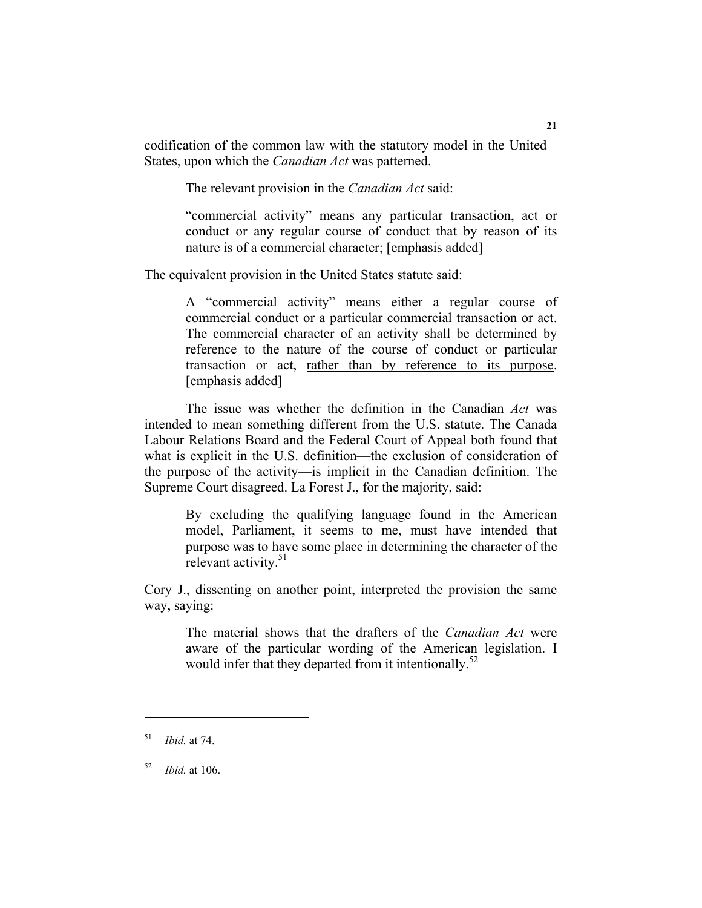codification of the common law with the statutory model in the United States, upon which the *Canadian Act* was patterned.

The relevant provision in the *Canadian Act* said:

> "commercial activity" means any particular transaction, act or conduct or any regular course of conduct that by reason of its <u>nature</u> is of a commercial character; [emphasis added]

The equivalent provision in the United States statute said:

> A "commercial activity" means either a regular course of commercial conduct or a particular commercial transaction or act. The commercial character of an activity shall be determined by reference to the nature of the course of conduct or particular transaction or act, <u>rather than by reference to its purpose</u>. [emphasis added]

The issue was whether the definition in the Canadian *Act* was intended to mean something different from the U.S. statute. The Canada Labour Relations Board and the Federal Court of Appeal both found that what is explicit in the U.S. definition—the exclusion of consideration of the purpose of the activity—is implicit in the Canadian definition. The Supreme Court disagreed. La Forest J., for the majority, said:

> By excluding the qualifying language found in the American model, Parliament, it seems to me, must have intended that purpose was to have some place in determining the character of the relevant activity.[51]

Cory J., dissenting on another point, interpreted the provision the same way, saying:

> The material shows that the drafters of the *Canadian Act* were aware of the particular wording of the American legislation. I would infer that they departed from it intentionally.[52]

---

[51] *Ibid.* at 74.

[52] *Ibid.* at 106.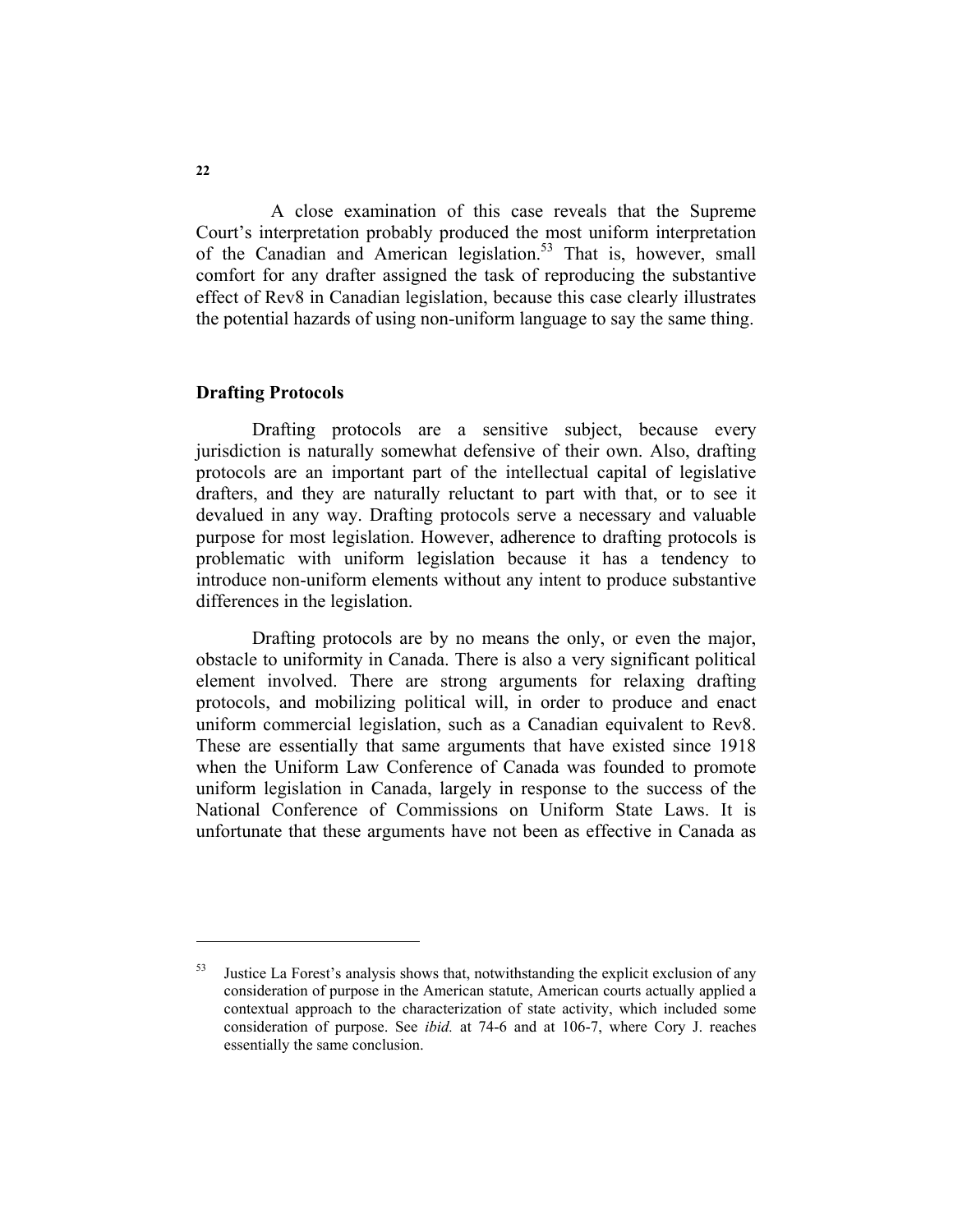A close examination of this case reveals that the Supreme Court's interpretation probably produced the most uniform interpretation of the Canadian and American legislation.[53] That is, however, small comfort for any drafter assigned the task of reproducing the substantive effect of Rev8 in Canadian legislation, because this case clearly illustrates the potential hazards of using non-uniform language to say the same thing.

## Drafting Protocols

Drafting protocols are a sensitive subject, because every jurisdiction is naturally somewhat defensive of their own. Also, drafting protocols are an important part of the intellectual capital of legislative drafters, and they are naturally reluctant to part with that, or to see it devalued in any way. Drafting protocols serve a necessary and valuable purpose for most legislation. However, adherence to drafting protocols is problematic with uniform legislation because it has a tendency to introduce non-uniform elements without any intent to produce substantive differences in the legislation.

Drafting protocols are by no means the only, or even the major, obstacle to uniformity in Canada. There is also a very significant political element involved. There are strong arguments for relaxing drafting protocols, and mobilizing political will, in order to produce and enact uniform commercial legislation, such as a Canadian equivalent to Rev8. These are essentially that same arguments that have existed since 1918 when the Uniform Law Conference of Canada was founded to promote uniform legislation in Canada, largely in response to the success of the National Conference of Commissions on Uniform State Laws. It is unfortunate that these arguments have not been as effective in Canada as

---

[53] Justice La Forest's analysis shows that, notwithstanding the explicit exclusion of any consideration of purpose in the American statute, American courts actually applied a contextual approach to the characterization of state activity, which included some consideration of purpose. See *ibid.* at 74-6 and at 106-7, where Cory J. reaches essentially the same conclusion.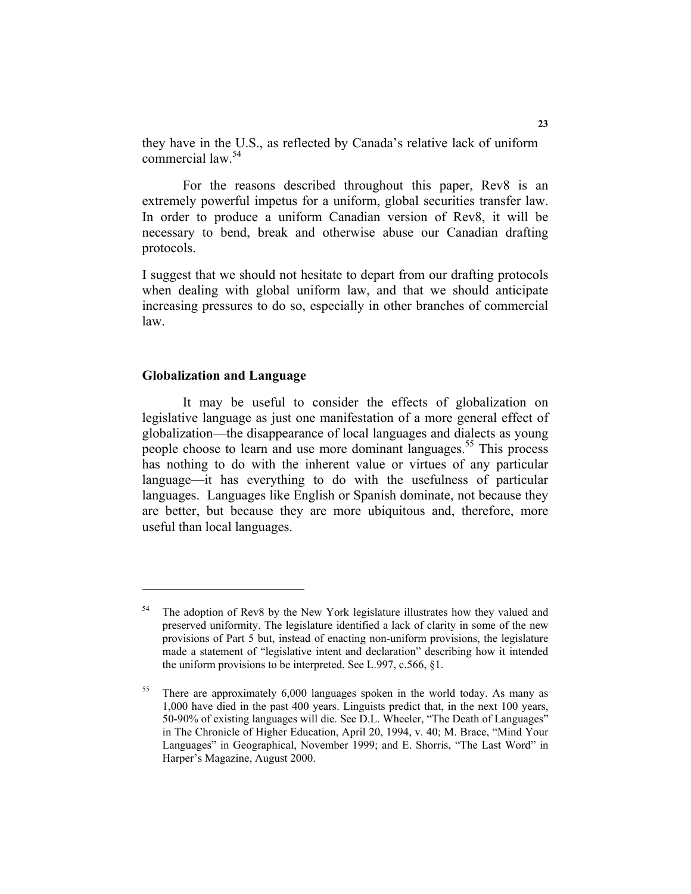they have in the U.S., as reflected by Canada's relative lack of uniform commercial law.[54]

For the reasons described throughout this paper, Rev8 is an extremely powerful impetus for a uniform, global securities transfer law. In order to produce a uniform Canadian version of Rev8, it will be necessary to bend, break and otherwise abuse our Canadian drafting protocols.

I suggest that we should not hesitate to depart from our drafting protocols when dealing with global uniform law, and that we should anticipate increasing pressures to do so, especially in other branches of commercial law.

### Globalization and Language

It may be useful to consider the effects of globalization on legislative language as just one manifestation of a more general effect of globalization—the disappearance of local languages and dialects as young people choose to learn and use more dominant languages.[55] This process has nothing to do with the inherent value or virtues of any particular language—it has everything to do with the usefulness of particular languages. Languages like English or Spanish dominate, not because they are better, but because they are more ubiquitous and, therefore, more useful than local languages.

---

[54] The adoption of Rev8 by the New York legislature illustrates how they valued and preserved uniformity. The legislature identified a lack of clarity in some of the new provisions of Part 5 but, instead of enacting non-uniform provisions, the legislature made a statement of "legislative intent and declaration" describing how it intended the uniform provisions to be interpreted. See L.997, c.566, §1.

[55] There are approximately 6,000 languages spoken in the world today. As many as 1,000 have died in the past 400 years. Linguists predict that, in the next 100 years, 50-90% of existing languages will die. See D.L. Wheeler, "The Death of Languages" in The Chronicle of Higher Education, April 20, 1994, v. 40; M. Brace, "Mind Your Languages" in Geographical, November 1999; and E. Shorris, "The Last Word" in Harper's Magazine, August 2000.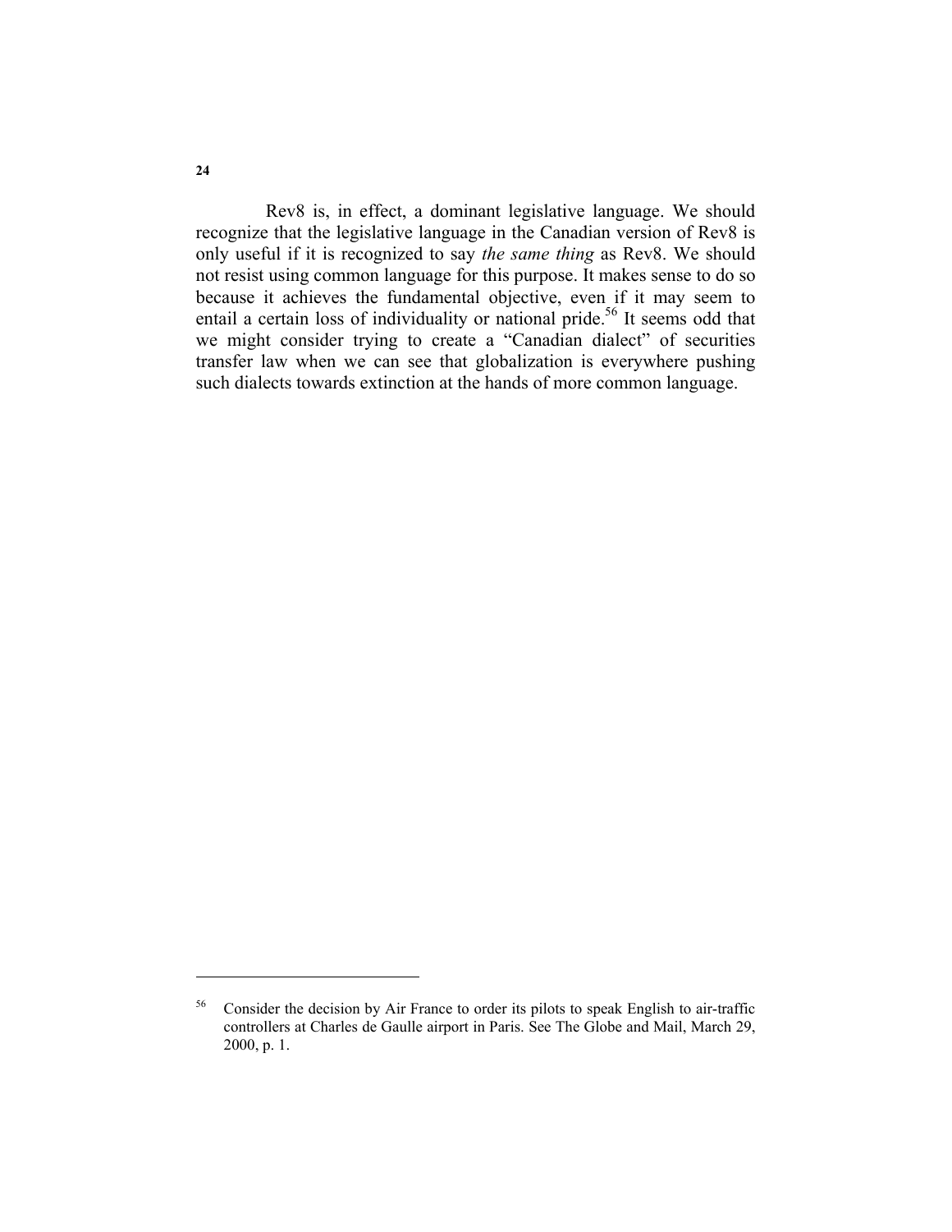Rev8 is, in effect, a dominant legislative language. We should recognize that the legislative language in the Canadian version of Rev8 is only useful if it is recognized to say *the same thing* as Rev8. We should not resist using common language for this purpose. It makes sense to do so because it achieves the fundamental objective, even if it may seem to entail a certain loss of individuality or national pride.[56] It seems odd that we might consider trying to create a "Canadian dialect" of securities transfer law when we can see that globalization is everywhere pushing such dialects towards extinction at the hands of more common language.

---

[56] Consider the decision by Air France to order its pilots to speak English to air-traffic controllers at Charles de Gaulle airport in Paris. See The Globe and Mail, March 29, 2000, p. 1.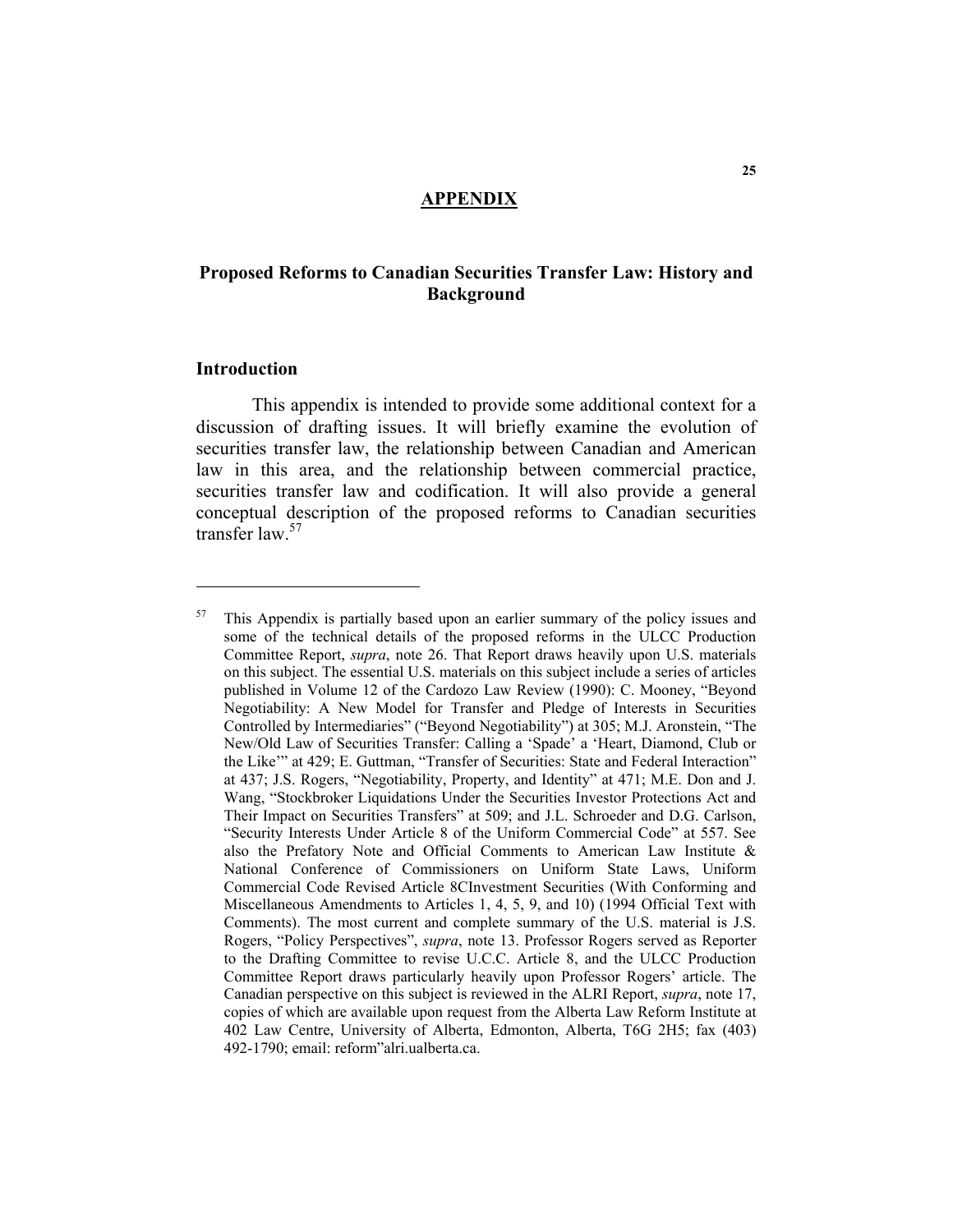# APPENDIX

## Proposed Reforms to Canadian Securities Transfer Law: History and Background

### Introduction

This appendix is intended to provide some additional context for a discussion of drafting issues. It will briefly examine the evolution of securities transfer law, the relationship between Canadian and American law in this area, and the relationship between commercial practice, securities transfer law and codification. It will also provide a general conceptual description of the proposed reforms to Canadian securities transfer law.[57]

---

[57] This Appendix is partially based upon an earlier summary of the policy issues and some of the technical details of the proposed reforms in the ULCC Production Committee Report, *supra*, note 26. That Report draws heavily upon U.S. materials on this subject. The essential U.S. materials on this subject include a series of articles published in Volume 12 of the Cardozo Law Review (1990): C. Mooney, "Beyond Negotiability: A New Model for Transfer and Pledge of Interests in Securities Controlled by Intermediaries" ("Beyond Negotiability") at 305; M.J. Aronstein, "The New/Old Law of Securities Transfer: Calling a 'Spade' a 'Heart, Diamond, Club or the Like'" at 429; E. Guttman, "Transfer of Securities: State and Federal Interaction" at 437; J.S. Rogers, "Negotiability, Property, and Identity" at 471; M.E. Don and J. Wang, "Stockbroker Liquidations Under the Securities Investor Protections Act and Their Impact on Securities Transfers" at 509; and J.L. Schroeder and D.G. Carlson, "Security Interests Under Article 8 of the Uniform Commercial Code" at 557. See also the Prefatory Note and Official Comments to American Law Institute & National Conference of Commissioners on Uniform State Laws, Uniform Commercial Code Revised Article 8CInvestment Securities (With Conforming and Miscellaneous Amendments to Articles 1, 4, 5, 9, and 10) (1994 Official Text with Comments). The most current and complete summary of the U.S. material is J.S. Rogers, "Policy Perspectives", *supra*, note 13. Professor Rogers served as Reporter to the Drafting Committee to revise U.C.C. Article 8, and the ULCC Production Committee Report draws particularly heavily upon Professor Rogers' article. The Canadian perspective on this subject is reviewed in the ALRI Report, *supra*, note 17, copies of which are available upon request from the Alberta Law Reform Institute at 402 Law Centre, University of Alberta, Edmonton, Alberta, T6G 2H5; fax (403) 492-1790; email: reform"alri.ualberta.ca.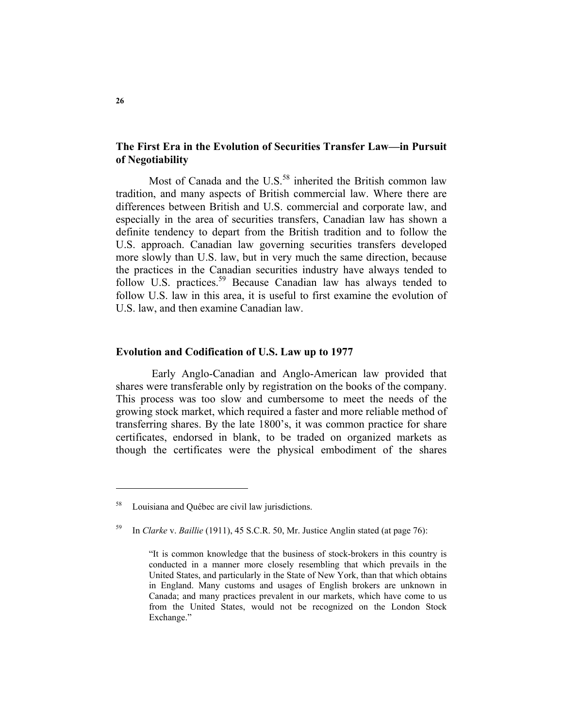## The First Era in the Evolution of Securities Transfer Law—in Pursuit of Negotiability

Most of Canada and the U.S.[58] inherited the British common law tradition, and many aspects of British commercial law. Where there are differences between British and U.S. commercial and corporate law, and especially in the area of securities transfers, Canadian law has shown a definite tendency to depart from the British tradition and to follow the U.S. approach. Canadian law governing securities transfers developed more slowly than U.S. law, but in very much the same direction, because the practices in the Canadian securities industry have always tended to follow U.S. practices.[59] Because Canadian law has always tended to follow U.S. law in this area, it is useful to first examine the evolution of U.S. law, and then examine Canadian law.

## Evolution and Codification of U.S. Law up to 1977

Early Anglo-Canadian and Anglo-American law provided that shares were transferable only by registration on the books of the company. This process was too slow and cumbersome to meet the needs of the growing stock market, which required a faster and more reliable method of transferring shares. By the late 1800's, it was common practice for share certificates, endorsed in blank, to be traded on organized markets as though the certificates were the physical embodiment of the shares

---

[58] Louisiana and Québec are civil law jurisdictions.

[59] In *Clarke* v. *Baillie* (1911), 45 S.C.R. 50, Mr. Justice Anglin stated (at page 76):

> "It is common knowledge that the business of stock-brokers in this country is conducted in a manner more closely resembling that which prevails in the United States, and particularly in the State of New York, than that which obtains in England. Many customs and usages of English brokers are unknown in Canada; and many practices prevalent in our markets, which have come to us from the United States, would not be recognized on the London Stock Exchange."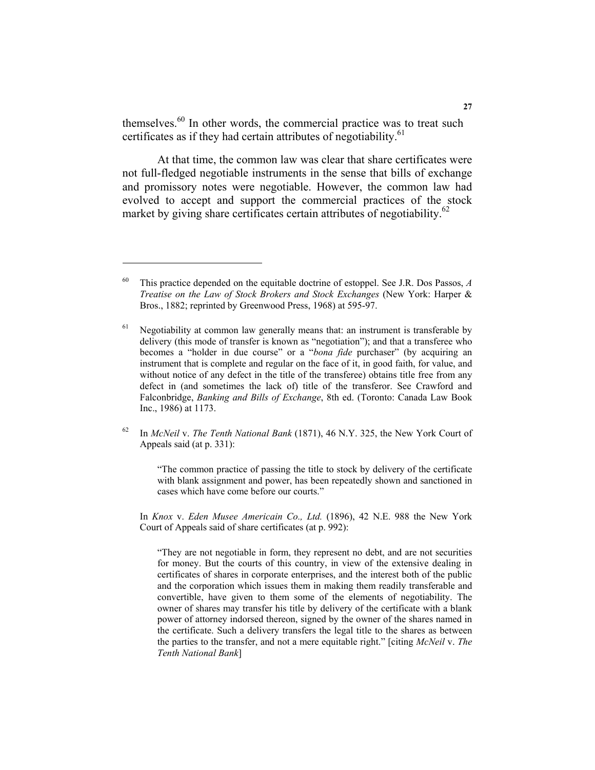themselves.[60] In other words, the commercial practice was to treat such certificates as if they had certain attributes of negotiability.[61]

At that time, the common law was clear that share certificates were not full-fledged negotiable instruments in the sense that bills of exchange and promissory notes were negotiable. However, the common law had evolved to accept and support the commercial practices of the stock market by giving share certificates certain attributes of negotiability.[62]

---

[60] This practice depended on the equitable doctrine of estoppel. See J.R. Dos Passos, *A Treatise on the Law of Stock Brokers and Stock Exchanges* (New York: Harper & Bros., 1882; reprinted by Greenwood Press, 1968) at 595-97.

[61] Negotiability at common law generally means that: an instrument is transferable by delivery (this mode of transfer is known as "negotiation"); and that a transferee who becomes a "holder in due course" or a "*bona fide* purchaser" (by acquiring an instrument that is complete and regular on the face of it, in good faith, for value, and without notice of any defect in the title of the transferee) obtains title free from any defect in (and sometimes the lack of) title of the transferor. See Crawford and Falconbridge, *Banking and Bills of Exchange*, 8th ed. (Toronto: Canada Law Book Inc., 1986) at 1173.

[62] In *McNeil* v. *The Tenth National Bank* (1871), 46 N.Y. 325, the New York Court of Appeals said (at p. 331):

> "The common practice of passing the title to stock by delivery of the certificate with blank assignment and power, has been repeatedly shown and sanctioned in cases which have come before our courts."

In *Knox* v. *Eden Musee Americain Co., Ltd.* (1896), 42 N.E. 988 the New York Court of Appeals said of share certificates (at p. 992):

> "They are not negotiable in form, they represent no debt, and are not securities for money. But the courts of this country, in view of the extensive dealing in certificates of shares in corporate enterprises, and the interest both of the public and the corporation which issues them in making them readily transferable and convertible, have given to them some of the elements of negotiability. The owner of shares may transfer his title by delivery of the certificate with a blank power of attorney indorsed thereon, signed by the owner of the shares named in the certificate. Such a delivery transfers the legal title to the shares as between the parties to the transfer, and not a mere equitable right." [citing *McNeil* v. *The Tenth National Bank*]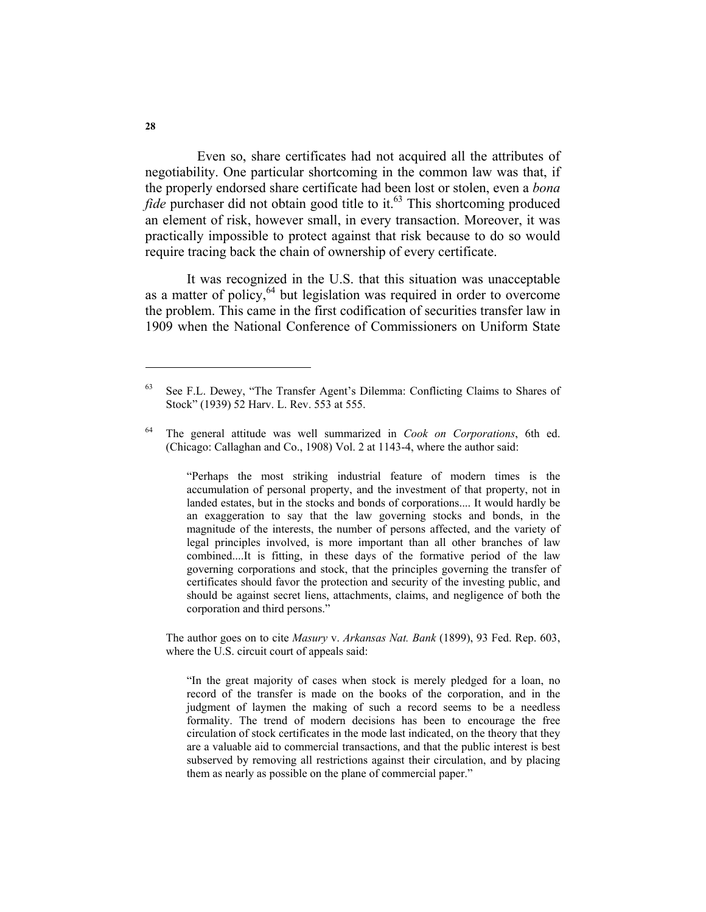Even so, share certificates had not acquired all the attributes of negotiability. One particular shortcoming in the common law was that, if the properly endorsed share certificate had been lost or stolen, even a *bona fide* purchaser did not obtain good title to it.[63] This shortcoming produced an element of risk, however small, in every transaction. Moreover, it was practically impossible to protect against that risk because to do so would require tracing back the chain of ownership of every certificate.

It was recognized in the U.S. that this situation was unacceptable as a matter of policy,[64] but legislation was required in order to overcome the problem. This came in the first codification of securities transfer law in 1909 when the National Conference of Commissioners on Uniform State

---

[63] See F.L. Dewey, "The Transfer Agent's Dilemma: Conflicting Claims to Shares of Stock" (1939) 52 Harv. L. Rev. 553 at 555.

[64] The general attitude was well summarized in *Cook on Corporations*, 6th ed. (Chicago: Callaghan and Co., 1908) Vol. 2 at 1143-4, where the author said:

> "Perhaps the most striking industrial feature of modern times is the accumulation of personal property, and the investment of that property, not in landed estates, but in the stocks and bonds of corporations.... It would hardly be an exaggeration to say that the law governing stocks and bonds, in the magnitude of the interests, the number of persons affected, and the variety of legal principles involved, is more important than all other branches of law combined....It is fitting, in these days of the formative period of the law governing corporations and stock, that the principles governing the transfer of certificates should favor the protection and security of the investing public, and should be against secret liens, attachments, claims, and negligence of both the corporation and third persons."

The author goes on to cite *Masury* v. *Arkansas Nat. Bank* (1899), 93 Fed. Rep. 603, where the U.S. circuit court of appeals said:

> "In the great majority of cases when stock is merely pledged for a loan, no record of the transfer is made on the books of the corporation, and in the judgment of laymen the making of such a record seems to be a needless formality. The trend of modern decisions has been to encourage the free circulation of stock certificates in the mode last indicated, on the theory that they are a valuable aid to commercial transactions, and that the public interest is best subserved by removing all restrictions against their circulation, and by placing them as nearly as possible on the plane of commercial paper."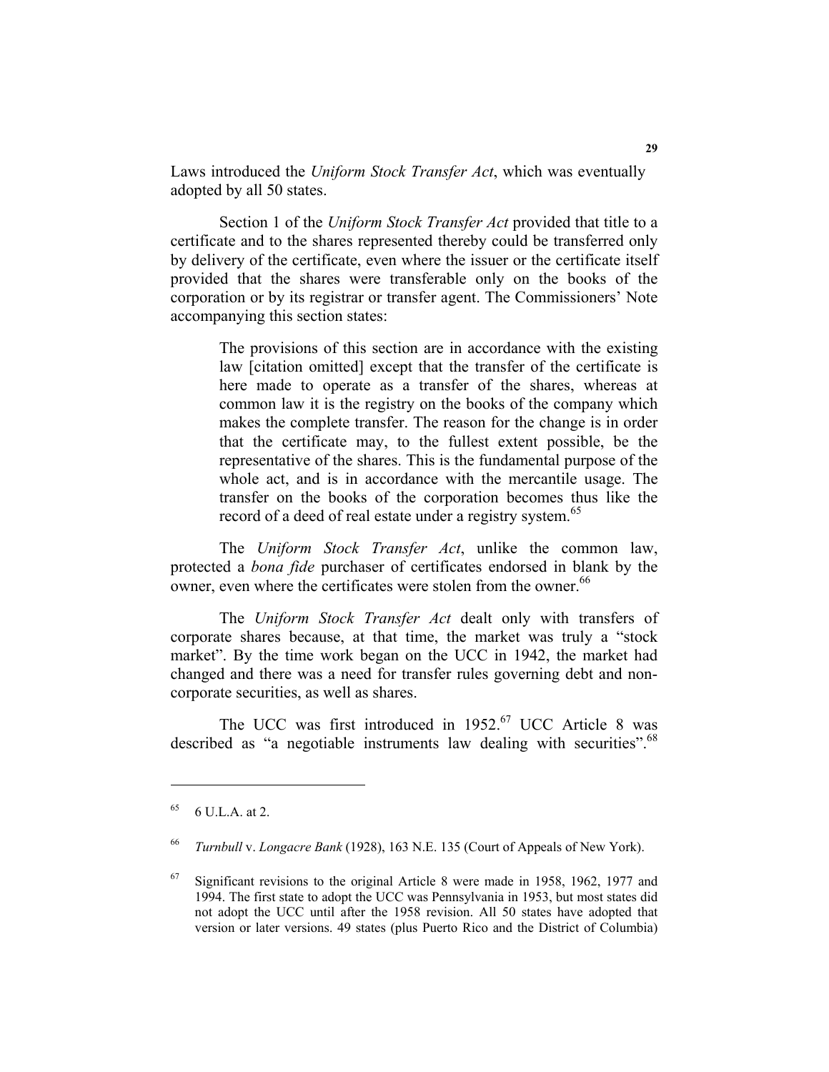Laws introduced the *Uniform Stock Transfer Act*, which was eventually adopted by all 50 states.

Section 1 of the *Uniform Stock Transfer Act* provided that title to a certificate and to the shares represented thereby could be transferred only by delivery of the certificate, even where the issuer or the certificate itself provided that the shares were transferable only on the books of the corporation or by its registrar or transfer agent. The Commissioners' Note accompanying this section states:

> The provisions of this section are in accordance with the existing law [citation omitted] except that the transfer of the certificate is here made to operate as a transfer of the shares, whereas at common law it is the registry on the books of the company which makes the complete transfer. The reason for the change is in order that the certificate may, to the fullest extent possible, be the representative of the shares. This is the fundamental purpose of the whole act, and is in accordance with the mercantile usage. The transfer on the books of the corporation becomes thus like the record of a deed of real estate under a registry system.[65]

The *Uniform Stock Transfer Act*, unlike the common law, protected a *bona fide* purchaser of certificates endorsed in blank by the owner, even where the certificates were stolen from the owner.[66]

The *Uniform Stock Transfer Act* dealt only with transfers of corporate shares because, at that time, the market was truly a "stock market". By the time work began on the UCC in 1942, the market had changed and there was a need for transfer rules governing debt and non-corporate securities, as well as shares.

The UCC was first introduced in 1952.[67] UCC Article 8 was described as "a negotiable instruments law dealing with securities".[68]

---

[65] 6 U.L.A. at 2.

[66] *Turnbull* v. *Longacre Bank* (1928), 163 N.E. 135 (Court of Appeals of New York).

[67] Significant revisions to the original Article 8 were made in 1958, 1962, 1977 and 1994. The first state to adopt the UCC was Pennsylvania in 1953, but most states did not adopt the UCC until after the 1958 revision. All 50 states have adopted that version or later versions. 49 states (plus Puerto Rico and the District of Columbia)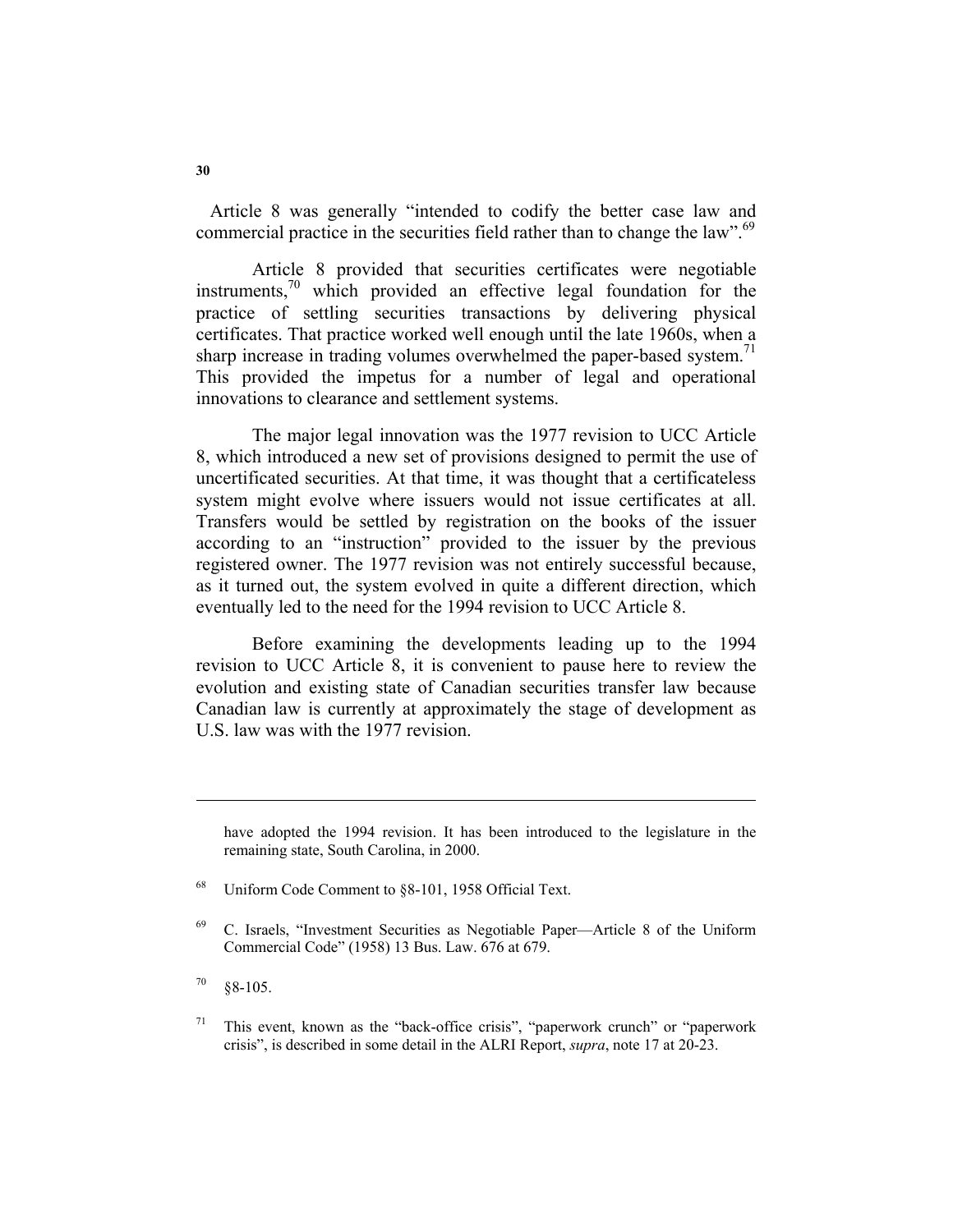Article 8 was generally "intended to codify the better case law and commercial practice in the securities field rather than to change the law".[69]

Article 8 provided that securities certificates were negotiable instruments,[70] which provided an effective legal foundation for the practice of settling securities transactions by delivering physical certificates. That practice worked well enough until the late 1960s, when a sharp increase in trading volumes overwhelmed the paper-based system.[71] This provided the impetus for a number of legal and operational innovations to clearance and settlement systems.

The major legal innovation was the 1977 revision to UCC Article 8, which introduced a new set of provisions designed to permit the use of uncertificated securities. At that time, it was thought that a certificateless system might evolve where issuers would not issue certificates at all. Transfers would be settled by registration on the books of the issuer according to an "instruction" provided to the issuer by the previous registered owner. The 1977 revision was not entirely successful because, as it turned out, the system evolved in quite a different direction, which eventually led to the need for the 1994 revision to UCC Article 8.

Before examining the developments leading up to the 1994 revision to UCC Article 8, it is convenient to pause here to review the evolution and existing state of Canadian securities transfer law because Canadian law is currently at approximately the stage of development as U.S. law was with the 1977 revision.

---

have adopted the 1994 revision. It has been introduced to the legislature in the remaining state, South Carolina, in 2000.

[68] Uniform Code Comment to §8-101, 1958 Official Text.

[69] C. Israels, "Investment Securities as Negotiable Paper—Article 8 of the Uniform Commercial Code" (1958) 13 Bus. Law. 676 at 679.

[70] §8-105.

[71] This event, known as the "back-office crisis", "paperwork crunch" or "paperwork crisis", is described in some detail in the ALRI Report, *supra*, note 17 at 20-23.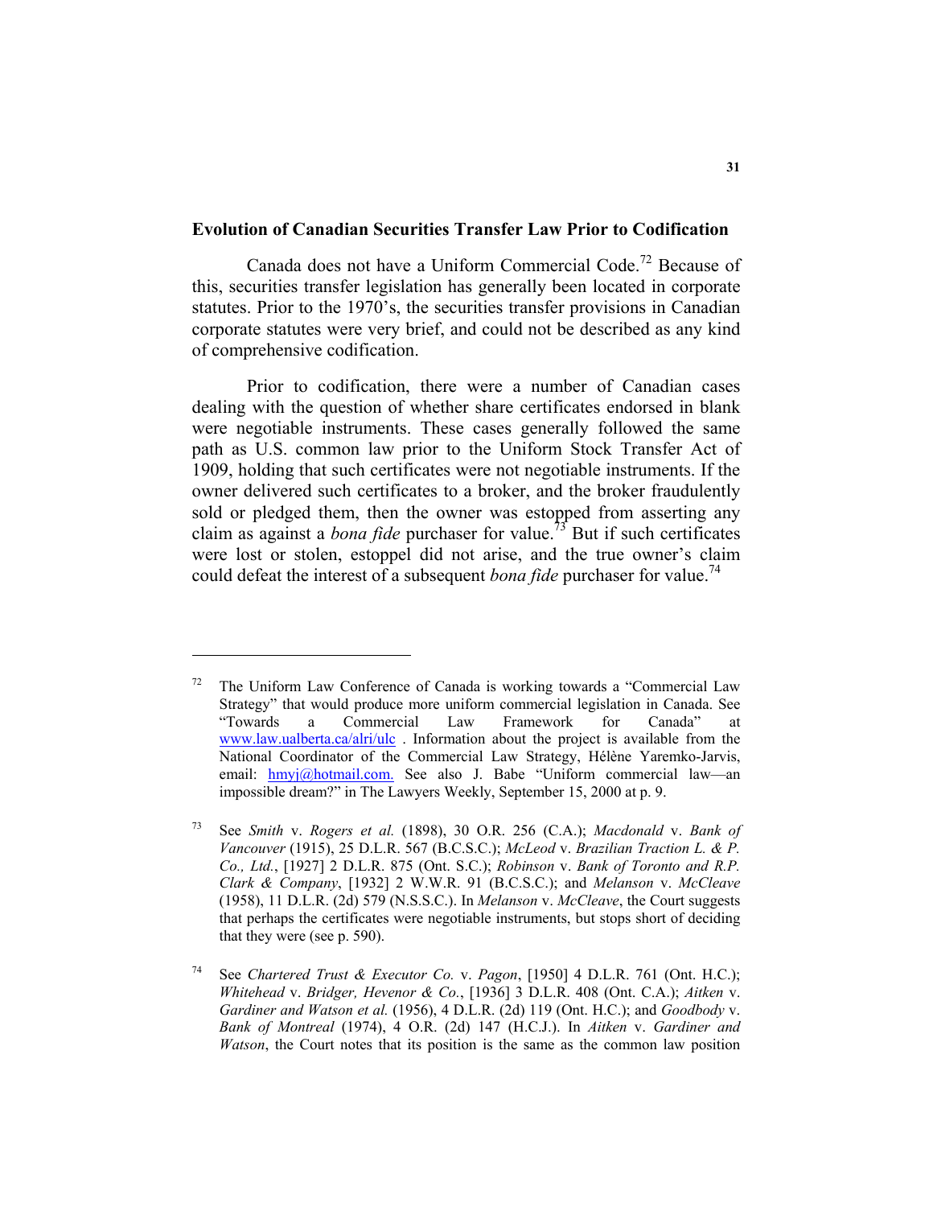## Evolution of Canadian Securities Transfer Law Prior to Codification

Canada does not have a Uniform Commercial Code.[72] Because of this, securities transfer legislation has generally been located in corporate statutes. Prior to the 1970's, the securities transfer provisions in Canadian corporate statutes were very brief, and could not be described as any kind of comprehensive codification.

Prior to codification, there were a number of Canadian cases dealing with the question of whether share certificates endorsed in blank were negotiable instruments. These cases generally followed the same path as U.S. common law prior to the Uniform Stock Transfer Act of 1909, holding that such certificates were not negotiable instruments. If the owner delivered such certificates to a broker, and the broker fraudulently sold or pledged them, then the owner was estopped from asserting any claim as against a *bona fide* purchaser for value.[73] But if such certificates were lost or stolen, estoppel did not arise, and the true owner's claim could defeat the interest of a subsequent *bona fide* purchaser for value.[74]

---

[72] The Uniform Law Conference of Canada is working towards a "Commercial Law Strategy" that would produce more uniform commercial legislation in Canada. See "Towards a Commercial Law Framework for Canada" at www.law.ualberta.ca/alri/ulc . Information about the project is available from the National Coordinator of the Commercial Law Strategy, Hélène Yaremko-Jarvis, email: hmyj@hotmail.com. See also J. Babe "Uniform commercial law—an impossible dream?" in The Lawyers Weekly, September 15, 2000 at p. 9.

[73] See *Smith* v. *Rogers et al.* (1898), 30 O.R. 256 (C.A.); *Macdonald* v. *Bank of Vancouver* (1915), 25 D.L.R. 567 (B.C.S.C.); *McLeod* v. *Brazilian Traction L. & P. Co., Ltd.*, [1927] 2 D.L.R. 875 (Ont. S.C.); *Robinson* v. *Bank of Toronto and R.P. Clark & Company*, [1932] 2 W.W.R. 91 (B.C.S.C.); and *Melanson* v. *McCleave* (1958), 11 D.L.R. (2d) 579 (N.S.S.C.). In *Melanson* v. *McCleave*, the Court suggests that perhaps the certificates were negotiable instruments, but stops short of deciding that they were (see p. 590).

[74] See *Chartered Trust & Executor Co.* v. *Pagon*, [1950] 4 D.L.R. 761 (Ont. H.C.); *Whitehead* v. *Bridger, Hevenor & Co.*, [1936] 3 D.L.R. 408 (Ont. C.A.); *Aitken* v. *Gardiner and Watson et al.* (1956), 4 D.L.R. (2d) 119 (Ont. H.C.); and *Goodbody* v. *Bank of Montreal* (1974), 4 O.R. (2d) 147 (H.C.J.). In *Aitken* v. *Gardiner and Watson*, the Court notes that its position is the same as the common law position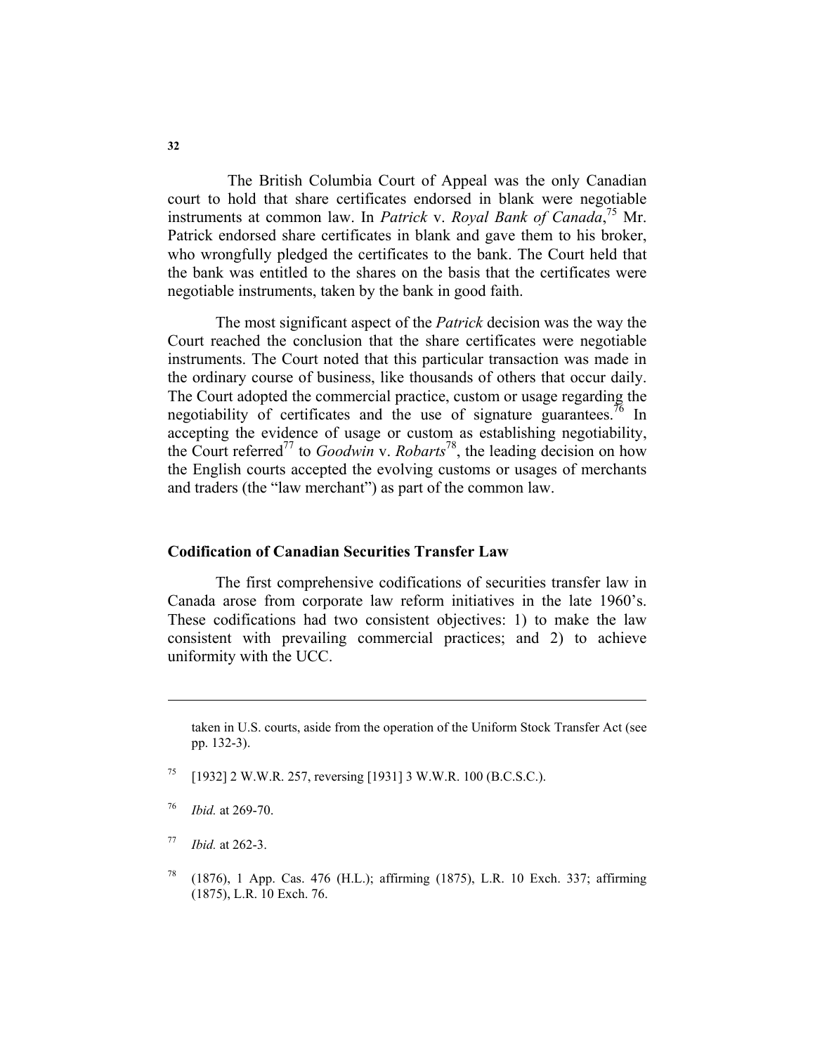The British Columbia Court of Appeal was the only Canadian court to hold that share certificates endorsed in blank were negotiable instruments at common law. In *Patrick* v. *Royal Bank of Canada*,[75] Mr. Patrick endorsed share certificates in blank and gave them to his broker, who wrongfully pledged the certificates to the bank. The Court held that the bank was entitled to the shares on the basis that the certificates were negotiable instruments, taken by the bank in good faith.

The most significant aspect of the *Patrick* decision was the way the Court reached the conclusion that the share certificates were negotiable instruments. The Court noted that this particular transaction was made in the ordinary course of business, like thousands of others that occur daily. The Court adopted the commercial practice, custom or usage regarding the negotiability of certificates and the use of signature guarantees.[76] In accepting the evidence of usage or custom as establishing negotiability, the Court referred[77] to *Goodwin* v. *Robarts*[78], the leading decision on how the English courts accepted the evolving customs or usages of merchants and traders (the "law merchant") as part of the common law.

**Codification of Canadian Securities Transfer Law**

The first comprehensive codifications of securities transfer law in Canada arose from corporate law reform initiatives in the late 1960's. These codifications had two consistent objectives: 1) to make the law consistent with prevailing commercial practices; and 2) to achieve uniformity with the UCC.

---

taken in U.S. courts, aside from the operation of the Uniform Stock Transfer Act (see pp. 132-3).

[75] [1932] 2 W.W.R. 257, reversing [1931] 3 W.W.R. 100 (B.C.S.C.).

[76] *Ibid.* at 269-70.

[77] *Ibid.* at 262-3.

[78] (1876), 1 App. Cas. 476 (H.L.); affirming (1875), L.R. 10 Exch. 337; affirming (1875), L.R. 10 Exch. 76.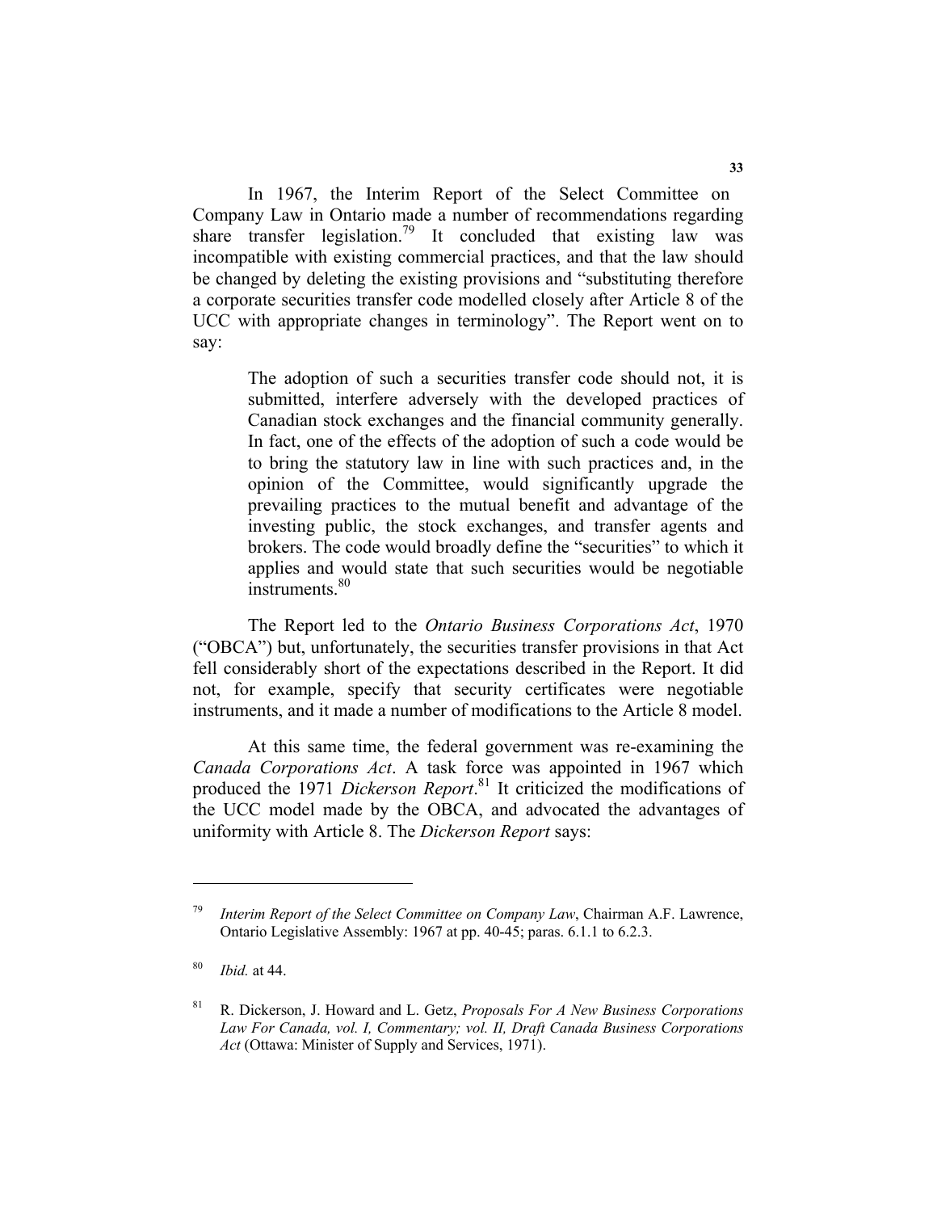In 1967, the Interim Report of the Select Committee on Company Law in Ontario made a number of recommendations regarding share transfer legislation.[79] It concluded that existing law was incompatible with existing commercial practices, and that the law should be changed by deleting the existing provisions and "substituting therefore a corporate securities transfer code modelled closely after Article 8 of the UCC with appropriate changes in terminology". The Report went on to say:

> The adoption of such a securities transfer code should not, it is submitted, interfere adversely with the developed practices of Canadian stock exchanges and the financial community generally. In fact, one of the effects of the adoption of such a code would be to bring the statutory law in line with such practices and, in the opinion of the Committee, would significantly upgrade the prevailing practices to the mutual benefit and advantage of the investing public, the stock exchanges, and transfer agents and brokers. The code would broadly define the "securities" to which it applies and would state that such securities would be negotiable instruments.[80]

The Report led to the *Ontario Business Corporations Act*, 1970 ("OBCA") but, unfortunately, the securities transfer provisions in that Act fell considerably short of the expectations described in the Report. It did not, for example, specify that security certificates were negotiable instruments, and it made a number of modifications to the Article 8 model.

At this same time, the federal government was re-examining the *Canada Corporations Act*. A task force was appointed in 1967 which produced the 1971 *Dickerson Report*.[81] It criticized the modifications of the UCC model made by the OBCA, and advocated the advantages of uniformity with Article 8. The *Dickerson Report* says:

---

[79] *Interim Report of the Select Committee on Company Law*, Chairman A.F. Lawrence, Ontario Legislative Assembly: 1967 at pp. 40-45; paras. 6.1.1 to 6.2.3.

[80] *Ibid.* at 44.

[81] R. Dickerson, J. Howard and L. Getz, *Proposals For A New Business Corporations Law For Canada, vol. I, Commentary; vol. II, Draft Canada Business Corporations Act* (Ottawa: Minister of Supply and Services, 1971).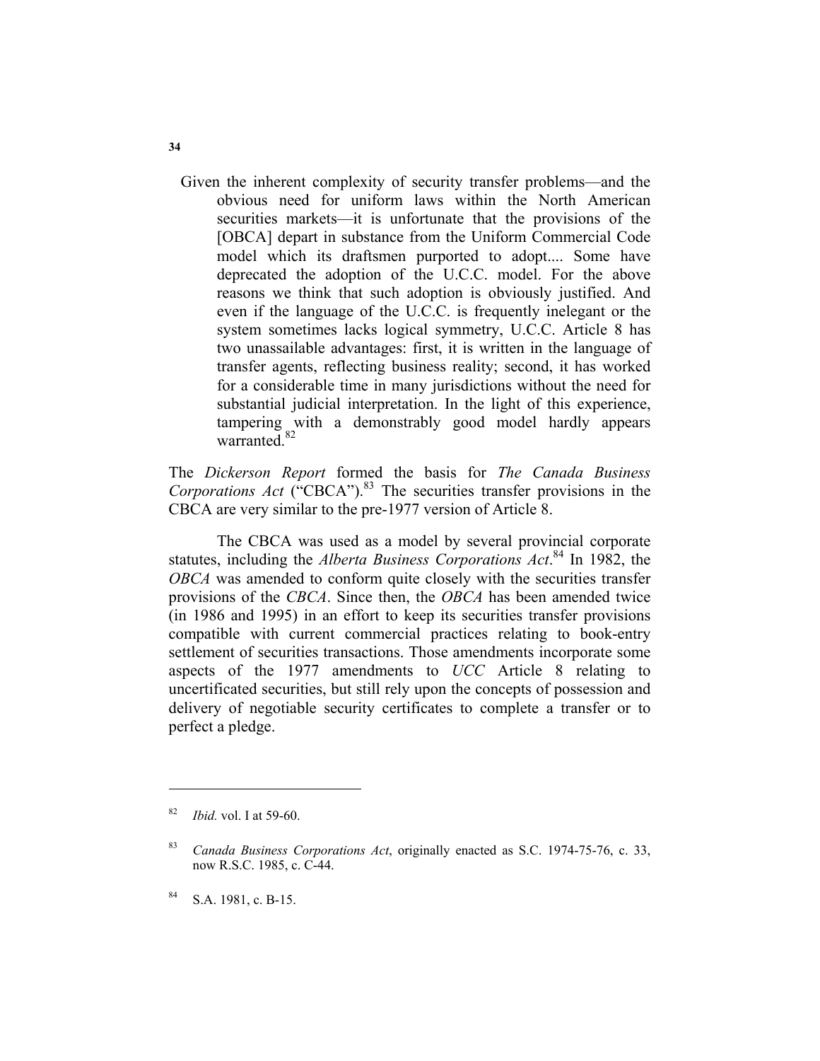> Given the inherent complexity of security transfer problems—and the obvious need for uniform laws within the North American securities markets—it is unfortunate that the provisions of the [OBCA] depart in substance from the Uniform Commercial Code model which its draftsmen purported to adopt.... Some have deprecated the adoption of the U.C.C. model. For the above reasons we think that such adoption is obviously justified. And even if the language of the U.C.C. is frequently inelegant or the system sometimes lacks logical symmetry, U.C.C. Article 8 has two unassailable advantages: first, it is written in the language of transfer agents, reflecting business reality; second, it has worked for a considerable time in many jurisdictions without the need for substantial judicial interpretation. In the light of this experience, tampering with a demonstrably good model hardly appears warranted.[82]

The *Dickerson Report* formed the basis for *The Canada Business Corporations Act* ("CBCA").[83] The securities transfer provisions in the CBCA are very similar to the pre-1977 version of Article 8.

The CBCA was used as a model by several provincial corporate statutes, including the *Alberta Business Corporations Act*.[84] In 1982, the *OBCA* was amended to conform quite closely with the securities transfer provisions of the *CBCA*. Since then, the *OBCA* has been amended twice (in 1986 and 1995) in an effort to keep its securities transfer provisions compatible with current commercial practices relating to book-entry settlement of securities transactions. Those amendments incorporate some aspects of the 1977 amendments to *UCC* Article 8 relating to uncertificated securities, but still rely upon the concepts of possession and delivery of negotiable security certificates to complete a transfer or to perfect a pledge.

---

[82] *Ibid.* vol. I at 59-60.

[83] *Canada Business Corporations Act*, originally enacted as S.C. 1974-75-76, c. 33, now R.S.C. 1985, c. C-44.

[84] S.A. 1981, c. B-15.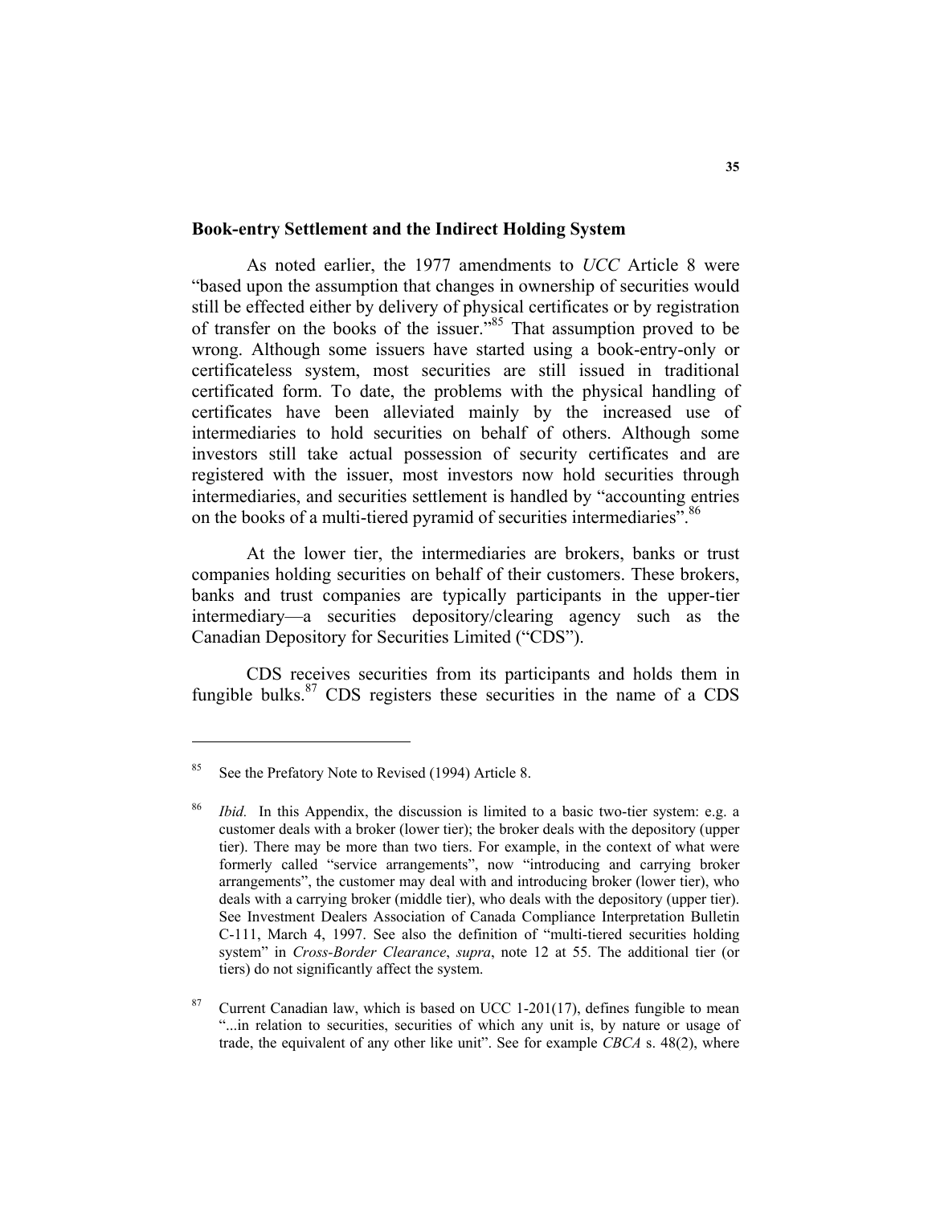## Book-entry Settlement and the Indirect Holding System

As noted earlier, the 1977 amendments to *UCC* Article 8 were "based upon the assumption that changes in ownership of securities would still be effected either by delivery of physical certificates or by registration of transfer on the books of the issuer."[85] That assumption proved to be wrong. Although some issuers have started using a book-entry-only or certificateless system, most securities are still issued in traditional certificated form. To date, the problems with the physical handling of certificates have been alleviated mainly by the increased use of intermediaries to hold securities on behalf of others. Although some investors still take actual possession of security certificates and are registered with the issuer, most investors now hold securities through intermediaries, and securities settlement is handled by "accounting entries on the books of a multi-tiered pyramid of securities intermediaries".[86]

At the lower tier, the intermediaries are brokers, banks or trust companies holding securities on behalf of their customers. These brokers, banks and trust companies are typically participants in the upper-tier intermediary—a securities depository/clearing agency such as the Canadian Depository for Securities Limited ("CDS").

CDS receives securities from its participants and holds them in fungible bulks.[87] CDS registers these securities in the name of a CDS

---

[85] See the Prefatory Note to Revised (1994) Article 8.

[86] *Ibid.* In this Appendix, the discussion is limited to a basic two-tier system: e.g. a customer deals with a broker (lower tier); the broker deals with the depository (upper tier). There may be more than two tiers. For example, in the context of what were formerly called "service arrangements", now "introducing and carrying broker arrangements", the customer may deal with and introducing broker (lower tier), who deals with a carrying broker (middle tier), who deals with the depository (upper tier). See Investment Dealers Association of Canada Compliance Interpretation Bulletin C-111, March 4, 1997. See also the definition of "multi-tiered securities holding system" in *Cross-Border Clearance*, *supra*, note 12 at 55. The additional tier (or tiers) do not significantly affect the system.

[87] Current Canadian law, which is based on UCC 1-201(17), defines fungible to mean "...in relation to securities, securities of which any unit is, by nature or usage of trade, the equivalent of any other like unit". See for example *CBCA* s. 48(2), where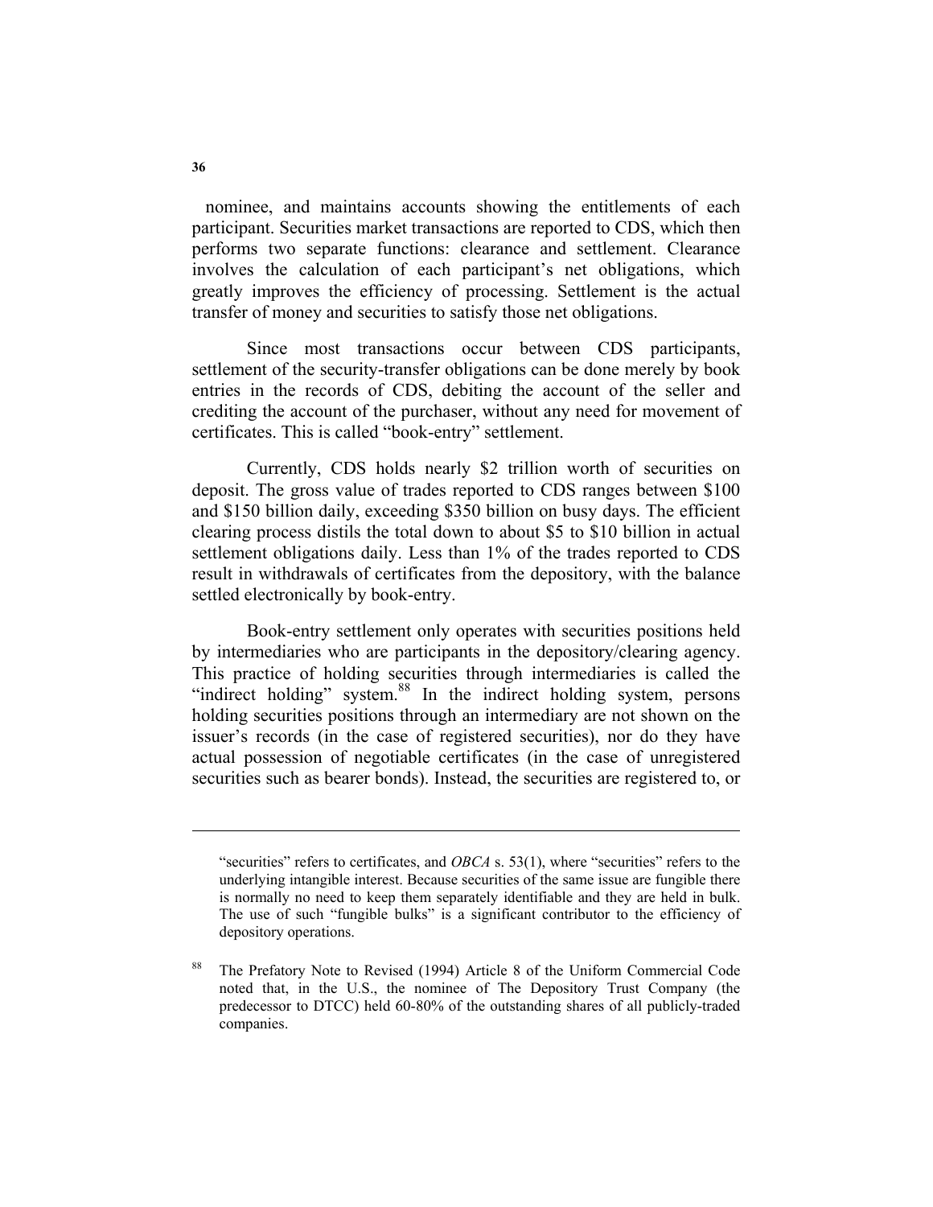nominee, and maintains accounts showing the entitlements of each participant. Securities market transactions are reported to CDS, which then performs two separate functions: clearance and settlement. Clearance involves the calculation of each participant's net obligations, which greatly improves the efficiency of processing. Settlement is the actual transfer of money and securities to satisfy those net obligations.

Since most transactions occur between CDS participants, settlement of the security-transfer obligations can be done merely by book entries in the records of CDS, debiting the account of the seller and crediting the account of the purchaser, without any need for movement of certificates. This is called "book-entry" settlement.

Currently, CDS holds nearly $2 trillion worth of securities on deposit. The gross value of trades reported to CDS ranges between $100 and $150 billion daily, exceeding $350 billion on busy days. The efficient clearing process distils the total down to about $5 to $10 billion in actual settlement obligations daily. Less than 1% of the trades reported to CDS result in withdrawals of certificates from the depository, with the balance settled electronically by book-entry.

Book-entry settlement only operates with securities positions held by intermediaries who are participants in the depository/clearing agency. This practice of holding securities through intermediaries is called the "indirect holding" system.[88] In the indirect holding system, persons holding securities positions through an intermediary are not shown on the issuer's records (in the case of registered securities), nor do they have actual possession of negotiable certificates (in the case of unregistered securities such as bearer bonds). Instead, the securities are registered to, or

---

"securities" refers to certificates, and *OBCA* s. 53(1), where "securities" refers to the underlying intangible interest. Because securities of the same issue are fungible there is normally no need to keep them separately identifiable and they are held in bulk. The use of such "fungible bulks" is a significant contributor to the efficiency of depository operations.

[88] The Prefatory Note to Revised (1994) Article 8 of the Uniform Commercial Code noted that, in the U.S., the nominee of The Depository Trust Company (the predecessor to DTCC) held 60-80% of the outstanding shares of all publicly-traded companies.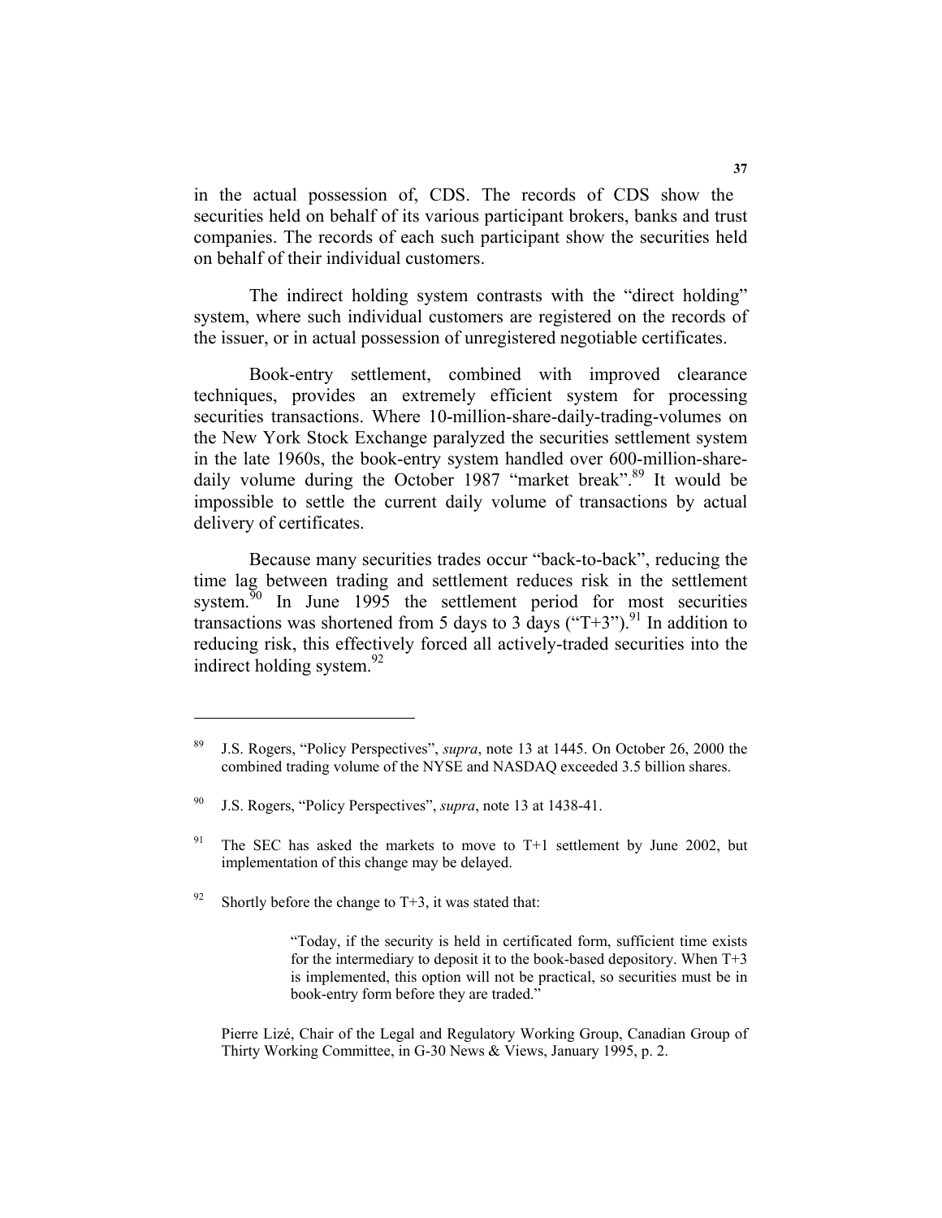in the actual possession of, CDS. The records of CDS show the securities held on behalf of its various participant brokers, banks and trust companies. The records of each such participant show the securities held on behalf of their individual customers.

The indirect holding system contrasts with the "direct holding" system, where such individual customers are registered on the records of the issuer, or in actual possession of unregistered negotiable certificates.

Book-entry settlement, combined with improved clearance techniques, provides an extremely efficient system for processing securities transactions. Where 10-million-share-daily-trading-volumes on the New York Stock Exchange paralyzed the securities settlement system in the late 1960s, the book-entry system handled over 600-million-share-daily volume during the October 1987 "market break".[89] It would be impossible to settle the current daily volume of transactions by actual delivery of certificates.

Because many securities trades occur "back-to-back", reducing the time lag between trading and settlement reduces risk in the settlement system.[90] In June 1995 the settlement period for most securities transactions was shortened from 5 days to 3 days ("T+3").[91] In addition to reducing risk, this effectively forced all actively-traded securities into the indirect holding system.[92]

---

[89] J.S. Rogers, "Policy Perspectives", *supra*, note 13 at 1445. On October 26, 2000 the combined trading volume of the NYSE and NASDAQ exceeded 3.5 billion shares.

[90] J.S. Rogers, "Policy Perspectives", *supra*, note 13 at 1438-41.

[91] The SEC has asked the markets to move to T+1 settlement by June 2002, but implementation of this change may be delayed.

[92] Shortly before the change to T+3, it was stated that:

> "Today, if the security is held in certificated form, sufficient time exists for the intermediary to deposit it to the book-based depository. When T+3 is implemented, this option will not be practical, so securities must be in book-entry form before they are traded."

Pierre Lizé, Chair of the Legal and Regulatory Working Group, Canadian Group of Thirty Working Committee, in G-30 News & Views, January 1995, p. 2.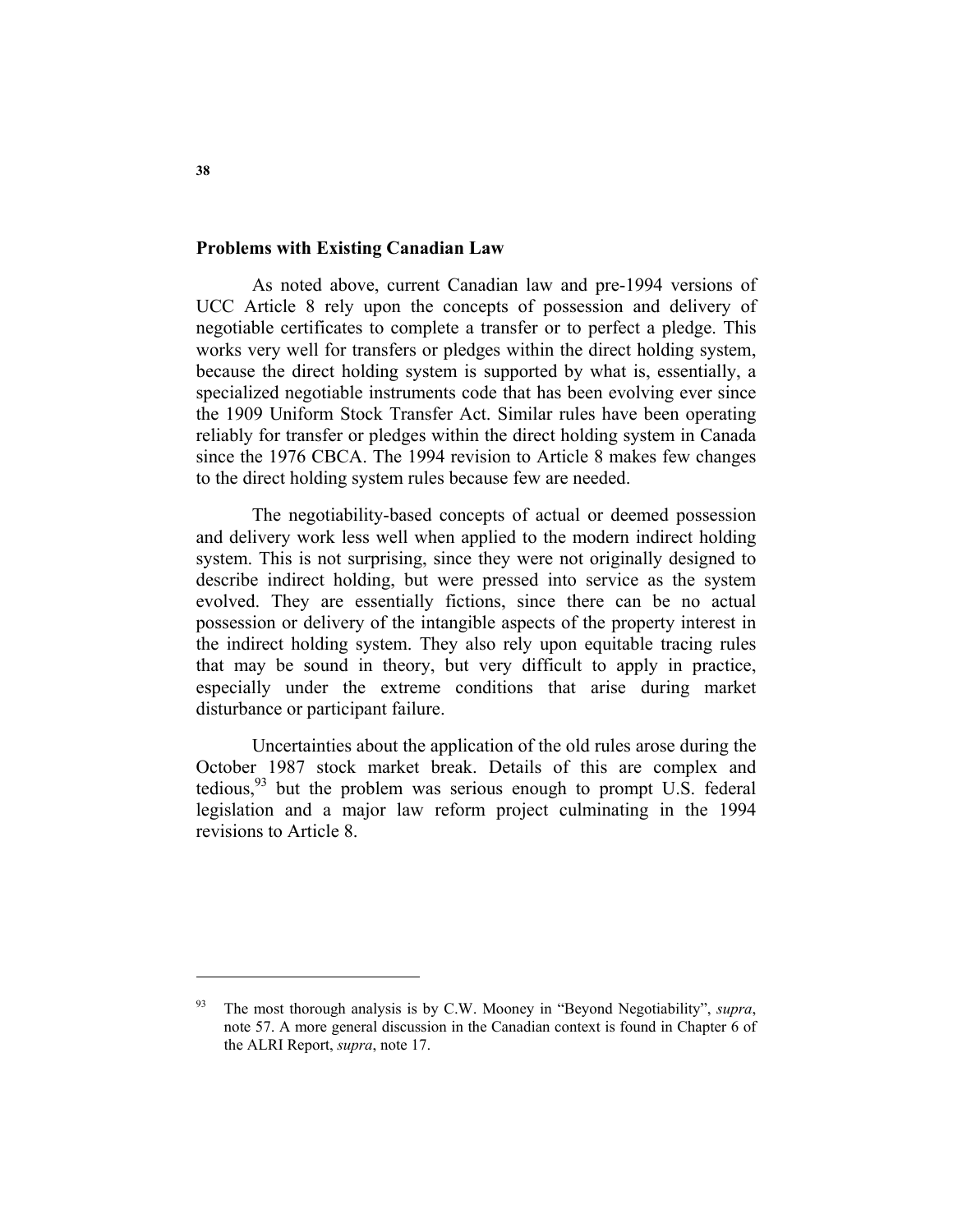## Problems with Existing Canadian Law

As noted above, current Canadian law and pre-1994 versions of UCC Article 8 rely upon the concepts of possession and delivery of negotiable certificates to complete a transfer or to perfect a pledge. This works very well for transfers or pledges within the direct holding system, because the direct holding system is supported by what is, essentially, a specialized negotiable instruments code that has been evolving ever since the 1909 Uniform Stock Transfer Act. Similar rules have been operating reliably for transfer or pledges within the direct holding system in Canada since the 1976 CBCA. The 1994 revision to Article 8 makes few changes to the direct holding system rules because few are needed.

The negotiability-based concepts of actual or deemed possession and delivery work less well when applied to the modern indirect holding system. This is not surprising, since they were not originally designed to describe indirect holding, but were pressed into service as the system evolved. They are essentially fictions, since there can be no actual possession or delivery of the intangible aspects of the property interest in the indirect holding system. They also rely upon equitable tracing rules that may be sound in theory, but very difficult to apply in practice, especially under the extreme conditions that arise during market disturbance or participant failure.

Uncertainties about the application of the old rules arose during the October 1987 stock market break. Details of this are complex and tedious,[93] but the problem was serious enough to prompt U.S. federal legislation and a major law reform project culminating in the 1994 revisions to Article 8.

---

[93] The most thorough analysis is by C.W. Mooney in "Beyond Negotiability", *supra*, note 57. A more general discussion in the Canadian context is found in Chapter 6 of the ALRI Report, *supra*, note 17.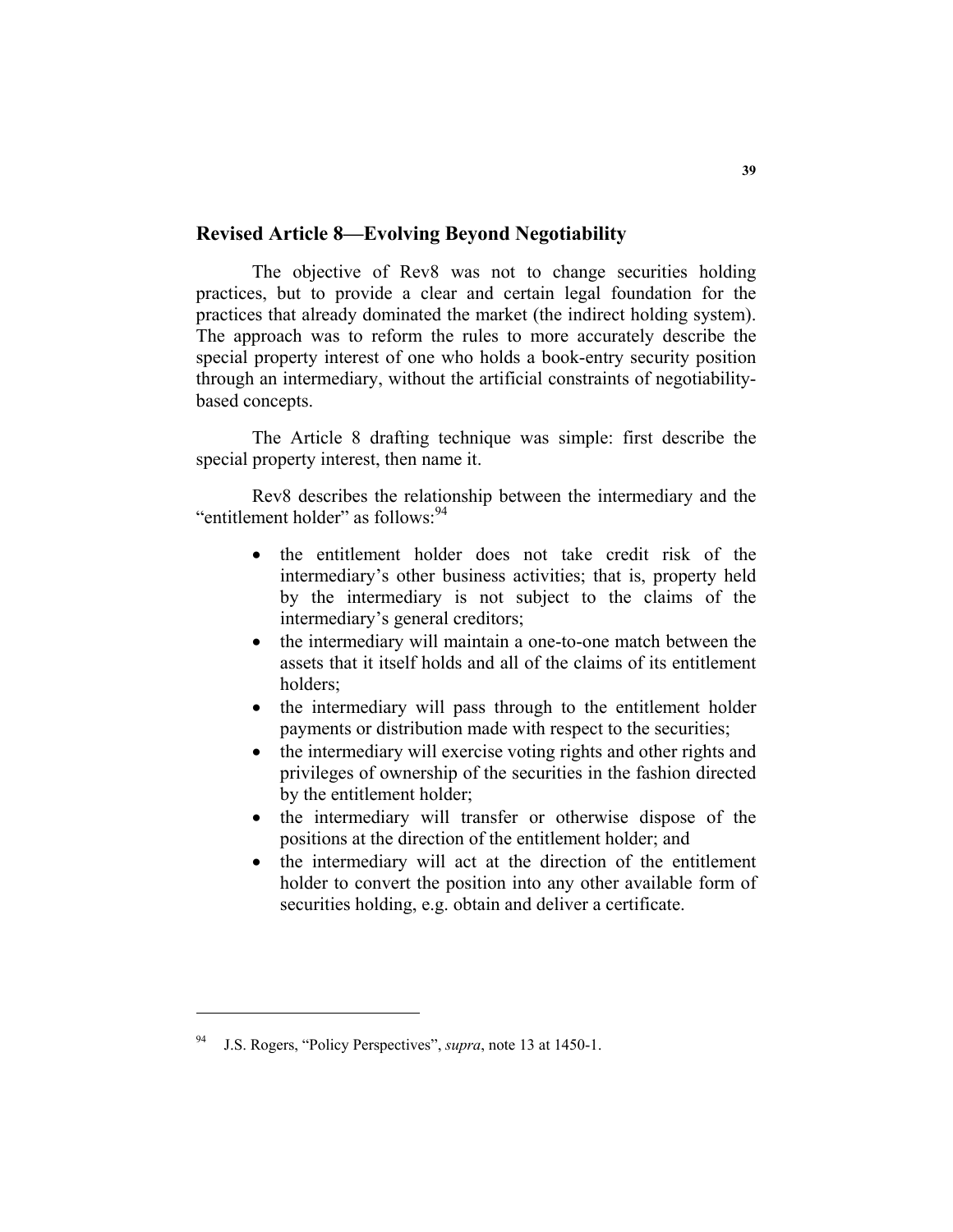## Revised Article 8—Evolving Beyond Negotiability

The objective of Rev8 was not to change securities holding practices, but to provide a clear and certain legal foundation for the practices that already dominated the market (the indirect holding system). The approach was to reform the rules to more accurately describe the special property interest of one who holds a book-entry security position through an intermediary, without the artificial constraints of negotiability-based concepts.

The Article 8 drafting technique was simple: first describe the special property interest, then name it.

Rev8 describes the relationship between the intermediary and the "entitlement holder" as follows:[94]

- the entitlement holder does not take credit risk of the intermediary's other business activities; that is, property held by the intermediary is not subject to the claims of the intermediary's general creditors;
- the intermediary will maintain a one-to-one match between the assets that it itself holds and all of the claims of its entitlement holders;
- the intermediary will pass through to the entitlement holder payments or distribution made with respect to the securities;
- the intermediary will exercise voting rights and other rights and privileges of ownership of the securities in the fashion directed by the entitlement holder;
- the intermediary will transfer or otherwise dispose of the positions at the direction of the entitlement holder; and
- the intermediary will act at the direction of the entitlement holder to convert the position into any other available form of securities holding, e.g. obtain and deliver a certificate.

---

[94] J.S. Rogers, "Policy Perspectives", *supra*, note 13 at 1450-1.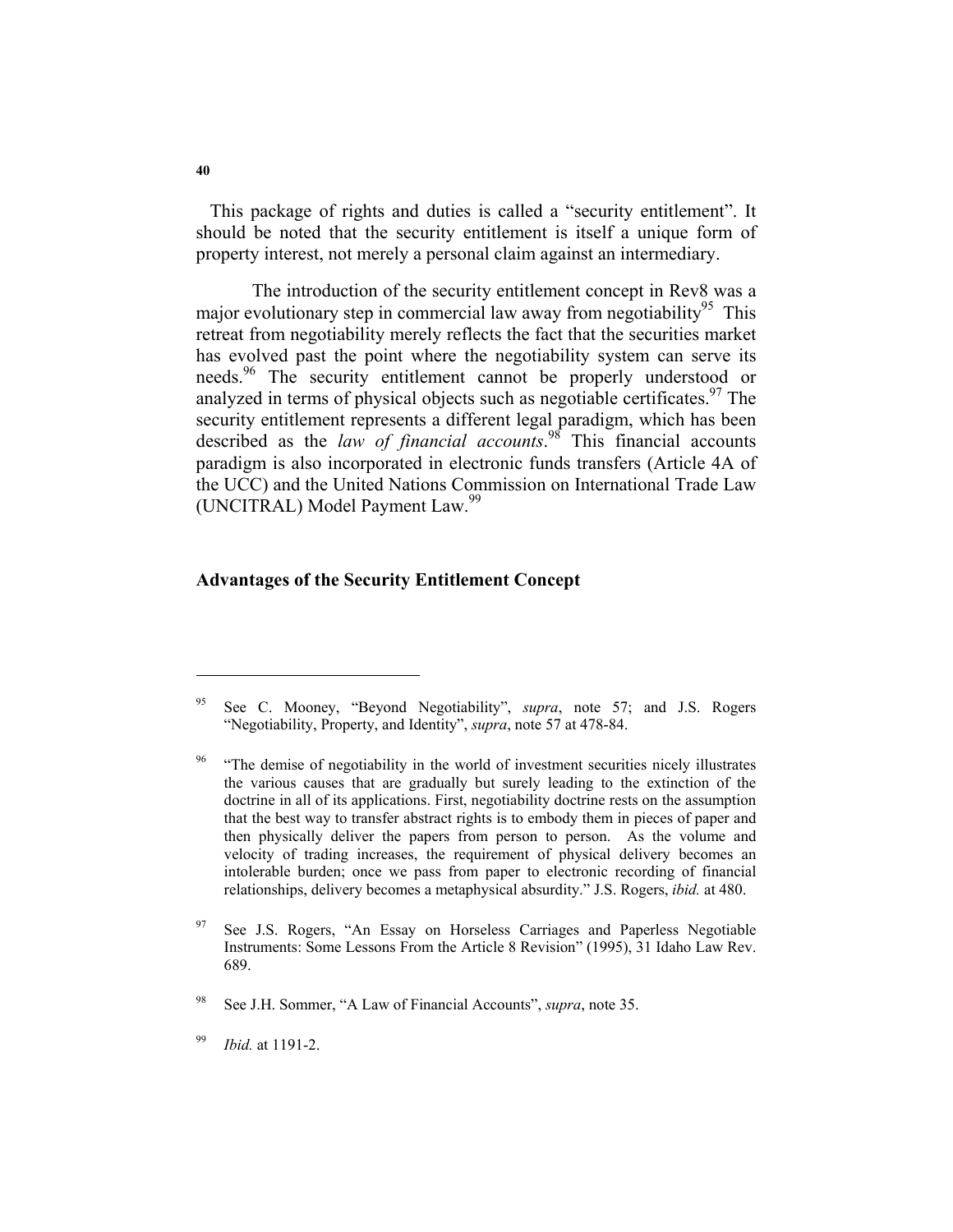This package of rights and duties is called a "security entitlement". It should be noted that the security entitlement is itself a unique form of property interest, not merely a personal claim against an intermediary.

The introduction of the security entitlement concept in Rev8 was a major evolutionary step in commercial law away from negotiability[95] This retreat from negotiability merely reflects the fact that the securities market has evolved past the point where the negotiability system can serve its needs.[96] The security entitlement cannot be properly understood or analyzed in terms of physical objects such as negotiable certificates.[97] The security entitlement represents a different legal paradigm, which has been described as the *law of financial accounts*.[98] This financial accounts paradigm is also incorporated in electronic funds transfers (Article 4A of the UCC) and the United Nations Commission on International Trade Law (UNCITRAL) Model Payment Law.[99]

### Advantages of the Security Entitlement Concept

---

[95] See C. Mooney, "Beyond Negotiability", *supra*, note 57; and J.S. Rogers "Negotiability, Property, and Identity", *supra*, note 57 at 478-84.

[96] "The demise of negotiability in the world of investment securities nicely illustrates the various causes that are gradually but surely leading to the extinction of the doctrine in all of its applications. First, negotiability doctrine rests on the assumption that the best way to transfer abstract rights is to embody them in pieces of paper and then physically deliver the papers from person to person. As the volume and velocity of trading increases, the requirement of physical delivery becomes an intolerable burden; once we pass from paper to electronic recording of financial relationships, delivery becomes a metaphysical absurdity." J.S. Rogers, *ibid.* at 480.

[97] See J.S. Rogers, "An Essay on Horseless Carriages and Paperless Negotiable Instruments: Some Lessons From the Article 8 Revision" (1995), 31 Idaho Law Rev. 689.

[98] See J.H. Sommer, "A Law of Financial Accounts", *supra*, note 35.

[99] *Ibid.* at 1191-2.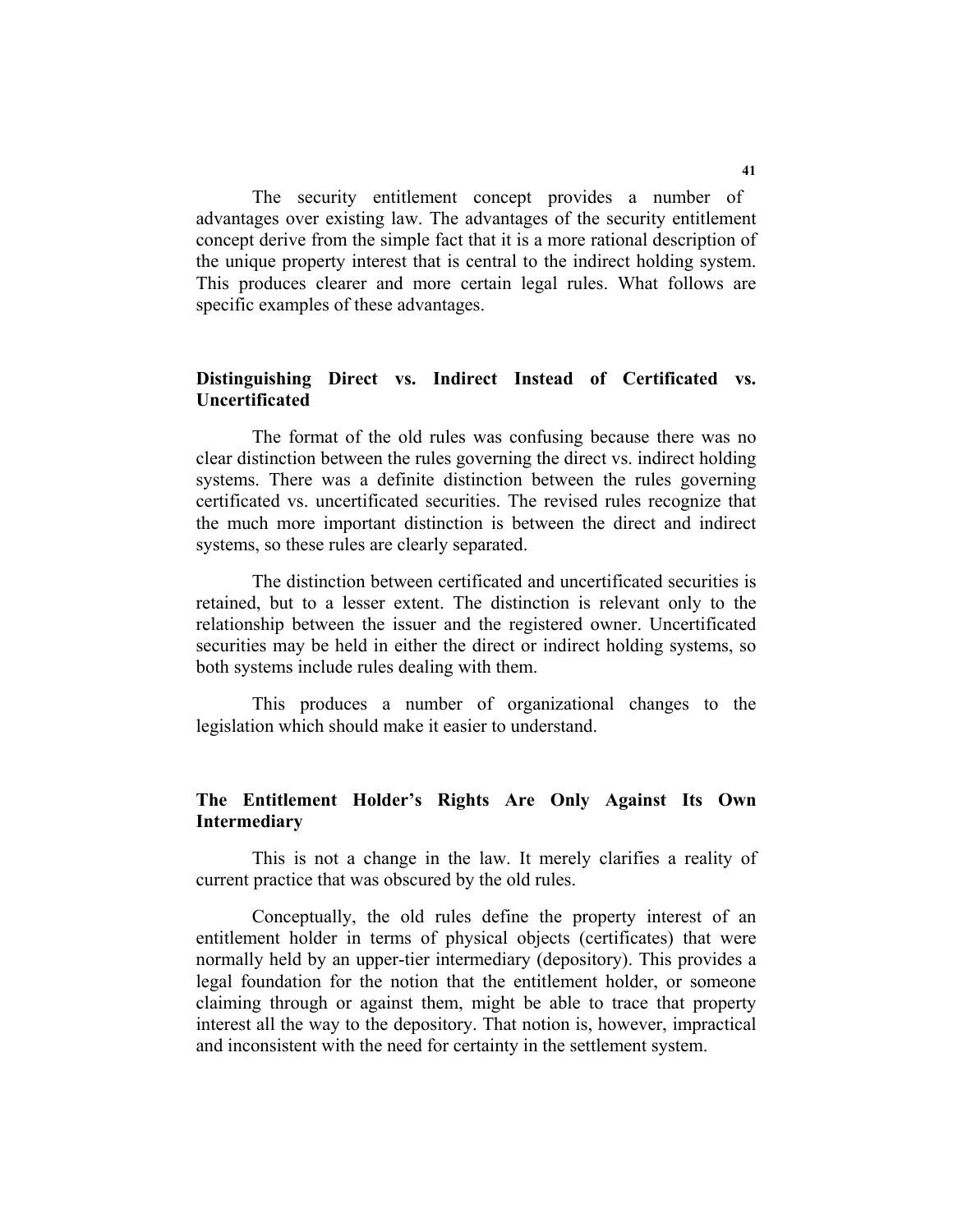The security entitlement concept provides a number of advantages over existing law. The advantages of the security entitlement concept derive from the simple fact that it is a more rational description of the unique property interest that is central to the indirect holding system. This produces clearer and more certain legal rules. What follows are specific examples of these advantages.

## Distinguishing Direct vs. Indirect Instead of Certificated vs. Uncertificated

The format of the old rules was confusing because there was no clear distinction between the rules governing the direct vs. indirect holding systems. There was a definite distinction between the rules governing certificated vs. uncertificated securities. The revised rules recognize that the much more important distinction is between the direct and indirect systems, so these rules are clearly separated.

The distinction between certificated and uncertificated securities is retained, but to a lesser extent. The distinction is relevant only to the relationship between the issuer and the registered owner. Uncertificated securities may be held in either the direct or indirect holding systems, so both systems include rules dealing with them.

This produces a number of organizational changes to the legislation which should make it easier to understand.

## The Entitlement Holder's Rights Are Only Against Its Own Intermediary

This is not a change in the law. It merely clarifies a reality of current practice that was obscured by the old rules.

Conceptually, the old rules define the property interest of an entitlement holder in terms of physical objects (certificates) that were normally held by an upper-tier intermediary (depository). This provides a legal foundation for the notion that the entitlement holder, or someone claiming through or against them, might be able to trace that property interest all the way to the depository. That notion is, however, impractical and inconsistent with the need for certainty in the settlement system.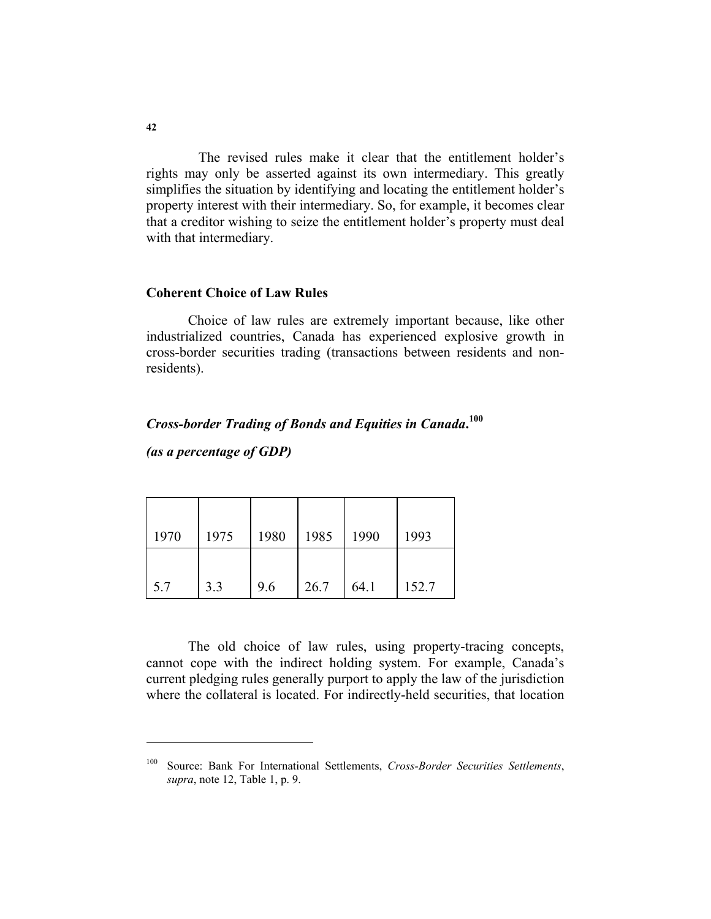The revised rules make it clear that the entitlement holder's rights may only be asserted against its own intermediary. This greatly simplifies the situation by identifying and locating the entitlement holder's property interest with their intermediary. So, for example, it becomes clear that a creditor wishing to seize the entitlement holder's property must deal with that intermediary.

### Coherent Choice of Law Rules

Choice of law rules are extremely important because, like other industrialized countries, Canada has experienced explosive growth in cross-border securities trading (transactions between residents and non-residents).

***Cross-border Trading of Bonds and Equities in Canada.***[100]

***(as a percentage of GDP)***

| 1970 | 1975 | 1980 | 1985 | 1990 | 1993 |
|---|---|---|---|---|---|
| 5.7 | 3.3 | 9.6 | 26.7 | 64.1 | 152.7 |

The old choice of law rules, using property-tracing concepts, cannot cope with the indirect holding system. For example, Canada's current pledging rules generally purport to apply the law of the jurisdiction where the collateral is located. For indirectly-held securities, that location

---

[100] Source: Bank For International Settlements, *Cross-Border Securities Settlements*, *supra*, note 12, Table 1, p. 9.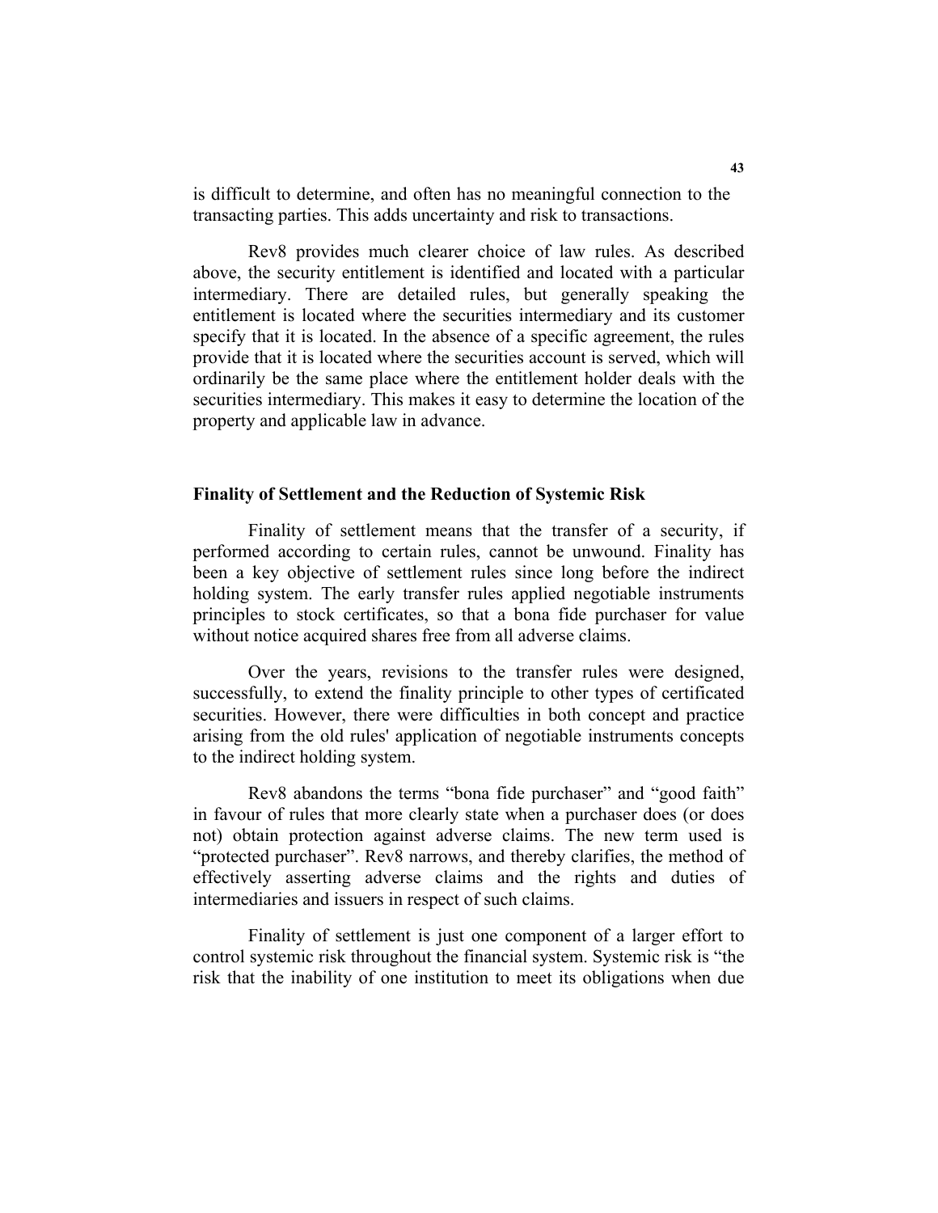is difficult to determine, and often has no meaningful connection to the transacting parties. This adds uncertainty and risk to transactions.

Rev8 provides much clearer choice of law rules. As described above, the security entitlement is identified and located with a particular intermediary. There are detailed rules, but generally speaking the entitlement is located where the securities intermediary and its customer specify that it is located. In the absence of a specific agreement, the rules provide that it is located where the securities account is served, which will ordinarily be the same place where the entitlement holder deals with the securities intermediary. This makes it easy to determine the location of the property and applicable law in advance.

**Finality of Settlement and the Reduction of Systemic Risk**

Finality of settlement means that the transfer of a security, if performed according to certain rules, cannot be unwound. Finality has been a key objective of settlement rules since long before the indirect holding system. The early transfer rules applied negotiable instruments principles to stock certificates, so that a bona fide purchaser for value without notice acquired shares free from all adverse claims.

Over the years, revisions to the transfer rules were designed, successfully, to extend the finality principle to other types of certificated securities. However, there were difficulties in both concept and practice arising from the old rules' application of negotiable instruments concepts to the indirect holding system.

Rev8 abandons the terms "bona fide purchaser" and "good faith" in favour of rules that more clearly state when a purchaser does (or does not) obtain protection against adverse claims. The new term used is "protected purchaser". Rev8 narrows, and thereby clarifies, the method of effectively asserting adverse claims and the rights and duties of intermediaries and issuers in respect of such claims.

Finality of settlement is just one component of a larger effort to control systemic risk throughout the financial system. Systemic risk is "the risk that the inability of one institution to meet its obligations when due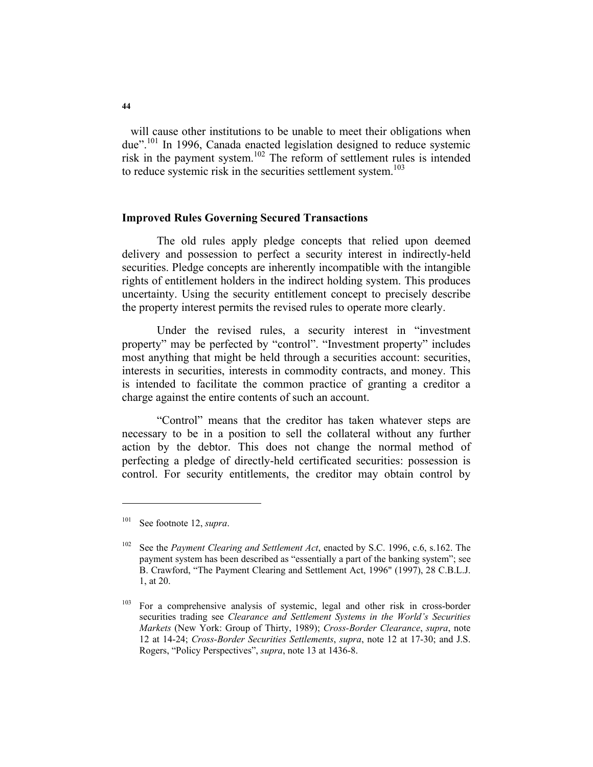will cause other institutions to be unable to meet their obligations when due".[101] In 1996, Canada enacted legislation designed to reduce systemic risk in the payment system.[102] The reform of settlement rules is intended to reduce systemic risk in the securities settlement system.[103]

### Improved Rules Governing Secured Transactions

The old rules apply pledge concepts that relied upon deemed delivery and possession to perfect a security interest in indirectly-held securities. Pledge concepts are inherently incompatible with the intangible rights of entitlement holders in the indirect holding system. This produces uncertainty. Using the security entitlement concept to precisely describe the property interest permits the revised rules to operate more clearly.

Under the revised rules, a security interest in "investment property" may be perfected by "control". "Investment property" includes most anything that might be held through a securities account: securities, interests in securities, interests in commodity contracts, and money. This is intended to facilitate the common practice of granting a creditor a charge against the entire contents of such an account.

"Control" means that the creditor has taken whatever steps are necessary to be in a position to sell the collateral without any further action by the debtor. This does not change the normal method of perfecting a pledge of directly-held certificated securities: possession is control. For security entitlements, the creditor may obtain control by

---

[101] See footnote 12, *supra*.

[102] See the *Payment Clearing and Settlement Act*, enacted by S.C. 1996, c.6, s.162. The payment system has been described as "essentially a part of the banking system"; see B. Crawford, "The Payment Clearing and Settlement Act, 1996" (1997), 28 C.B.L.J. 1, at 20.

[103] For a comprehensive analysis of systemic, legal and other risk in cross-border securities trading see *Clearance and Settlement Systems in the World's Securities Markets* (New York: Group of Thirty, 1989); *Cross-Border Clearance*, *supra*, note 12 at 14-24; *Cross-Border Securities Settlements*, *supra*, note 12 at 17-30; and J.S. Rogers, "Policy Perspectives", *supra*, note 13 at 1436-8.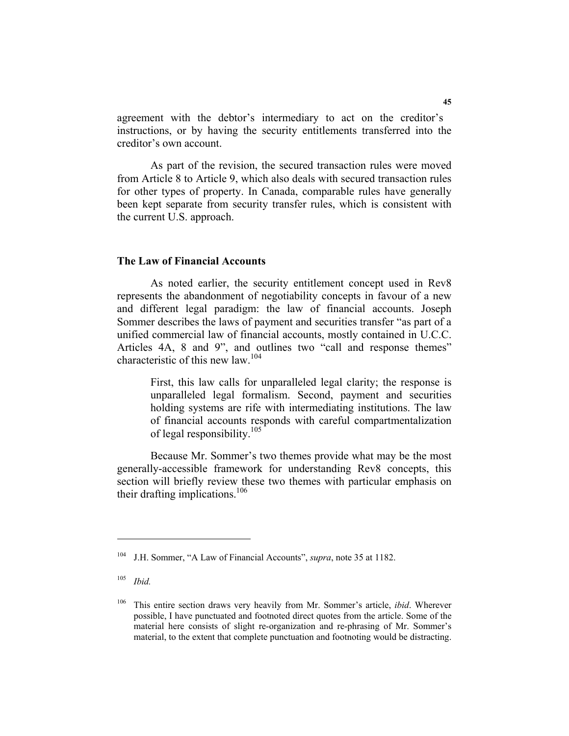agreement with the debtor's intermediary to act on the creditor's instructions, or by having the security entitlements transferred into the creditor's own account.

As part of the revision, the secured transaction rules were moved from Article 8 to Article 9, which also deals with secured transaction rules for other types of property. In Canada, comparable rules have generally been kept separate from security transfer rules, which is consistent with the current U.S. approach.

## The Law of Financial Accounts

As noted earlier, the security entitlement concept used in Rev8 represents the abandonment of negotiability concepts in favour of a new and different legal paradigm: the law of financial accounts. Joseph Sommer describes the laws of payment and securities transfer "as part of a unified commercial law of financial accounts, mostly contained in U.C.C. Articles 4A, 8 and 9", and outlines two "call and response themes" characteristic of this new law.[104]

> First, this law calls for unparalleled legal clarity; the response is unparalleled legal formalism. Second, payment and securities holding systems are rife with intermediating institutions. The law of financial accounts responds with careful compartmentalization of legal responsibility.[105]

Because Mr. Sommer's two themes provide what may be the most generally-accessible framework for understanding Rev8 concepts, this section will briefly review these two themes with particular emphasis on their drafting implications.[106]

---

[104] J.H. Sommer, "A Law of Financial Accounts", *supra*, note 35 at 1182.

[105] *Ibid.*

[106] This entire section draws very heavily from Mr. Sommer's article, *ibid*. Wherever possible, I have punctuated and footnoted direct quotes from the article. Some of the material here consists of slight re-organization and re-phrasing of Mr. Sommer's material, to the extent that complete punctuation and footnoting would be distracting.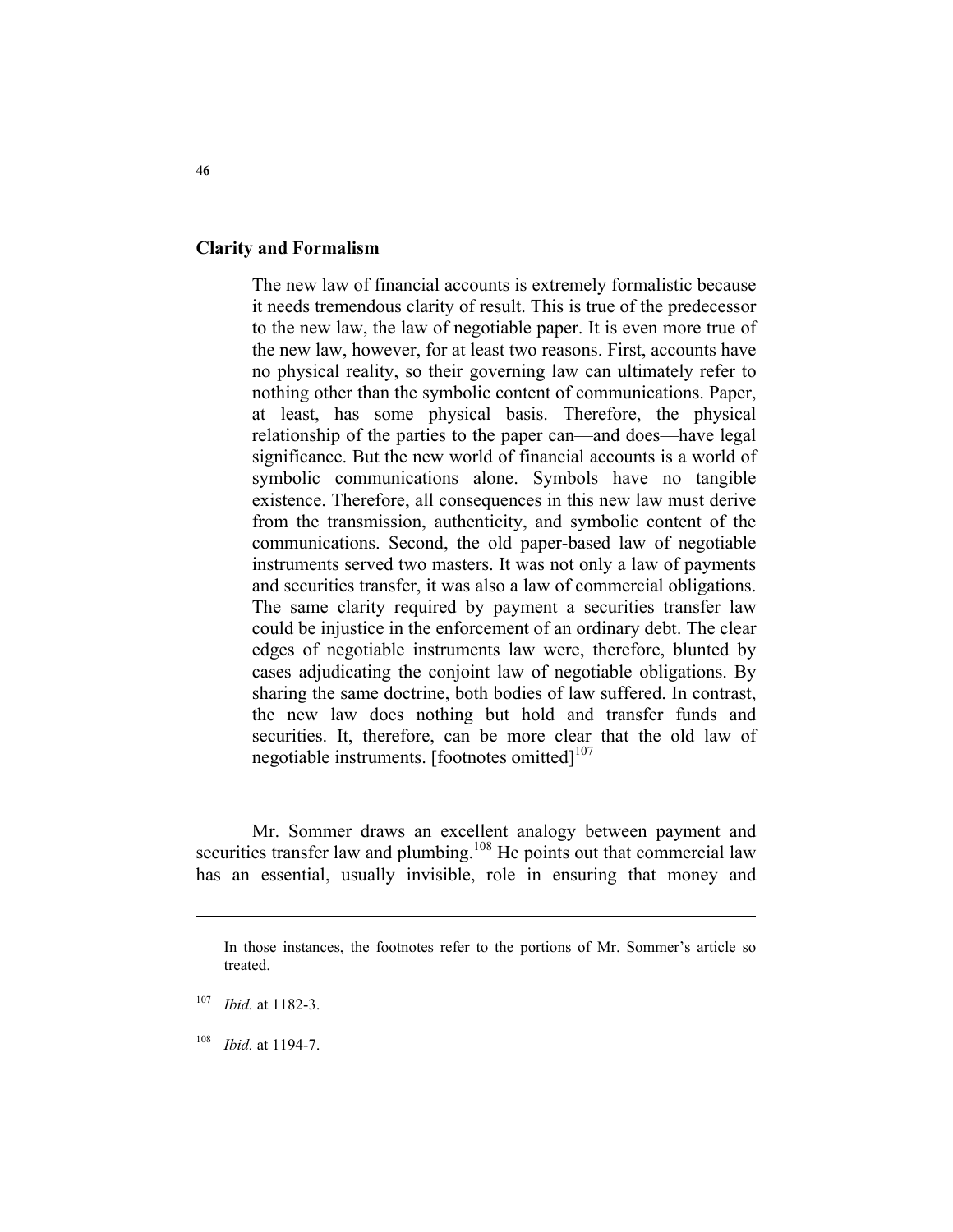### Clarity and Formalism

> The new law of financial accounts is extremely formalistic because it needs tremendous clarity of result. This is true of the predecessor to the new law, the law of negotiable paper. It is even more true of the new law, however, for at least two reasons. First, accounts have no physical reality, so their governing law can ultimately refer to nothing other than the symbolic content of communications. Paper, at least, has some physical basis. Therefore, the physical relationship of the parties to the paper can—and does—have legal significance. But the new world of financial accounts is a world of symbolic communications alone. Symbols have no tangible existence. Therefore, all consequences in this new law must derive from the transmission, authenticity, and symbolic content of the communications. Second, the old paper-based law of negotiable instruments served two masters. It was not only a law of payments and securities transfer, it was also a law of commercial obligations. The same clarity required by payment a securities transfer law could be injustice in the enforcement of an ordinary debt. The clear edges of negotiable instruments law were, therefore, blunted by cases adjudicating the conjoint law of negotiable obligations. By sharing the same doctrine, both bodies of law suffered. In contrast, the new law does nothing but hold and transfer funds and securities. It, therefore, can be more clear that the old law of negotiable instruments. [footnotes omitted][107]

Mr. Sommer draws an excellent analogy between payment and securities transfer law and plumbing.[108] He points out that commercial law has an essential, usually invisible, role in ensuring that money and

---

In those instances, the footnotes refer to the portions of Mr. Sommer's article so treated.

[107] *Ibid.* at 1182-3.

[108] *Ibid.* at 1194-7.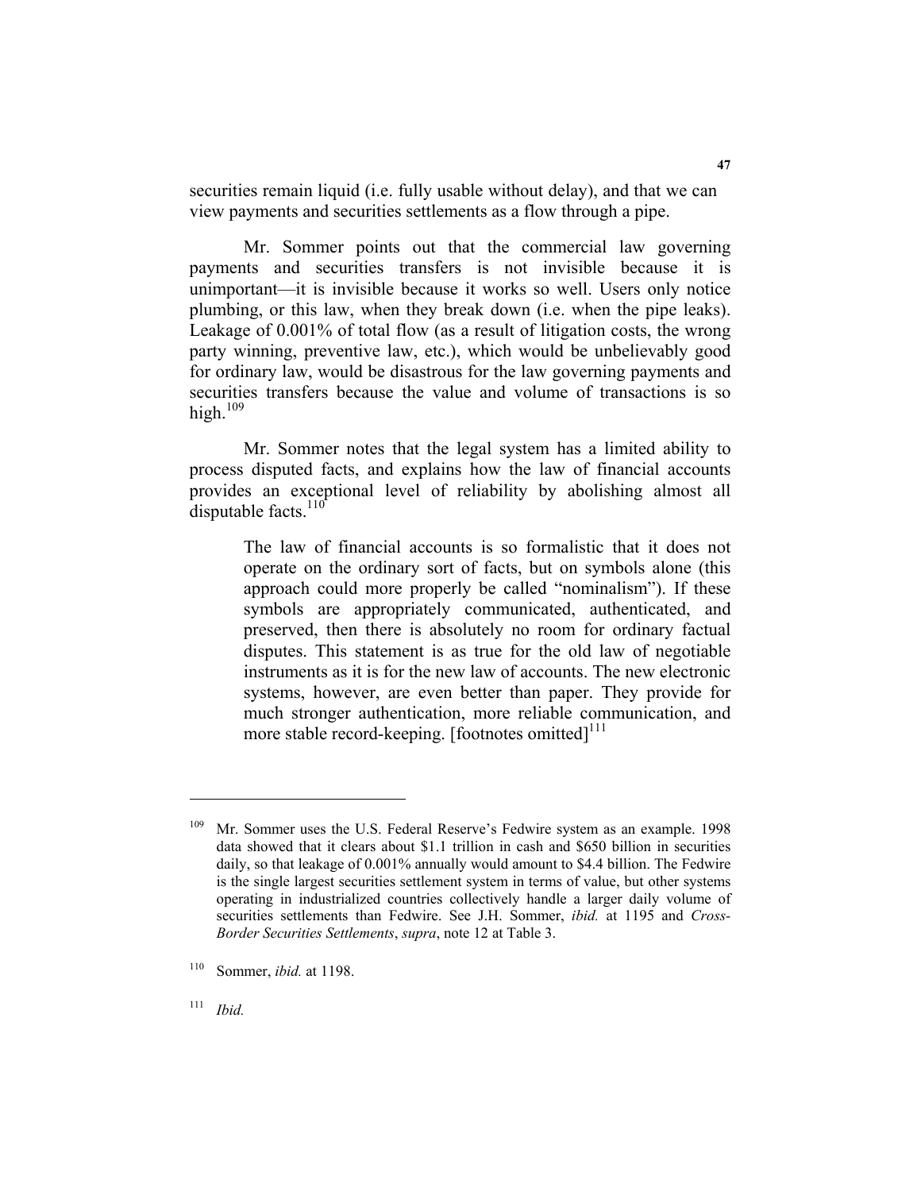securities remain liquid (i.e. fully usable without delay), and that we can view payments and securities settlements as a flow through a pipe.

Mr. Sommer points out that the commercial law governing payments and securities transfers is not invisible because it is unimportant—it is invisible because it works so well. Users only notice plumbing, or this law, when they break down (i.e. when the pipe leaks). Leakage of 0.001% of total flow (as a result of litigation costs, the wrong party winning, preventive law, etc.), which would be unbelievably good for ordinary law, would be disastrous for the law governing payments and securities transfers because the value and volume of transactions is so high.[109]

Mr. Sommer notes that the legal system has a limited ability to process disputed facts, and explains how the law of financial accounts provides an exceptional level of reliability by abolishing almost all disputable facts.[110]

> The law of financial accounts is so formalistic that it does not operate on the ordinary sort of facts, but on symbols alone (this approach could more properly be called "nominalism"). If these symbols are appropriately communicated, authenticated, and preserved, then there is absolutely no room for ordinary factual disputes. This statement is as true for the old law of negotiable instruments as it is for the new law of accounts. The new electronic systems, however, are even better than paper. They provide for much stronger authentication, more reliable communication, and more stable record-keeping. [footnotes omitted][111]

---

[109] Mr. Sommer uses the U.S. Federal Reserve's Fedwire system as an example. 1998 data showed that it clears about $1.1 trillion in cash and $650 billion in securities daily, so that leakage of 0.001% annually would amount to $4.4 billion. The Fedwire is the single largest securities settlement system in terms of value, but other systems operating in industrialized countries collectively handle a larger daily volume of securities settlements than Fedwire. See J.H. Sommer, *ibid.* at 1195 and *Cross-Border Securities Settlements*, *supra*, note 12 at Table 3.

[110] Sommer, *ibid.* at 1198.

[111] *Ibid.*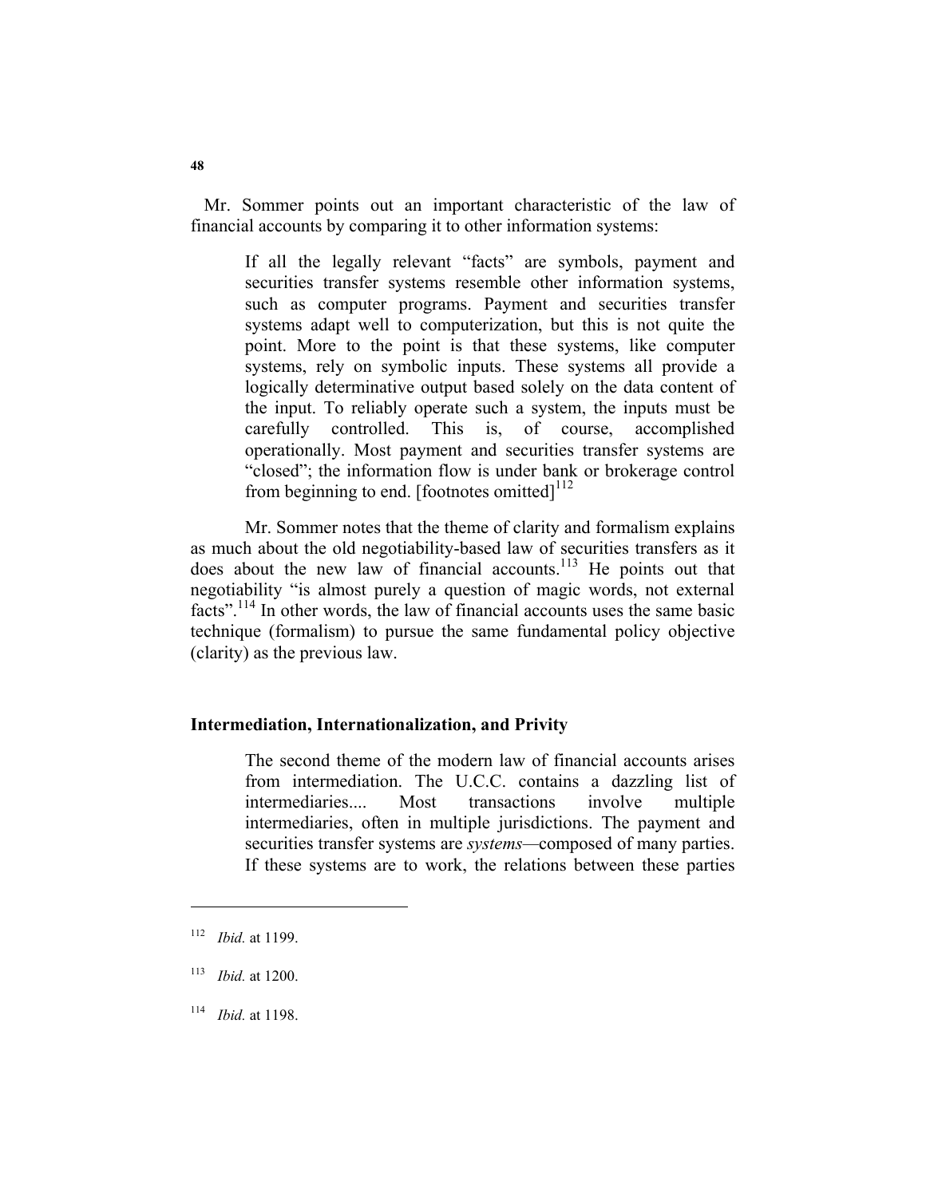Mr. Sommer points out an important characteristic of the law of financial accounts by comparing it to other information systems:

> If all the legally relevant "facts" are symbols, payment and securities transfer systems resemble other information systems, such as computer programs. Payment and securities transfer systems adapt well to computerization, but this is not quite the point. More to the point is that these systems, like computer systems, rely on symbolic inputs. These systems all provide a logically determinative output based solely on the data content of the input. To reliably operate such a system, the inputs must be carefully controlled. This is, of course, accomplished operationally. Most payment and securities transfer systems are "closed"; the information flow is under bank or brokerage control from beginning to end. [footnotes omitted][112]

Mr. Sommer notes that the theme of clarity and formalism explains as much about the old negotiability-based law of securities transfers as it does about the new law of financial accounts.[113] He points out that negotiability "is almost purely a question of magic words, not external facts".[114] In other words, the law of financial accounts uses the same basic technique (formalism) to pursue the same fundamental policy objective (clarity) as the previous law.

### Intermediation, Internationalization, and Privity

> The second theme of the modern law of financial accounts arises from intermediation. The U.C.C. contains a dazzling list of intermediaries.... Most transactions involve multiple intermediaries, often in multiple jurisdictions. The payment and securities transfer systems are *systems*—composed of many parties. If these systems are to work, the relations between these parties

---

[112] *Ibid.* at 1199.

[113] *Ibid.* at 1200.

[114] *Ibid.* at 1198.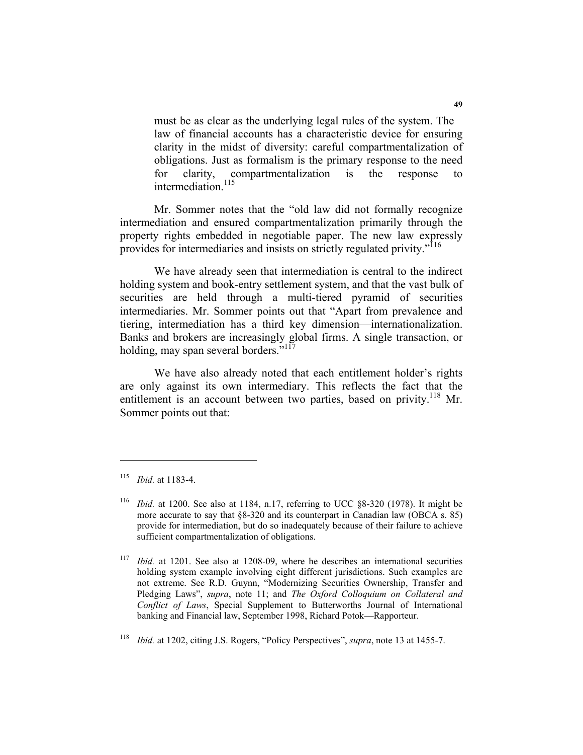> must be as clear as the underlying legal rules of the system. The law of financial accounts has a characteristic device for ensuring clarity in the midst of diversity: careful compartmentalization of obligations. Just as formalism is the primary response to the need for clarity, compartmentalization is the response to intermediation.[115]

Mr. Sommer notes that the "old law did not formally recognize intermediation and ensured compartmentalization primarily through the property rights embedded in negotiable paper. The new law expressly provides for intermediaries and insists on strictly regulated privity."[116]

We have already seen that intermediation is central to the indirect holding system and book-entry settlement system, and that the vast bulk of securities are held through a multi-tiered pyramid of securities intermediaries. Mr. Sommer points out that "Apart from prevalence and tiering, intermediation has a third key dimension—internationalization. Banks and brokers are increasingly global firms. A single transaction, or holding, may span several borders."[117]

We have also already noted that each entitlement holder's rights are only against its own intermediary. This reflects the fact that the entitlement is an account between two parties, based on privity.[118] Mr. Sommer points out that:

---

[115] *Ibid.* at 1183-4.

[116] *Ibid.* at 1200. See also at 1184, n.17, referring to UCC §8-320 (1978). It might be more accurate to say that §8-320 and its counterpart in Canadian law (OBCA s. 85) provide for intermediation, but do so inadequately because of their failure to achieve sufficient compartmentalization of obligations.

[117] *Ibid.* at 1201. See also at 1208-09, where he describes an international securities holding system example involving eight different jurisdictions. Such examples are not extreme. See R.D. Guynn, "Modernizing Securities Ownership, Transfer and Pledging Laws", *supra*, note 11; and *The Oxford Colloquium on Collateral and Conflict of Laws*, Special Supplement to Butterworths Journal of International banking and Financial law, September 1998, Richard Potok—Rapporteur.

[118] *Ibid.* at 1202, citing J.S. Rogers, "Policy Perspectives", *supra*, note 13 at 1455-7.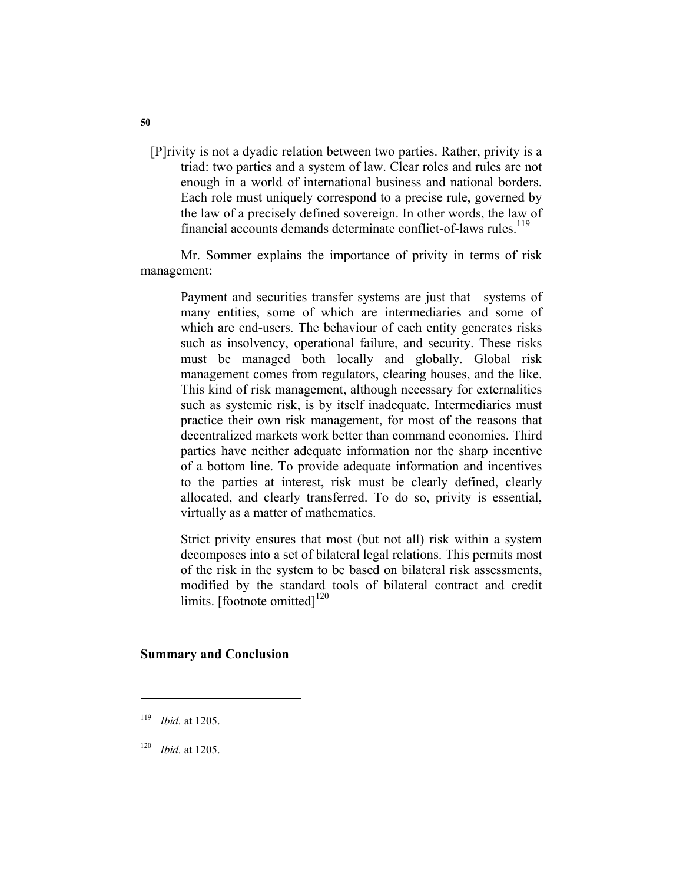> [P]rivity is not a dyadic relation between two parties. Rather, privity is a triad: two parties and a system of law. Clear roles and rules are not enough in a world of international business and national borders. Each role must uniquely correspond to a precise rule, governed by the law of a precisely defined sovereign. In other words, the law of financial accounts demands determinate conflict-of-laws rules.[119]

Mr. Sommer explains the importance of privity in terms of risk management:

> Payment and securities transfer systems are just that—systems of many entities, some of which are intermediaries and some of which are end-users. The behaviour of each entity generates risks such as insolvency, operational failure, and security. These risks must be managed both locally and globally. Global risk management comes from regulators, clearing houses, and the like. This kind of risk management, although necessary for externalities such as systemic risk, is by itself inadequate. Intermediaries must practice their own risk management, for most of the reasons that decentralized markets work better than command economies. Third parties have neither adequate information nor the sharp incentive of a bottom line. To provide adequate information and incentives to the parties at interest, risk must be clearly defined, clearly allocated, and clearly transferred. To do so, privity is essential, virtually as a matter of mathematics.
>
> Strict privity ensures that most (but not all) risk within a system decomposes into a set of bilateral legal relations. This permits most of the risk in the system to be based on bilateral risk assessments, modified by the standard tools of bilateral contract and credit limits. [footnote omitted][120]

## Summary and Conclusion

---

[119] *Ibid.* at 1205.

[120] *Ibid.* at 1205.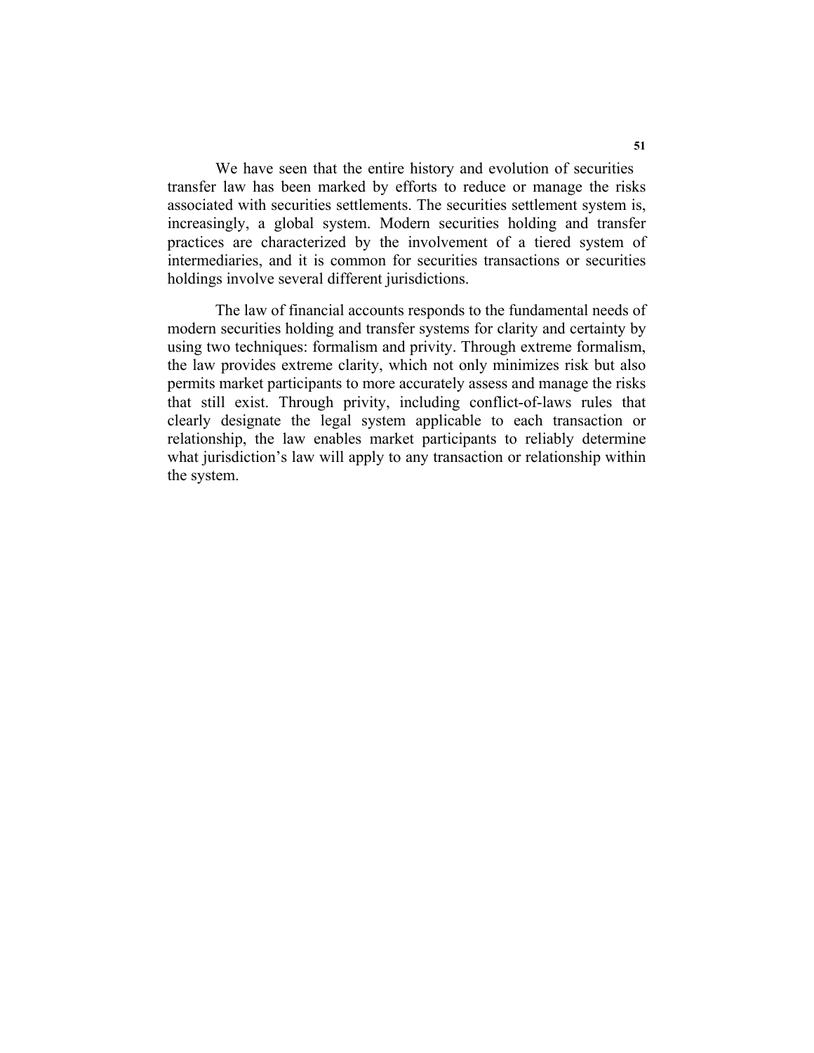We have seen that the entire history and evolution of securities transfer law has been marked by efforts to reduce or manage the risks associated with securities settlements. The securities settlement system is, increasingly, a global system. Modern securities holding and transfer practices are characterized by the involvement of a tiered system of intermediaries, and it is common for securities transactions or securities holdings involve several different jurisdictions.

The law of financial accounts responds to the fundamental needs of modern securities holding and transfer systems for clarity and certainty by using two techniques: formalism and privity. Through extreme formalism, the law provides extreme clarity, which not only minimizes risk but also permits market participants to more accurately assess and manage the risks that still exist. Through privity, including conflict-of-laws rules that clearly designate the legal system applicable to each transaction or relationship, the law enables market participants to reliably determine what jurisdiction's law will apply to any transaction or relationship within the system.